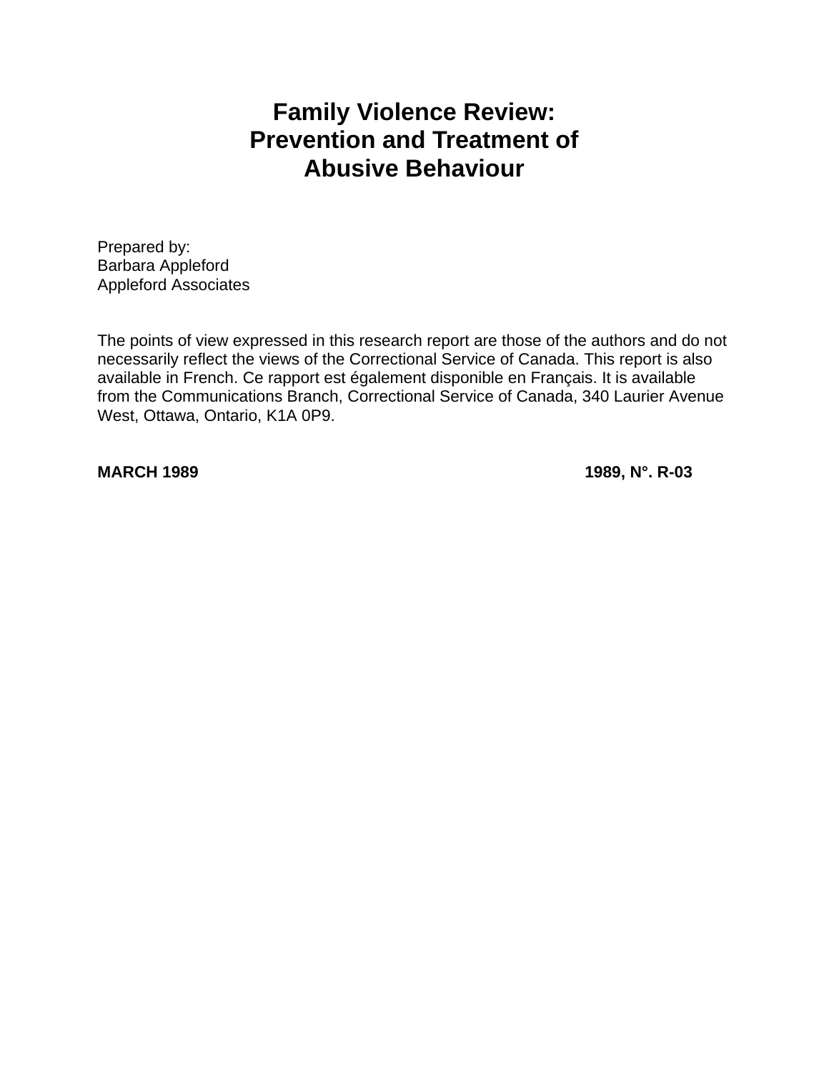# Family Violence Review: Prevention and Treatment of Abusive Behaviour

Prepared by:
Barbara Appleford
Appleford Associates

The points of view expressed in this research report are those of the authors and do not necessarily reflect the views of the Correctional Service of Canada. This report is also available in French. Ce rapport est également disponible en Français. It is available from the Communications Branch, Correctional Service of Canada, 340 Laurier Avenue West, Ottawa, Ontario, K1A 0P9.

**MARCH 1989** **1989, N°. R-03**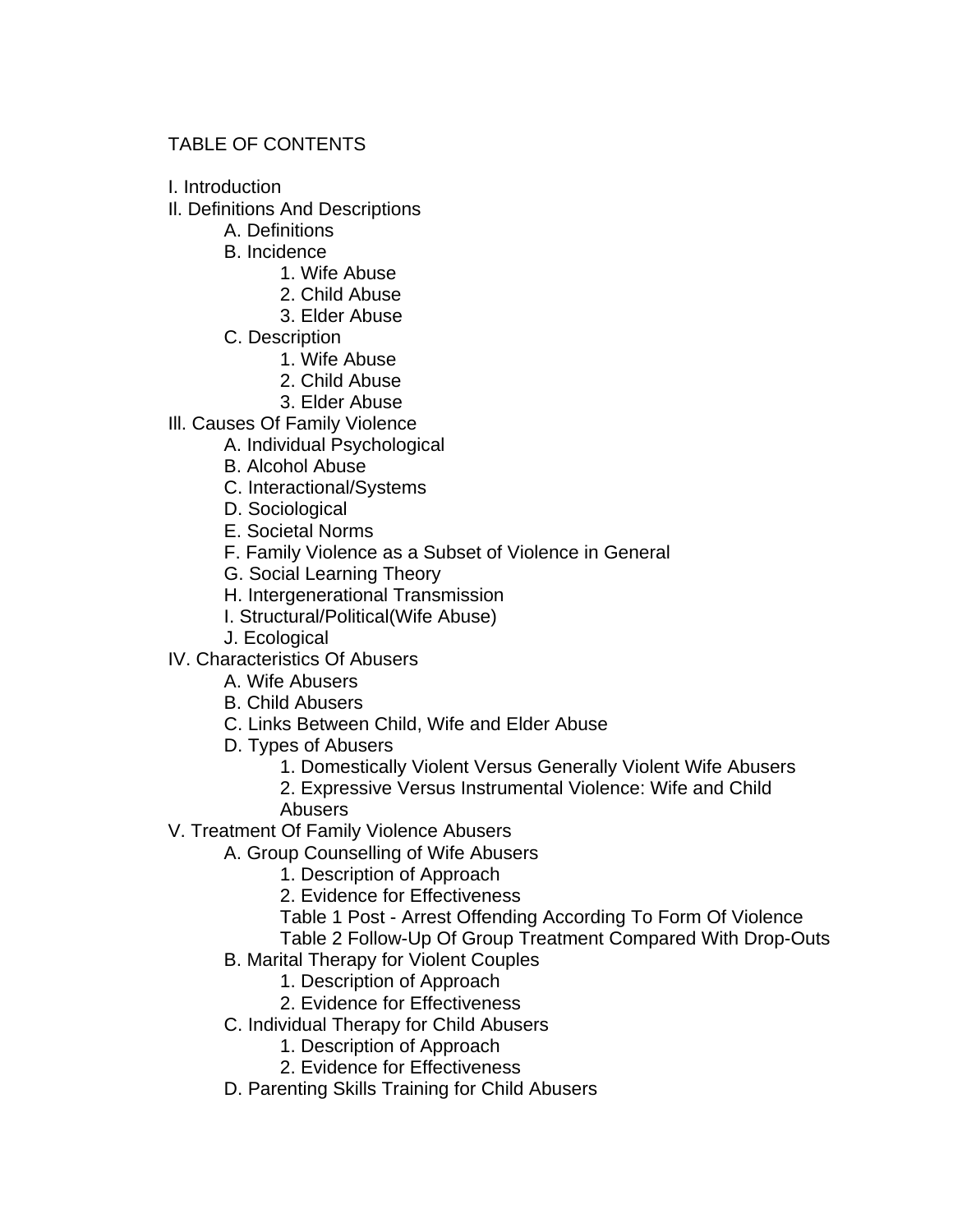TABLE OF CONTENTS

- I. Introduction
- Il. Definitions And Descriptions
  - A. Definitions
  - B. Incidence
    - 1. Wife Abuse
    - 2. Child Abuse
    - 3. Elder Abuse
  - C. Description
    - 1. Wife Abuse
    - 2. Child Abuse
    - 3. Elder Abuse
- Ill. Causes Of Family Violence
  - A. Individual Psychological
  - B. Alcohol Abuse
  - C. Interactional/Systems
  - D. Sociological
  - E. Societal Norms
  - F. Family Violence as a Subset of Violence in General
  - G. Social Learning Theory
  - H. Intergenerational Transmission
  - I. Structural/Political(Wife Abuse)
  - J. Ecological
- IV. Characteristics Of Abusers
  - A. Wife Abusers
  - B. Child Abusers
  - C. Links Between Child, Wife and Elder Abuse
  - D. Types of Abusers
    - 1. Domestically Violent Versus Generally Violent Wife Abusers
    - 2. Expressive Versus Instrumental Violence: Wife and Child Abusers
- V. Treatment Of Family Violence Abusers
  - A. Group Counselling of Wife Abusers
    - 1. Description of Approach
    - 2. Evidence for Effectiveness
    - Table 1 Post - Arrest Offending According To Form Of Violence
    - Table 2 Follow-Up Of Group Treatment Compared With Drop-Outs
  - B. Marital Therapy for Violent Couples
    - 1. Description of Approach
    - 2. Evidence for Effectiveness
  - C. Individual Therapy for Child Abusers
    - 1. Description of Approach
    - 2. Evidence for Effectiveness
  - D. Parenting Skills Training for Child Abusers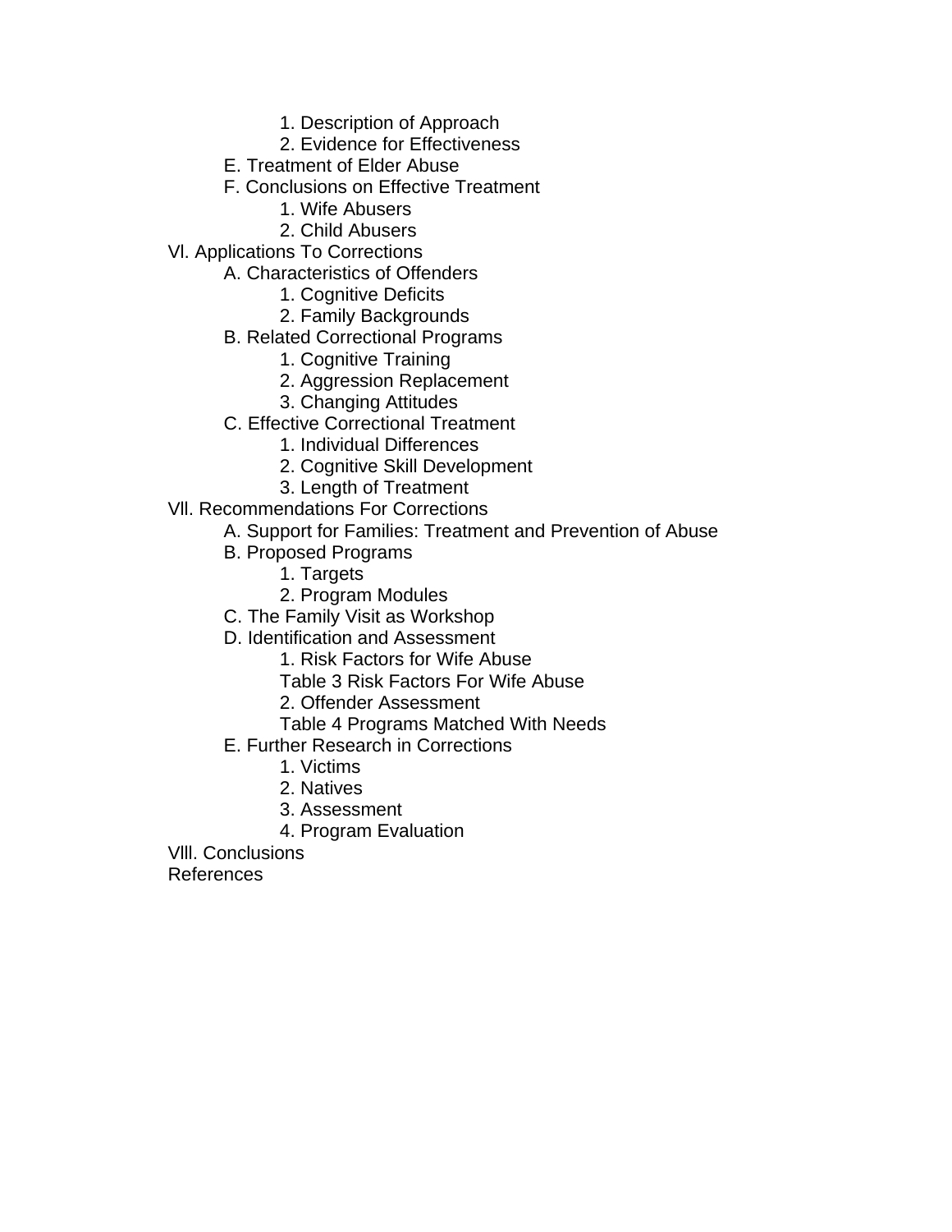- 1. Description of Approach
  - 2. Evidence for Effectiveness
- E. Treatment of Elder Abuse
- F. Conclusions on Effective Treatment
  - 1. Wife Abusers
  - 2. Child Abusers

Vl. Applications To Corrections

- A. Characteristics of Offenders
  - 1. Cognitive Deficits
  - 2. Family Backgrounds
- B. Related Correctional Programs
  - 1. Cognitive Training
  - 2. Aggression Replacement
  - 3. Changing Attitudes
- C. Effective Correctional Treatment
  - 1. Individual Differences
  - 2. Cognitive Skill Development
  - 3. Length of Treatment

Vll. Recommendations For Corrections

- A. Support for Families: Treatment and Prevention of Abuse
- B. Proposed Programs
  - 1. Targets
  - 2. Program Modules
- C. The Family Visit as Workshop
- D. Identification and Assessment
  - 1. Risk Factors for Wife Abuse
  - Table 3 Risk Factors For Wife Abuse
  - 2. Offender Assessment
  - Table 4 Programs Matched With Needs
- E. Further Research in Corrections
  - 1. Victims
  - 2. Natives
  - 3. Assessment
  - 4. Program Evaluation

Vlll. Conclusions

References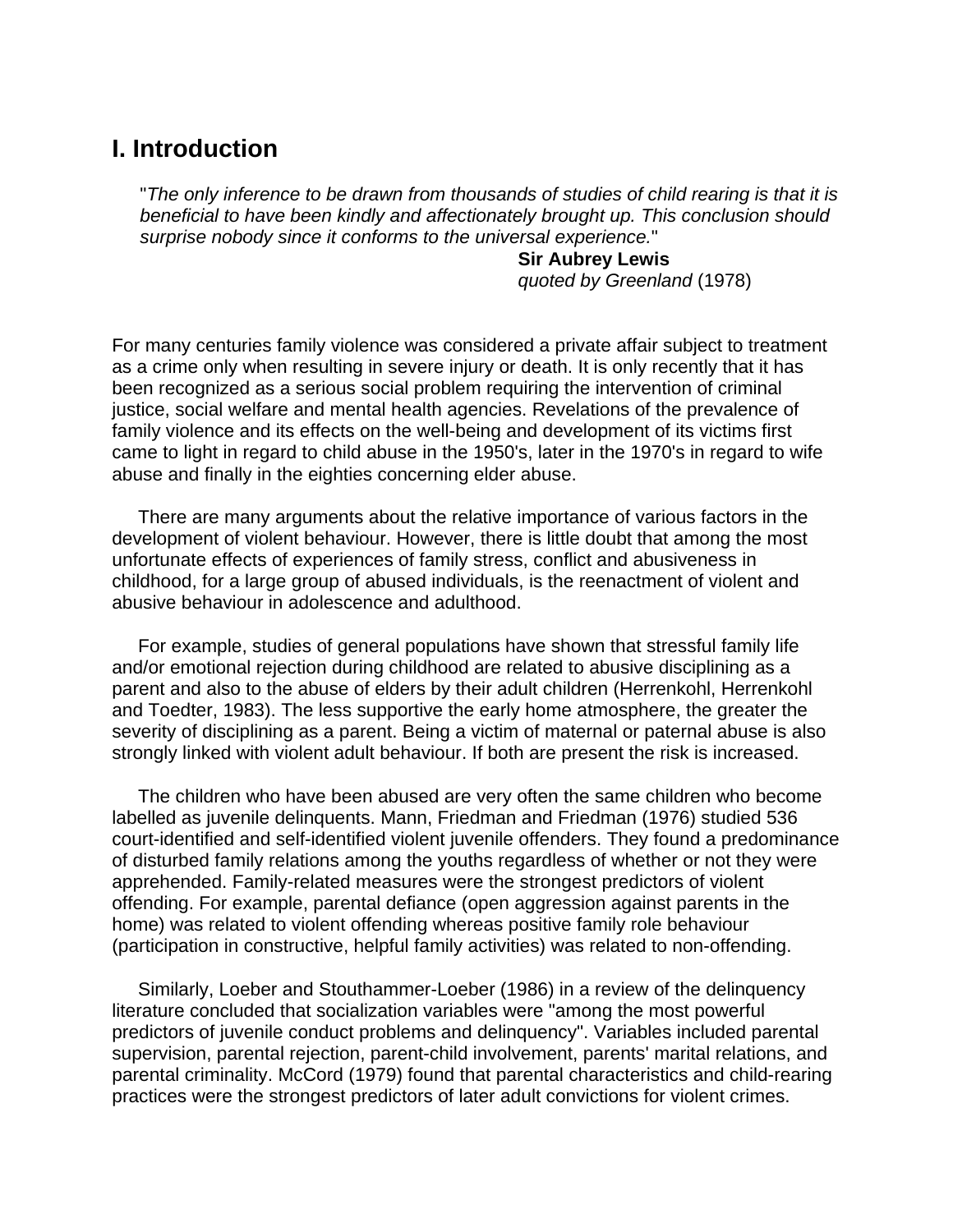## I. Introduction

> "*The only inference to be drawn from thousands of studies of child rearing is that it is beneficial to have been kindly and affectionately brought up. This conclusion should surprise nobody since it conforms to the universal experience.*"
>
> **Sir Aubrey Lewis**
> *quoted by Greenland* (1978)

For many centuries family violence was considered a private affair subject to treatment as a crime only when resulting in severe injury or death. It is only recently that it has been recognized as a serious social problem requiring the intervention of criminal justice, social welfare and mental health agencies. Revelations of the prevalence of family violence and its effects on the well-being and development of its victims first came to light in regard to child abuse in the 1950's, later in the 1970's in regard to wife abuse and finally in the eighties concerning elder abuse.

There are many arguments about the relative importance of various factors in the development of violent behaviour. However, there is little doubt that among the most unfortunate effects of experiences of family stress, conflict and abusiveness in childhood, for a large group of abused individuals, is the reenactment of violent and abusive behaviour in adolescence and adulthood.

For example, studies of general populations have shown that stressful family life and/or emotional rejection during childhood are related to abusive disciplining as a parent and also to the abuse of elders by their adult children (Herrenkohl, Herrenkohl and Toedter, 1983). The less supportive the early home atmosphere, the greater the severity of disciplining as a parent. Being a victim of maternal or paternal abuse is also strongly linked with violent adult behaviour. If both are present the risk is increased.

The children who have been abused are very often the same children who become labelled as juvenile delinquents. Mann, Friedman and Friedman (1976) studied 536 court-identified and self-identified violent juvenile offenders. They found a predominance of disturbed family relations among the youths regardless of whether or not they were apprehended. Family-related measures were the strongest predictors of violent offending. For example, parental defiance (open aggression against parents in the home) was related to violent offending whereas positive family role behaviour (participation in constructive, helpful family activities) was related to non-offending.

Similarly, Loeber and Stouthammer-Loeber (1986) in a review of the delinquency literature concluded that socialization variables were "among the most powerful predictors of juvenile conduct problems and delinquency". Variables included parental supervision, parental rejection, parent-child involvement, parents' marital relations, and parental criminality. McCord (1979) found that parental characteristics and child-rearing practices were the strongest predictors of later adult convictions for violent crimes.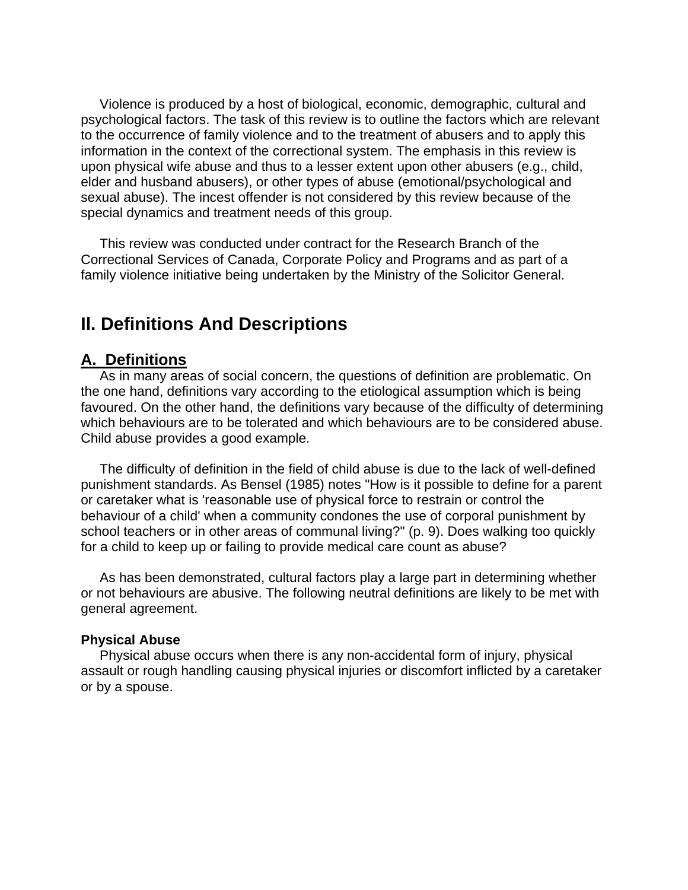Violence is produced by a host of biological, economic, demographic, cultural and psychological factors. The task of this review is to outline the factors which are relevant to the occurrence of family violence and to the treatment of abusers and to apply this information in the context of the correctional system. The emphasis in this review is upon physical wife abuse and thus to a lesser extent upon other abusers (e.g., child, elder and husband abusers), or other types of abuse (emotional/psychological and sexual abuse). The incest offender is not considered by this review because of the special dynamics and treatment needs of this group.

This review was conducted under contract for the Research Branch of the Correctional Services of Canada, Corporate Policy and Programs and as part of a family violence initiative being undertaken by the Ministry of the Solicitor General.

# II. Definitions And Descriptions

## A. Definitions

As in many areas of social concern, the questions of definition are problematic. On the one hand, definitions vary according to the etiological assumption which is being favoured. On the other hand, the definitions vary because of the difficulty of determining which behaviours are to be tolerated and which behaviours are to be considered abuse. Child abuse provides a good example.

The difficulty of definition in the field of child abuse is due to the lack of well-defined punishment standards. As Bensel (1985) notes "How is it possible to define for a parent or caretaker what is 'reasonable use of physical force to restrain or control the behaviour of a child' when a community condones the use of corporal punishment by school teachers or in other areas of communal living?" (p. 9). Does walking too quickly for a child to keep up or failing to provide medical care count as abuse?

As has been demonstrated, cultural factors play a large part in determining whether or not behaviours are abusive. The following neutral definitions are likely to be met with general agreement.

**Physical Abuse**

Physical abuse occurs when there is any non-accidental form of injury, physical assault or rough handling causing physical injuries or discomfort inflicted by a caretaker or by a spouse.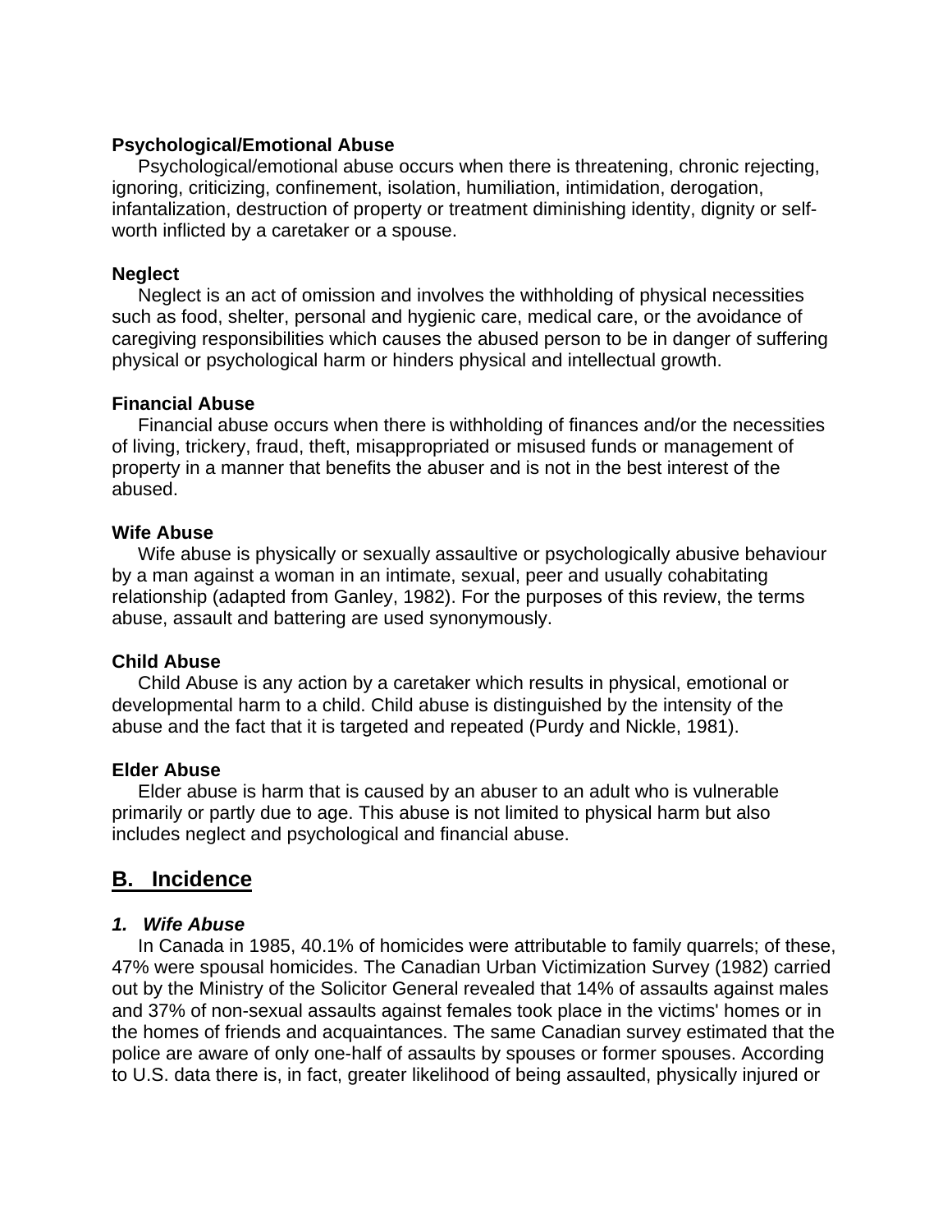**Psychological/Emotional Abuse**

Psychological/emotional abuse occurs when there is threatening, chronic rejecting, ignoring, criticizing, confinement, isolation, humiliation, intimidation, derogation, infantalization, destruction of property or treatment diminishing identity, dignity or self-worth inflicted by a caretaker or a spouse.

**Neglect**

Neglect is an act of omission and involves the withholding of physical necessities such as food, shelter, personal and hygienic care, medical care, or the avoidance of caregiving responsibilities which causes the abused person to be in danger of suffering physical or psychological harm or hinders physical and intellectual growth.

**Financial Abuse**

Financial abuse occurs when there is withholding of finances and/or the necessities of living, trickery, fraud, theft, misappropriated or misused funds or management of property in a manner that benefits the abuser and is not in the best interest of the abused.

**Wife Abuse**

Wife abuse is physically or sexually assaultive or psychologically abusive behaviour by a man against a woman in an intimate, sexual, peer and usually cohabitating relationship (adapted from Ganley, 1982). For the purposes of this review, the terms abuse, assault and battering are used synonymously.

**Child Abuse**

Child Abuse is any action by a caretaker which results in physical, emotional or developmental harm to a child. Child abuse is distinguished by the intensity of the abuse and the fact that it is targeted and repeated (Purdy and Nickle, 1981).

**Elder Abuse**

Elder abuse is harm that is caused by an abuser to an adult who is vulnerable primarily or partly due to age. This abuse is not limited to physical harm but also includes neglect and psychological and financial abuse.

## B. Incidence

### *1. Wife Abuse*

In Canada in 1985, 40.1% of homicides were attributable to family quarrels; of these, 47% were spousal homicides. The Canadian Urban Victimization Survey (1982) carried out by the Ministry of the Solicitor General revealed that 14% of assaults against males and 37% of non-sexual assaults against females took place in the victims' homes or in the homes of friends and acquaintances. The same Canadian survey estimated that the police are aware of only one-half of assaults by spouses or former spouses. According to U.S. data there is, in fact, greater likelihood of being assaulted, physically injured or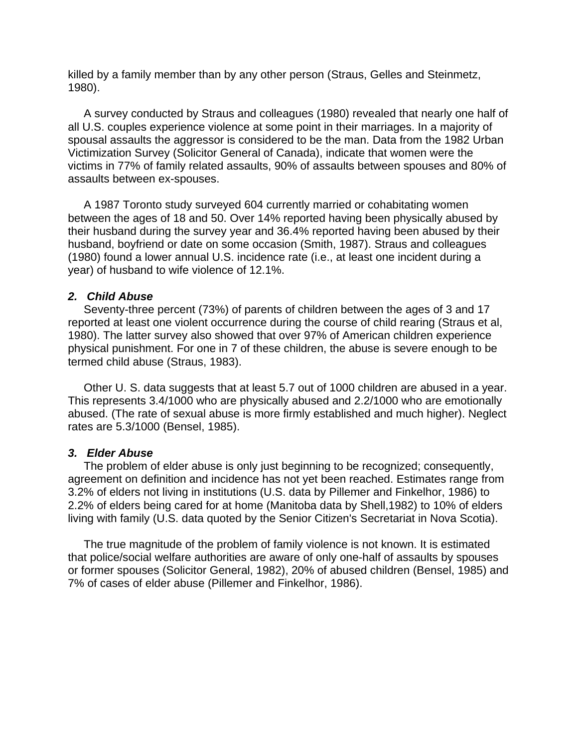killed by a family member than by any other person (Straus, Gelles and Steinmetz, 1980).

A survey conducted by Straus and colleagues (1980) revealed that nearly one half of all U.S. couples experience violence at some point in their marriages. In a majority of spousal assaults the aggressor is considered to be the man. Data from the 1982 Urban Victimization Survey (Solicitor General of Canada), indicate that women were the victims in 77% of family related assaults, 90% of assaults between spouses and 80% of assaults between ex-spouses.

A 1987 Toronto study surveyed 604 currently married or cohabitating women between the ages of 18 and 50. Over 14% reported having been physically abused by their husband during the survey year and 36.4% reported having been abused by their husband, boyfriend or date on some occasion (Smith, 1987). Straus and colleagues (1980) found a lower annual U.S. incidence rate (i.e., at least one incident during a year) of husband to wife violence of 12.1%.

### *2. Child Abuse*

Seventy-three percent (73%) of parents of children between the ages of 3 and 17 reported at least one violent occurrence during the course of child rearing (Straus et al, 1980). The latter survey also showed that over 97% of American children experience physical punishment. For one in 7 of these children, the abuse is severe enough to be termed child abuse (Straus, 1983).

Other U. S. data suggests that at least 5.7 out of 1000 children are abused in a year. This represents 3.4/1000 who are physically abused and 2.2/1000 who are emotionally abused. (The rate of sexual abuse is more firmly established and much higher). Neglect rates are 5.3/1000 (Bensel, 1985).

### *3. Elder Abuse*

The problem of elder abuse is only just beginning to be recognized; consequently, agreement on definition and incidence has not yet been reached. Estimates range from 3.2% of elders not living in institutions (U.S. data by Pillemer and Finkelhor, 1986) to 2.2% of elders being cared for at home (Manitoba data by Shell,1982) to 10% of elders living with family (U.S. data quoted by the Senior Citizen's Secretariat in Nova Scotia).

The true magnitude of the problem of family violence is not known. It is estimated that police/social welfare authorities are aware of only one-half of assaults by spouses or former spouses (Solicitor General, 1982), 20% of abused children (Bensel, 1985) and 7% of cases of elder abuse (Pillemer and Finkelhor, 1986).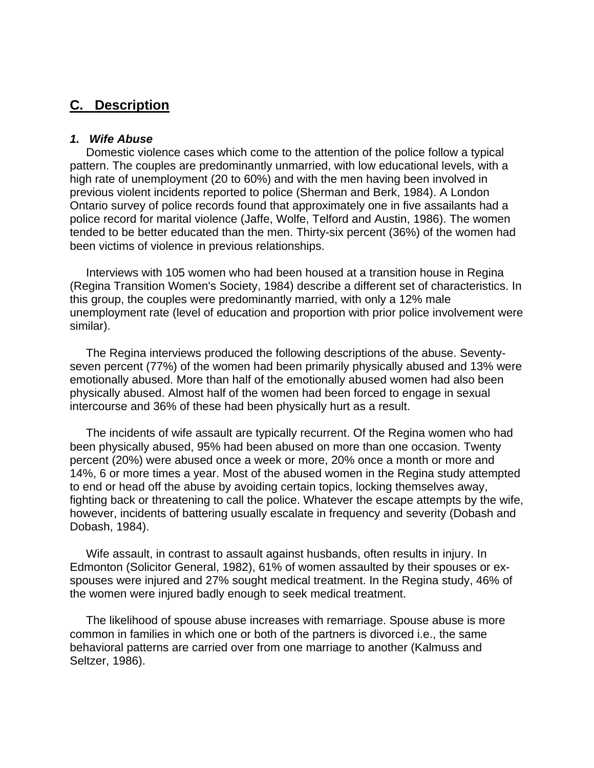## C. Description

### *1. Wife Abuse*

Domestic violence cases which come to the attention of the police follow a typical pattern. The couples are predominantly unmarried, with low educational levels, with a high rate of unemployment (20 to 60%) and with the men having been involved in previous violent incidents reported to police (Sherman and Berk, 1984). A London Ontario survey of police records found that approximately one in five assailants had a police record for marital violence (Jaffe, Wolfe, Telford and Austin, 1986). The women tended to be better educated than the men. Thirty-six percent (36%) of the women had been victims of violence in previous relationships.

Interviews with 105 women who had been housed at a transition house in Regina (Regina Transition Women's Society, 1984) describe a different set of characteristics. In this group, the couples were predominantly married, with only a 12% male unemployment rate (level of education and proportion with prior police involvement were similar).

The Regina interviews produced the following descriptions of the abuse. Seventy-seven percent (77%) of the women had been primarily physically abused and 13% were emotionally abused. More than half of the emotionally abused women had also been physically abused. Almost half of the women had been forced to engage in sexual intercourse and 36% of these had been physically hurt as a result.

The incidents of wife assault are typically recurrent. Of the Regina women who had been physically abused, 95% had been abused on more than one occasion. Twenty percent (20%) were abused once a week or more, 20% once a month or more and 14%, 6 or more times a year. Most of the abused women in the Regina study attempted to end or head off the abuse by avoiding certain topics, locking themselves away, fighting back or threatening to call the police. Whatever the escape attempts by the wife, however, incidents of battering usually escalate in frequency and severity (Dobash and Dobash, 1984).

Wife assault, in contrast to assault against husbands, often results in injury. In Edmonton (Solicitor General, 1982), 61% of women assaulted by their spouses or ex-spouses were injured and 27% sought medical treatment. In the Regina study, 46% of the women were injured badly enough to seek medical treatment.

The likelihood of spouse abuse increases with remarriage. Spouse abuse is more common in families in which one or both of the partners is divorced i.e., the same behavioral patterns are carried over from one marriage to another (Kalmuss and Seltzer, 1986).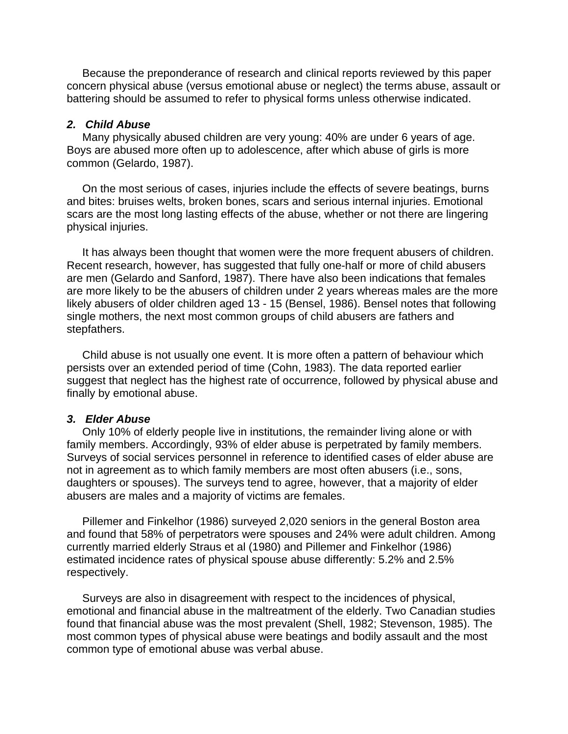Because the preponderance of research and clinical reports reviewed by this paper concern physical abuse (versus emotional abuse or neglect) the terms abuse, assault or battering should be assumed to refer to physical forms unless otherwise indicated.

### *2. Child Abuse*

Many physically abused children are very young: 40% are under 6 years of age. Boys are abused more often up to adolescence, after which abuse of girls is more common (Gelardo, 1987).

On the most serious of cases, injuries include the effects of severe beatings, burns and bites: bruises welts, broken bones, scars and serious internal injuries. Emotional scars are the most long lasting effects of the abuse, whether or not there are lingering physical injuries.

It has always been thought that women were the more frequent abusers of children. Recent research, however, has suggested that fully one-half or more of child abusers are men (Gelardo and Sanford, 1987). There have also been indications that females are more likely to be the abusers of children under 2 years whereas males are the more likely abusers of older children aged 13 - 15 (Bensel, 1986). Bensel notes that following single mothers, the next most common groups of child abusers are fathers and stepfathers.

Child abuse is not usually one event. It is more often a pattern of behaviour which persists over an extended period of time (Cohn, 1983). The data reported earlier suggest that neglect has the highest rate of occurrence, followed by physical abuse and finally by emotional abuse.

### *3. Elder Abuse*

Only 10% of elderly people live in institutions, the remainder living alone or with family members. Accordingly, 93% of elder abuse is perpetrated by family members. Surveys of social services personnel in reference to identified cases of elder abuse are not in agreement as to which family members are most often abusers (i.e., sons, daughters or spouses). The surveys tend to agree, however, that a majority of elder abusers are males and a majority of victims are females.

Pillemer and Finkelhor (1986) surveyed 2,020 seniors in the general Boston area and found that 58% of perpetrators were spouses and 24% were adult children. Among currently married elderly Straus et al (1980) and Pillemer and Finkelhor (1986) estimated incidence rates of physical spouse abuse differently: 5.2% and 2.5% respectively.

Surveys are also in disagreement with respect to the incidences of physical, emotional and financial abuse in the maltreatment of the elderly. Two Canadian studies found that financial abuse was the most prevalent (Shell, 1982; Stevenson, 1985). The most common types of physical abuse were beatings and bodily assault and the most common type of emotional abuse was verbal abuse.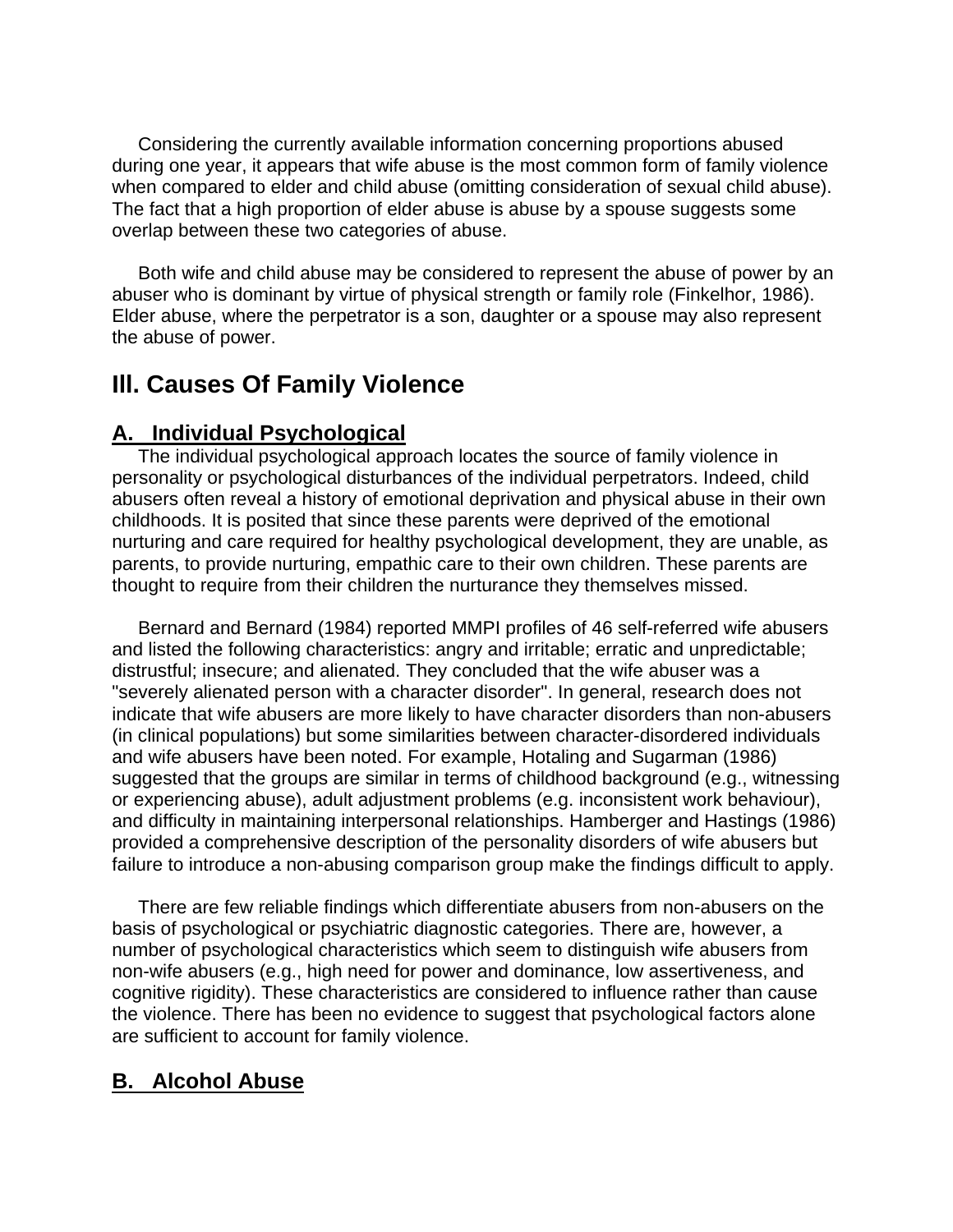Considering the currently available information concerning proportions abused during one year, it appears that wife abuse is the most common form of family violence when compared to elder and child abuse (omitting consideration of sexual child abuse). The fact that a high proportion of elder abuse is abuse by a spouse suggests some overlap between these two categories of abuse.

Both wife and child abuse may be considered to represent the abuse of power by an abuser who is dominant by virtue of physical strength or family role (Finkelhor, 1986). Elder abuse, where the perpetrator is a son, daughter or a spouse may also represent the abuse of power.

## III. Causes Of Family Violence

### A. Individual Psychological

The individual psychological approach locates the source of family violence in personality or psychological disturbances of the individual perpetrators. Indeed, child abusers often reveal a history of emotional deprivation and physical abuse in their own childhoods. It is posited that since these parents were deprived of the emotional nurturing and care required for healthy psychological development, they are unable, as parents, to provide nurturing, empathic care to their own children. These parents are thought to require from their children the nurturance they themselves missed.

Bernard and Bernard (1984) reported MMPI profiles of 46 self-referred wife abusers and listed the following characteristics: angry and irritable; erratic and unpredictable; distrustful; insecure; and alienated. They concluded that the wife abuser was a "severely alienated person with a character disorder". In general, research does not indicate that wife abusers are more likely to have character disorders than non-abusers (in clinical populations) but some similarities between character-disordered individuals and wife abusers have been noted. For example, Hotaling and Sugarman (1986) suggested that the groups are similar in terms of childhood background (e.g., witnessing or experiencing abuse), adult adjustment problems (e.g. inconsistent work behaviour), and difficulty in maintaining interpersonal relationships. Hamberger and Hastings (1986) provided a comprehensive description of the personality disorders of wife abusers but failure to introduce a non-abusing comparison group make the findings difficult to apply.

There are few reliable findings which differentiate abusers from non-abusers on the basis of psychological or psychiatric diagnostic categories. There are, however, a number of psychological characteristics which seem to distinguish wife abusers from non-wife abusers (e.g., high need for power and dominance, low assertiveness, and cognitive rigidity). These characteristics are considered to influence rather than cause the violence. There has been no evidence to suggest that psychological factors alone are sufficient to account for family violence.

### B. Alcohol Abuse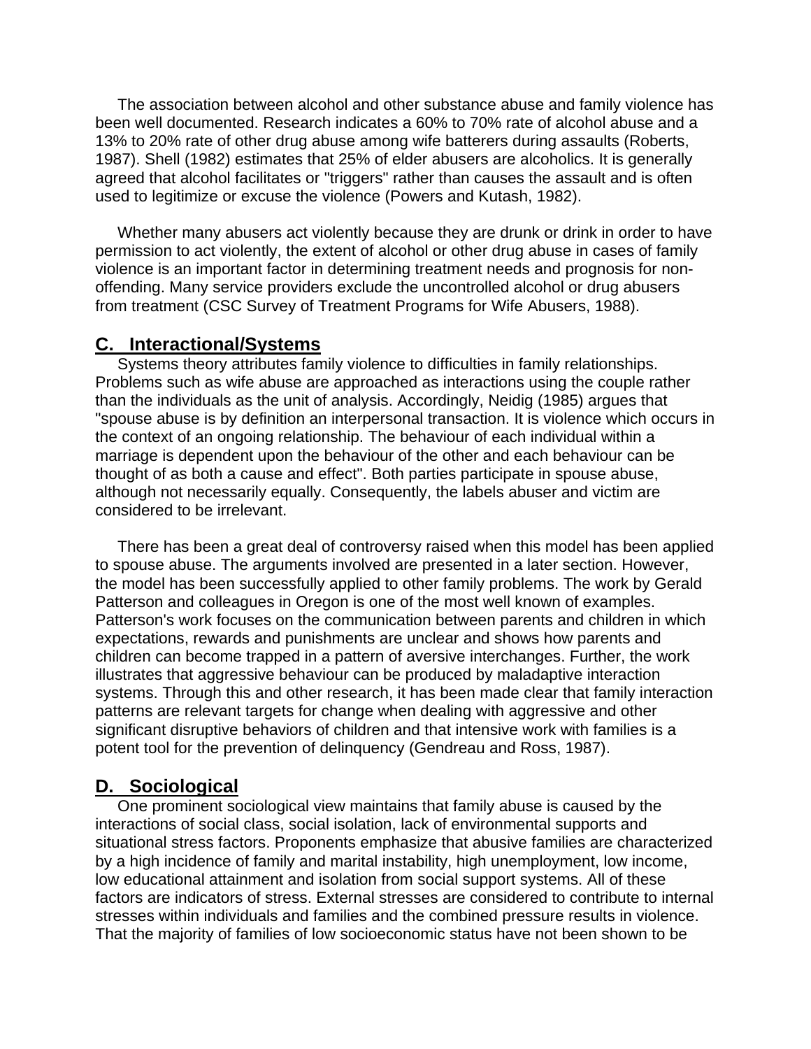The association between alcohol and other substance abuse and family violence has been well documented. Research indicates a 60% to 70% rate of alcohol abuse and a 13% to 20% rate of other drug abuse among wife batterers during assaults (Roberts, 1987). Shell (1982) estimates that 25% of elder abusers are alcoholics. It is generally agreed that alcohol facilitates or "triggers" rather than causes the assault and is often used to legitimize or excuse the violence (Powers and Kutash, 1982).

Whether many abusers act violently because they are drunk or drink in order to have permission to act violently, the extent of alcohol or other drug abuse in cases of family violence is an important factor in determining treatment needs and prognosis for non-offending. Many service providers exclude the uncontrolled alcohol or drug abusers from treatment (CSC Survey of Treatment Programs for Wife Abusers, 1988).

## C. Interactional/Systems

Systems theory attributes family violence to difficulties in family relationships. Problems such as wife abuse are approached as interactions using the couple rather than the individuals as the unit of analysis. Accordingly, Neidig (1985) argues that "spouse abuse is by definition an interpersonal transaction. It is violence which occurs in the context of an ongoing relationship. The behaviour of each individual within a marriage is dependent upon the behaviour of the other and each behaviour can be thought of as both a cause and effect". Both parties participate in spouse abuse, although not necessarily equally. Consequently, the labels abuser and victim are considered to be irrelevant.

There has been a great deal of controversy raised when this model has been applied to spouse abuse. The arguments involved are presented in a later section. However, the model has been successfully applied to other family problems. The work by Gerald Patterson and colleagues in Oregon is one of the most well known of examples. Patterson's work focuses on the communication between parents and children in which expectations, rewards and punishments are unclear and shows how parents and children can become trapped in a pattern of aversive interchanges. Further, the work illustrates that aggressive behaviour can be produced by maladaptive interaction systems. Through this and other research, it has been made clear that family interaction patterns are relevant targets for change when dealing with aggressive and other significant disruptive behaviors of children and that intensive work with families is a potent tool for the prevention of delinquency (Gendreau and Ross, 1987).

## D. Sociological

One prominent sociological view maintains that family abuse is caused by the interactions of social class, social isolation, lack of environmental supports and situational stress factors. Proponents emphasize that abusive families are characterized by a high incidence of family and marital instability, high unemployment, low income, low educational attainment and isolation from social support systems. All of these factors are indicators of stress. External stresses are considered to contribute to internal stresses within individuals and families and the combined pressure results in violence. That the majority of families of low socioeconomic status have not been shown to be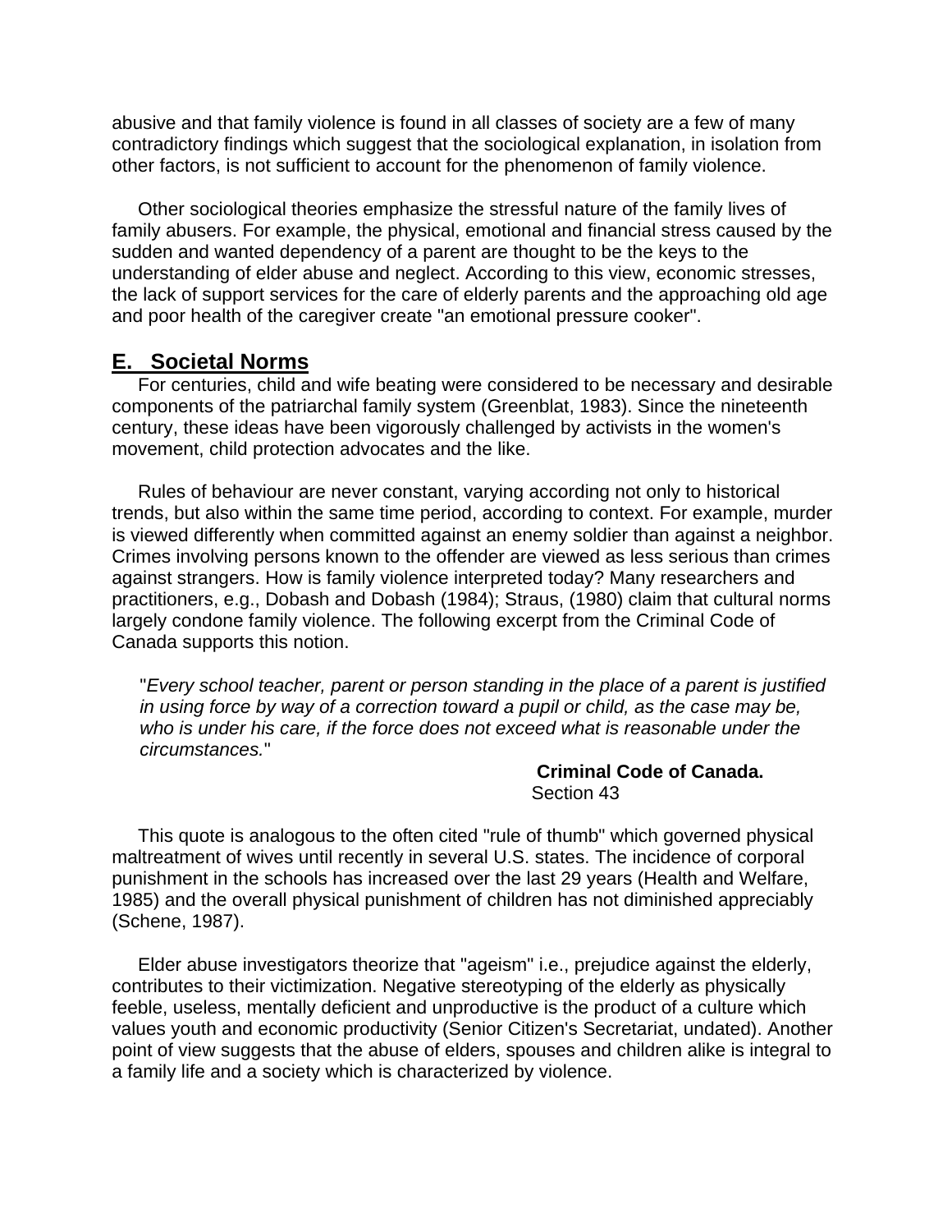abusive and that family violence is found in all classes of society are a few of many contradictory findings which suggest that the sociological explanation, in isolation from other factors, is not sufficient to account for the phenomenon of family violence.

Other sociological theories emphasize the stressful nature of the family lives of family abusers. For example, the physical, emotional and financial stress caused by the sudden and wanted dependency of a parent are thought to be the keys to the understanding of elder abuse and neglect. According to this view, economic stresses, the lack of support services for the care of elderly parents and the approaching old age and poor health of the caregiver create "an emotional pressure cooker".

## E. Societal Norms

For centuries, child and wife beating were considered to be necessary and desirable components of the patriarchal family system (Greenblat, 1983). Since the nineteenth century, these ideas have been vigorously challenged by activists in the women's movement, child protection advocates and the like.

Rules of behaviour are never constant, varying according not only to historical trends, but also within the same time period, according to context. For example, murder is viewed differently when committed against an enemy soldier than against a neighbor. Crimes involving persons known to the offender are viewed as less serious than crimes against strangers. How is family violence interpreted today? Many researchers and practitioners, e.g., Dobash and Dobash (1984); Straus, (1980) claim that cultural norms largely condone family violence. The following excerpt from the Criminal Code of Canada supports this notion.

> "*Every school teacher, parent or person standing in the place of a parent is justified in using force by way of a correction toward a pupil or child, as the case may be, who is under his care, if the force does not exceed what is reasonable under the circumstances.*"
>
> **Criminal Code of Canada.**
> Section 43

This quote is analogous to the often cited "rule of thumb" which governed physical maltreatment of wives until recently in several U.S. states. The incidence of corporal punishment in the schools has increased over the last 29 years (Health and Welfare, 1985) and the overall physical punishment of children has not diminished appreciably (Schene, 1987).

Elder abuse investigators theorize that "ageism" i.e., prejudice against the elderly, contributes to their victimization. Negative stereotyping of the elderly as physically feeble, useless, mentally deficient and unproductive is the product of a culture which values youth and economic productivity (Senior Citizen's Secretariat, undated). Another point of view suggests that the abuse of elders, spouses and children alike is integral to a family life and a society which is characterized by violence.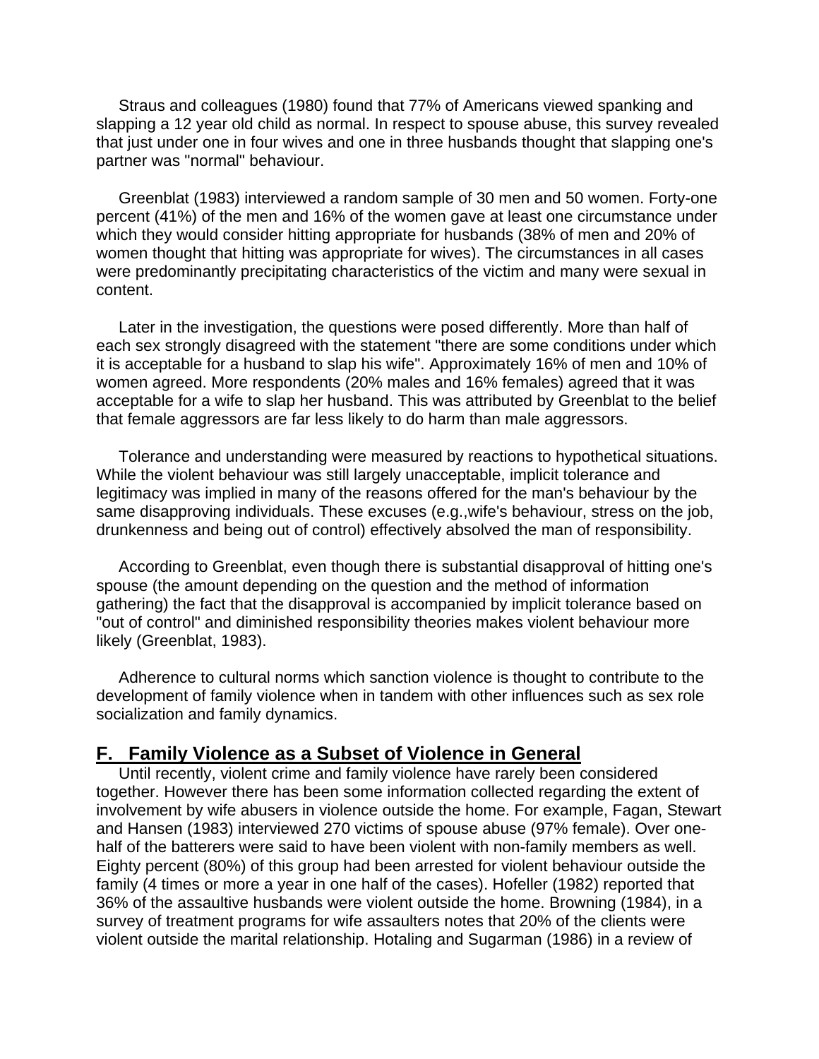Straus and colleagues (1980) found that 77% of Americans viewed spanking and slapping a 12 year old child as normal. In respect to spouse abuse, this survey revealed that just under one in four wives and one in three husbands thought that slapping one's partner was "normal" behaviour.

Greenblat (1983) interviewed a random sample of 30 men and 50 women. Forty-one percent (41%) of the men and 16% of the women gave at least one circumstance under which they would consider hitting appropriate for husbands (38% of men and 20% of women thought that hitting was appropriate for wives). The circumstances in all cases were predominantly precipitating characteristics of the victim and many were sexual in content.

Later in the investigation, the questions were posed differently. More than half of each sex strongly disagreed with the statement "there are some conditions under which it is acceptable for a husband to slap his wife". Approximately 16% of men and 10% of women agreed. More respondents (20% males and 16% females) agreed that it was acceptable for a wife to slap her husband. This was attributed by Greenblat to the belief that female aggressors are far less likely to do harm than male aggressors.

Tolerance and understanding were measured by reactions to hypothetical situations. While the violent behaviour was still largely unacceptable, implicit tolerance and legitimacy was implied in many of the reasons offered for the man's behaviour by the same disapproving individuals. These excuses (e.g.,wife's behaviour, stress on the job, drunkenness and being out of control) effectively absolved the man of responsibility.

According to Greenblat, even though there is substantial disapproval of hitting one's spouse (the amount depending on the question and the method of information gathering) the fact that the disapproval is accompanied by implicit tolerance based on "out of control" and diminished responsibility theories makes violent behaviour more likely (Greenblat, 1983).

Adherence to cultural norms which sanction violence is thought to contribute to the development of family violence when in tandem with other influences such as sex role socialization and family dynamics.

## F. Family Violence as a Subset of Violence in General

Until recently, violent crime and family violence have rarely been considered together. However there has been some information collected regarding the extent of involvement by wife abusers in violence outside the home. For example, Fagan, Stewart and Hansen (1983) interviewed 270 victims of spouse abuse (97% female). Over one-half of the batterers were said to have been violent with non-family members as well. Eighty percent (80%) of this group had been arrested for violent behaviour outside the family (4 times or more a year in one half of the cases). Hofeller (1982) reported that 36% of the assaultive husbands were violent outside the home. Browning (1984), in a survey of treatment programs for wife assaulters notes that 20% of the clients were violent outside the marital relationship. Hotaling and Sugarman (1986) in a review of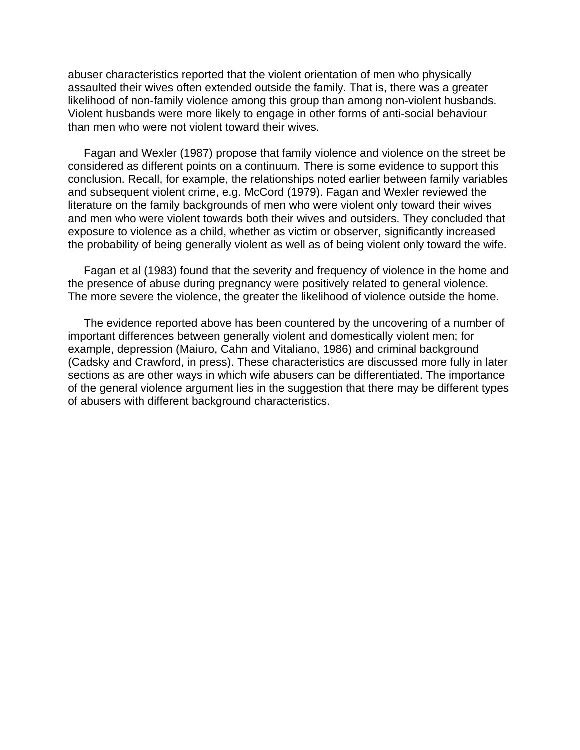abuser characteristics reported that the violent orientation of men who physically assaulted their wives often extended outside the family. That is, there was a greater likelihood of non-family violence among this group than among non-violent husbands. Violent husbands were more likely to engage in other forms of anti-social behaviour than men who were not violent toward their wives.

Fagan and Wexler (1987) propose that family violence and violence on the street be considered as different points on a continuum. There is some evidence to support this conclusion. Recall, for example, the relationships noted earlier between family variables and subsequent violent crime, e.g. McCord (1979). Fagan and Wexler reviewed the literature on the family backgrounds of men who were violent only toward their wives and men who were violent towards both their wives and outsiders. They concluded that exposure to violence as a child, whether as victim or observer, significantly increased the probability of being generally violent as well as of being violent only toward the wife.

Fagan et al (1983) found that the severity and frequency of violence in the home and the presence of abuse during pregnancy were positively related to general violence. The more severe the violence, the greater the likelihood of violence outside the home.

The evidence reported above has been countered by the uncovering of a number of important differences between generally violent and domestically violent men; for example, depression (Maiuro, Cahn and Vitaliano, 1986) and criminal background (Cadsky and Crawford, in press). These characteristics are discussed more fully in later sections as are other ways in which wife abusers can be differentiated. The importance of the general violence argument lies in the suggestion that there may be different types of abusers with different background characteristics.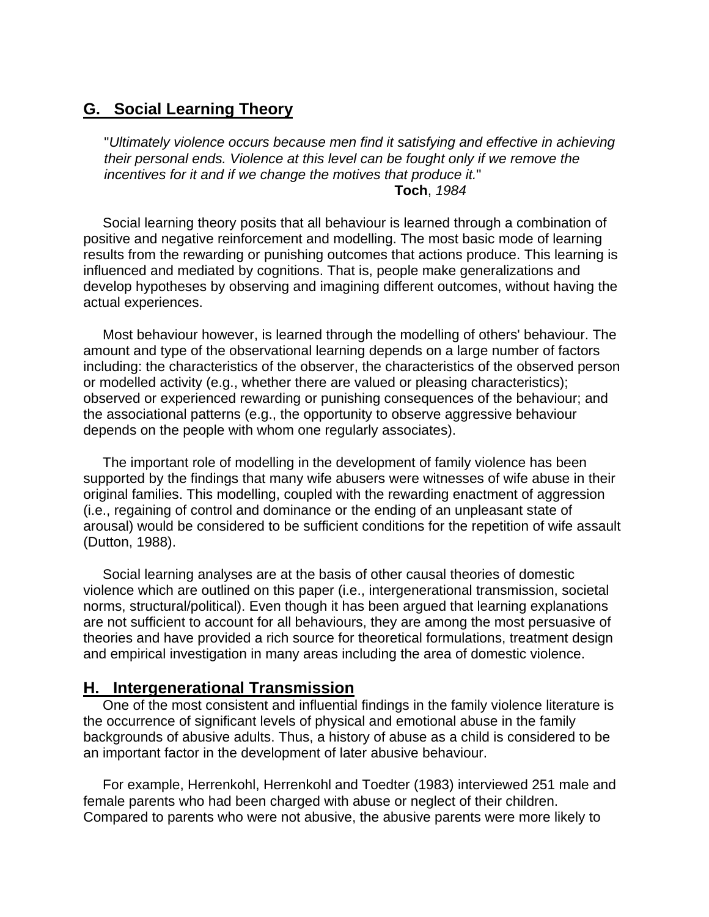## G. Social Learning Theory

> "*Ultimately violence occurs because men find it satisfying and effective in achieving their personal ends. Violence at this level can be fought only if we remove the incentives for it and if we change the motives that produce it.*"
>
> **Toch**, *1984*

Social learning theory posits that all behaviour is learned through a combination of positive and negative reinforcement and modelling. The most basic mode of learning results from the rewarding or punishing outcomes that actions produce. This learning is influenced and mediated by cognitions. That is, people make generalizations and develop hypotheses by observing and imagining different outcomes, without having the actual experiences.

Most behaviour however, is learned through the modelling of others' behaviour. The amount and type of the observational learning depends on a large number of factors including: the characteristics of the observer, the characteristics of the observed person or modelled activity (e.g., whether there are valued or pleasing characteristics); observed or experienced rewarding or punishing consequences of the behaviour; and the associational patterns (e.g., the opportunity to observe aggressive behaviour depends on the people with whom one regularly associates).

The important role of modelling in the development of family violence has been supported by the findings that many wife abusers were witnesses of wife abuse in their original families. This modelling, coupled with the rewarding enactment of aggression (i.e., regaining of control and dominance or the ending of an unpleasant state of arousal) would be considered to be sufficient conditions for the repetition of wife assault (Dutton, 1988).

Social learning analyses are at the basis of other causal theories of domestic violence which are outlined on this paper (i.e., intergenerational transmission, societal norms, structural/political). Even though it has been argued that learning explanations are not sufficient to account for all behaviours, they are among the most persuasive of theories and have provided a rich source for theoretical formulations, treatment design and empirical investigation in many areas including the area of domestic violence.

## H. Intergenerational Transmission

One of the most consistent and influential findings in the family violence literature is the occurrence of significant levels of physical and emotional abuse in the family backgrounds of abusive adults. Thus, a history of abuse as a child is considered to be an important factor in the development of later abusive behaviour.

For example, Herrenkohl, Herrenkohl and Toedter (1983) interviewed 251 male and female parents who had been charged with abuse or neglect of their children. Compared to parents who were not abusive, the abusive parents were more likely to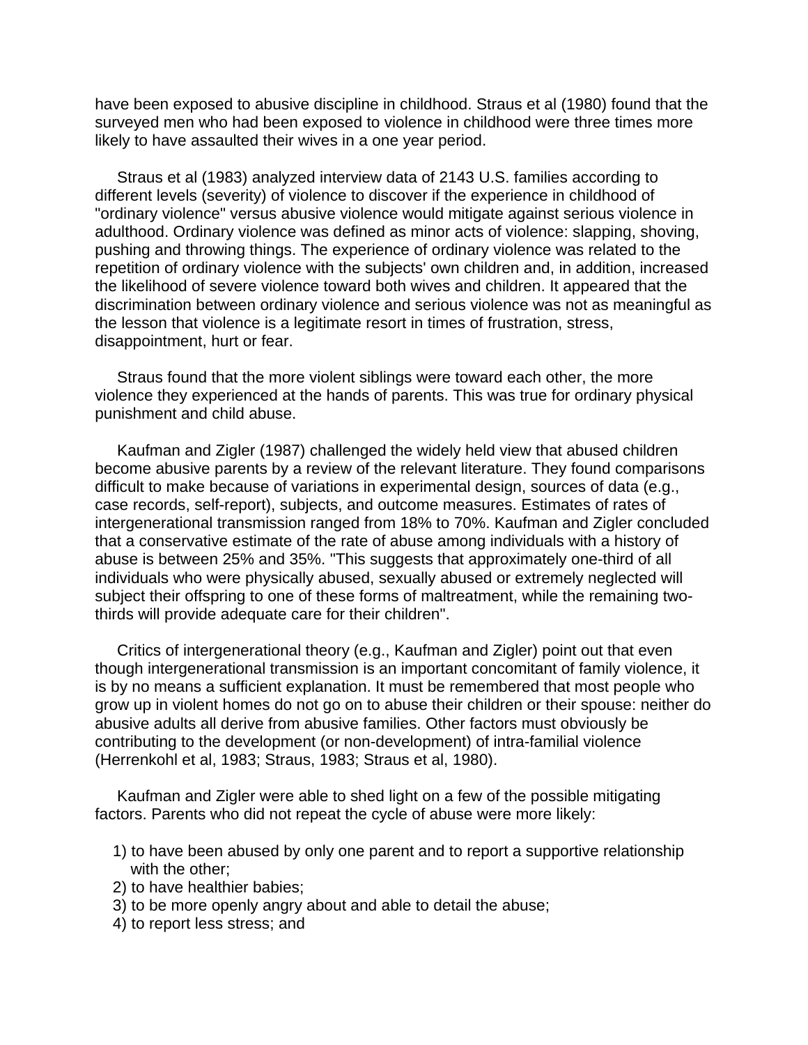have been exposed to abusive discipline in childhood. Straus et al (1980) found that the surveyed men who had been exposed to violence in childhood were three times more likely to have assaulted their wives in a one year period.

Straus et al (1983) analyzed interview data of 2143 U.S. families according to different levels (severity) of violence to discover if the experience in childhood of "ordinary violence" versus abusive violence would mitigate against serious violence in adulthood. Ordinary violence was defined as minor acts of violence: slapping, shoving, pushing and throwing things. The experience of ordinary violence was related to the repetition of ordinary violence with the subjects' own children and, in addition, increased the likelihood of severe violence toward both wives and children. It appeared that the discrimination between ordinary violence and serious violence was not as meaningful as the lesson that violence is a legitimate resort in times of frustration, stress, disappointment, hurt or fear.

Straus found that the more violent siblings were toward each other, the more violence they experienced at the hands of parents. This was true for ordinary physical punishment and child abuse.

Kaufman and Zigler (1987) challenged the widely held view that abused children become abusive parents by a review of the relevant literature. They found comparisons difficult to make because of variations in experimental design, sources of data (e.g., case records, self-report), subjects, and outcome measures. Estimates of rates of intergenerational transmission ranged from 18% to 70%. Kaufman and Zigler concluded that a conservative estimate of the rate of abuse among individuals with a history of abuse is between 25% and 35%. "This suggests that approximately one-third of all individuals who were physically abused, sexually abused or extremely neglected will subject their offspring to one of these forms of maltreatment, while the remaining two-thirds will provide adequate care for their children".

Critics of intergenerational theory (e.g., Kaufman and Zigler) point out that even though intergenerational transmission is an important concomitant of family violence, it is by no means a sufficient explanation. It must be remembered that most people who grow up in violent homes do not go on to abuse their children or their spouse: neither do abusive adults all derive from abusive families. Other factors must obviously be contributing to the development (or non-development) of intra-familial violence (Herrenkohl et al, 1983; Straus, 1983; Straus et al, 1980).

Kaufman and Zigler were able to shed light on a few of the possible mitigating factors. Parents who did not repeat the cycle of abuse were more likely:

1) to have been abused by only one parent and to report a supportive relationship with the other;
2) to have healthier babies;
3) to be more openly angry about and able to detail the abuse;
4) to report less stress; and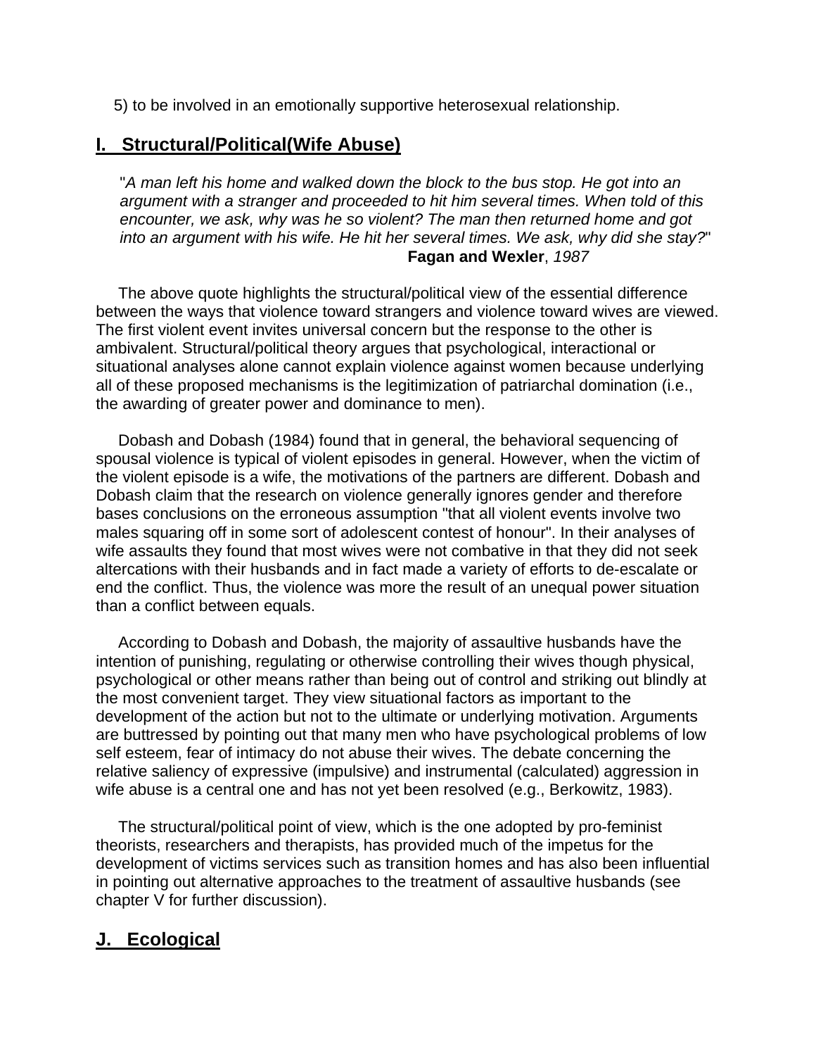5) to be involved in an emotionally supportive heterosexual relationship.

## I. Structural/Political(Wife Abuse)

> "*A man left his home and walked down the block to the bus stop. He got into an argument with a stranger and proceeded to hit him several times. When told of this encounter, we ask, why was he so violent? The man then returned home and got into an argument with his wife. He hit her several times. We ask, why did she stay?*"
>
> **Fagan and Wexler**, *1987*

The above quote highlights the structural/political view of the essential difference between the ways that violence toward strangers and violence toward wives are viewed. The first violent event invites universal concern but the response to the other is ambivalent. Structural/political theory argues that psychological, interactional or situational analyses alone cannot explain violence against women because underlying all of these proposed mechanisms is the legitimization of patriarchal domination (i.e., the awarding of greater power and dominance to men).

Dobash and Dobash (1984) found that in general, the behavioral sequencing of spousal violence is typical of violent episodes in general. However, when the victim of the violent episode is a wife, the motivations of the partners are different. Dobash and Dobash claim that the research on violence generally ignores gender and therefore bases conclusions on the erroneous assumption "that all violent events involve two males squaring off in some sort of adolescent contest of honour". In their analyses of wife assaults they found that most wives were not combative in that they did not seek altercations with their husbands and in fact made a variety of efforts to de-escalate or end the conflict. Thus, the violence was more the result of an unequal power situation than a conflict between equals.

According to Dobash and Dobash, the majority of assaultive husbands have the intention of punishing, regulating or otherwise controlling their wives though physical, psychological or other means rather than being out of control and striking out blindly at the most convenient target. They view situational factors as important to the development of the action but not to the ultimate or underlying motivation. Arguments are buttressed by pointing out that many men who have psychological problems of low self esteem, fear of intimacy do not abuse their wives. The debate concerning the relative saliency of expressive (impulsive) and instrumental (calculated) aggression in wife abuse is a central one and has not yet been resolved (e.g., Berkowitz, 1983).

The structural/political point of view, which is the one adopted by pro-feminist theorists, researchers and therapists, has provided much of the impetus for the development of victims services such as transition homes and has also been influential in pointing out alternative approaches to the treatment of assaultive husbands (see chapter V for further discussion).

## J. Ecological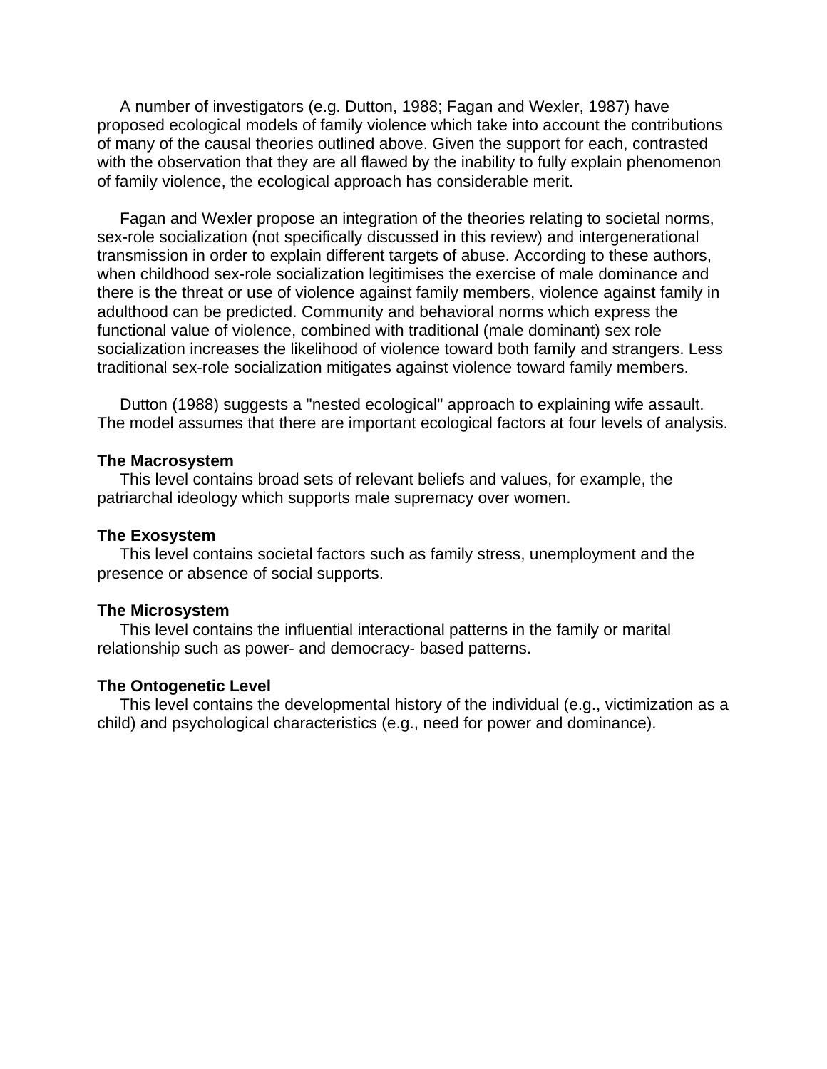A number of investigators (e.g. Dutton, 1988; Fagan and Wexler, 1987) have proposed ecological models of family violence which take into account the contributions of many of the causal theories outlined above. Given the support for each, contrasted with the observation that they are all flawed by the inability to fully explain phenomenon of family violence, the ecological approach has considerable merit.

Fagan and Wexler propose an integration of the theories relating to societal norms, sex-role socialization (not specifically discussed in this review) and intergenerational transmission in order to explain different targets of abuse. According to these authors, when childhood sex-role socialization legitimises the exercise of male dominance and there is the threat or use of violence against family members, violence against family in adulthood can be predicted. Community and behavioral norms which express the functional value of violence, combined with traditional (male dominant) sex role socialization increases the likelihood of violence toward both family and strangers. Less traditional sex-role socialization mitigates against violence toward family members.

Dutton (1988) suggests a "nested ecological" approach to explaining wife assault. The model assumes that there are important ecological factors at four levels of analysis.

**The Macrosystem**

This level contains broad sets of relevant beliefs and values, for example, the patriarchal ideology which supports male supremacy over women.

**The Exosystem**

This level contains societal factors such as family stress, unemployment and the presence or absence of social supports.

**The Microsystem**

This level contains the influential interactional patterns in the family or marital relationship such as power- and democracy- based patterns.

**The Ontogenetic Level**

This level contains the developmental history of the individual (e.g., victimization as a child) and psychological characteristics (e.g., need for power and dominance).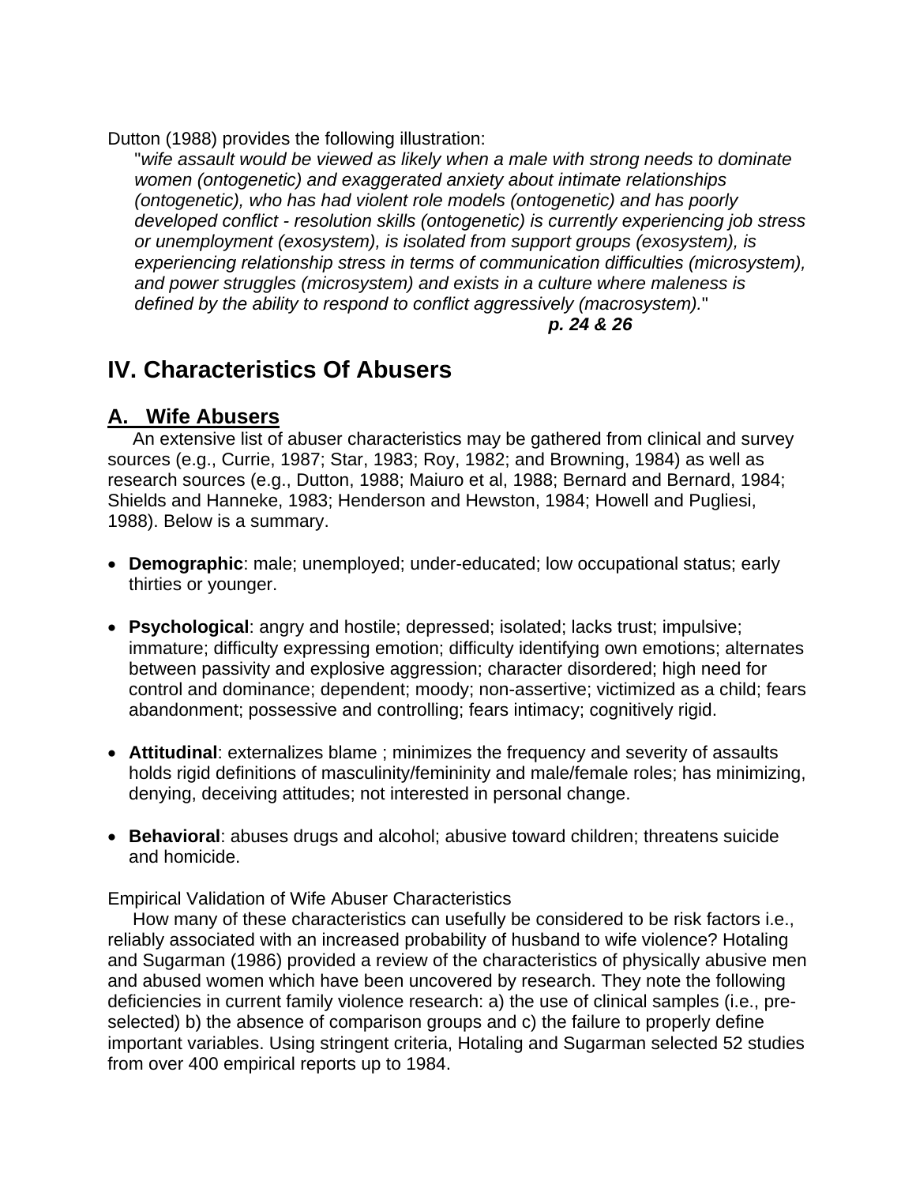Dutton (1988) provides the following illustration:

> "*wife assault would be viewed as likely when a male with strong needs to dominate women (ontogenetic) and exaggerated anxiety about intimate relationships (ontogenetic), who has had violent role models (ontogenetic) and has poorly developed conflict - resolution skills (ontogenetic) is currently experiencing job stress or unemployment (exosystem), is isolated from support groups (exosystem), is experiencing relationship stress in terms of communication difficulties (microsystem), and power struggles (microsystem) and exists in a culture where maleness is defined by the ability to respond to conflict aggressively (macrosystem).*"
>
> ***p. 24 & 26***

## IV. Characteristics Of Abusers

### A. Wife Abusers

An extensive list of abuser characteristics may be gathered from clinical and survey sources (e.g., Currie, 1987; Star, 1983; Roy, 1982; and Browning, 1984) as well as research sources (e.g., Dutton, 1988; Maiuro et al, 1988; Bernard and Bernard, 1984; Shields and Hanneke, 1983; Henderson and Hewston, 1984; Howell and Pugliesi, 1988). Below is a summary.

- **Demographic**: male; unemployed; under-educated; low occupational status; early thirties or younger.
- **Psychological**: angry and hostile; depressed; isolated; lacks trust; impulsive; immature; difficulty expressing emotion; difficulty identifying own emotions; alternates between passivity and explosive aggression; character disordered; high need for control and dominance; dependent; moody; non-assertive; victimized as a child; fears abandonment; possessive and controlling; fears intimacy; cognitively rigid.
- **Attitudinal**: externalizes blame ; minimizes the frequency and severity of assaults holds rigid definitions of masculinity/femininity and male/female roles; has minimizing, denying, deceiving attitudes; not interested in personal change.
- **Behavioral**: abuses drugs and alcohol; abusive toward children; threatens suicide and homicide.

Empirical Validation of Wife Abuser Characteristics

How many of these characteristics can usefully be considered to be risk factors i.e., reliably associated with an increased probability of husband to wife violence? Hotaling and Sugarman (1986) provided a review of the characteristics of physically abusive men and abused women which have been uncovered by research. They note the following deficiencies in current family violence research: a) the use of clinical samples (i.e., pre-selected) b) the absence of comparison groups and c) the failure to properly define important variables. Using stringent criteria, Hotaling and Sugarman selected 52 studies from over 400 empirical reports up to 1984.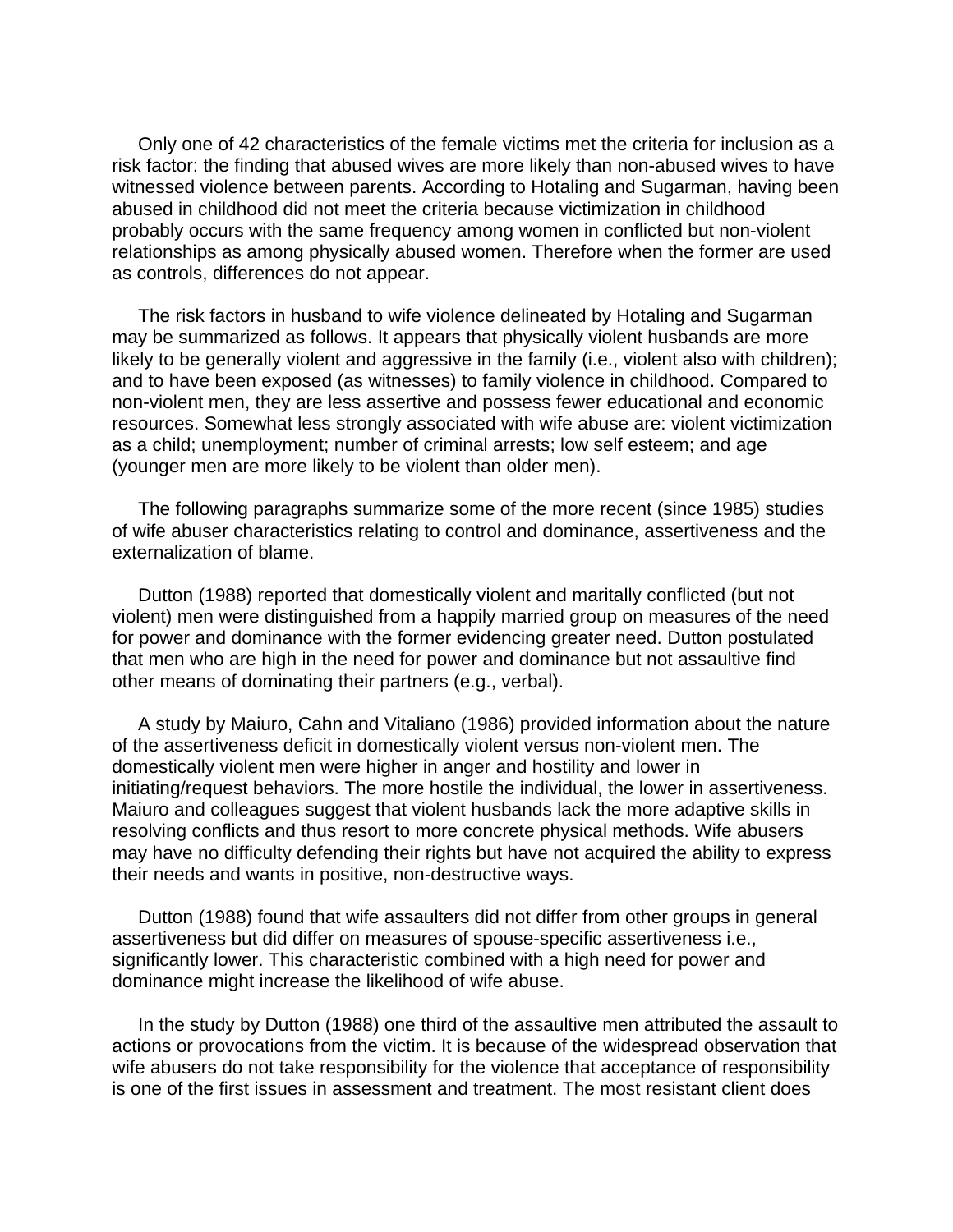Only one of 42 characteristics of the female victims met the criteria for inclusion as a risk factor: the finding that abused wives are more likely than non-abused wives to have witnessed violence between parents. According to Hotaling and Sugarman, having been abused in childhood did not meet the criteria because victimization in childhood probably occurs with the same frequency among women in conflicted but non-violent relationships as among physically abused women. Therefore when the former are used as controls, differences do not appear.

The risk factors in husband to wife violence delineated by Hotaling and Sugarman may be summarized as follows. It appears that physically violent husbands are more likely to be generally violent and aggressive in the family (i.e., violent also with children); and to have been exposed (as witnesses) to family violence in childhood. Compared to non-violent men, they are less assertive and possess fewer educational and economic resources. Somewhat less strongly associated with wife abuse are: violent victimization as a child; unemployment; number of criminal arrests; low self esteem; and age (younger men are more likely to be violent than older men).

The following paragraphs summarize some of the more recent (since 1985) studies of wife abuser characteristics relating to control and dominance, assertiveness and the externalization of blame.

Dutton (1988) reported that domestically violent and maritally conflicted (but not violent) men were distinguished from a happily married group on measures of the need for power and dominance with the former evidencing greater need. Dutton postulated that men who are high in the need for power and dominance but not assaultive find other means of dominating their partners (e.g., verbal).

A study by Maiuro, Cahn and Vitaliano (1986) provided information about the nature of the assertiveness deficit in domestically violent versus non-violent men. The domestically violent men were higher in anger and hostility and lower in initiating/request behaviors. The more hostile the individual, the lower in assertiveness. Maiuro and colleagues suggest that violent husbands lack the more adaptive skills in resolving conflicts and thus resort to more concrete physical methods. Wife abusers may have no difficulty defending their rights but have not acquired the ability to express their needs and wants in positive, non-destructive ways.

Dutton (1988) found that wife assaulters did not differ from other groups in general assertiveness but did differ on measures of spouse-specific assertiveness i.e., significantly lower. This characteristic combined with a high need for power and dominance might increase the likelihood of wife abuse.

In the study by Dutton (1988) one third of the assaultive men attributed the assault to actions or provocations from the victim. It is because of the widespread observation that wife abusers do not take responsibility for the violence that acceptance of responsibility is one of the first issues in assessment and treatment. The most resistant client does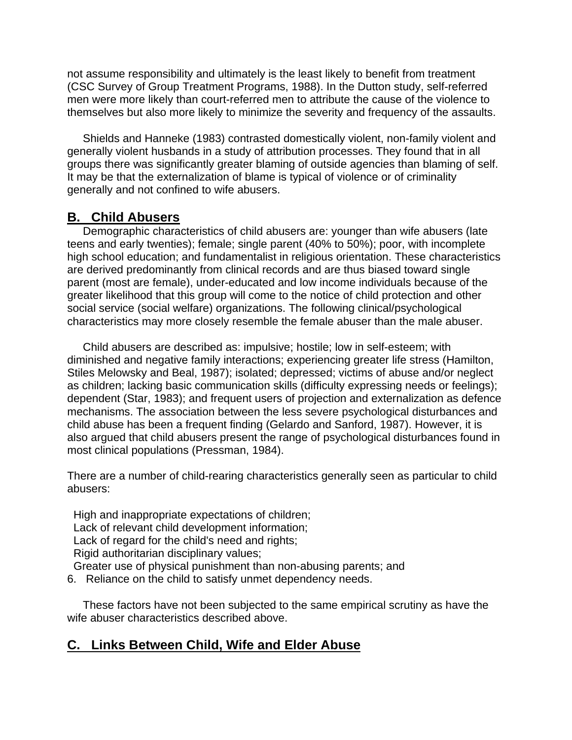not assume responsibility and ultimately is the least likely to benefit from treatment (CSC Survey of Group Treatment Programs, 1988). In the Dutton study, self-referred men were more likely than court-referred men to attribute the cause of the violence to themselves but also more likely to minimize the severity and frequency of the assaults.

Shields and Hanneke (1983) contrasted domestically violent, non-family violent and generally violent husbands in a study of attribution processes. They found that in all groups there was significantly greater blaming of outside agencies than blaming of self. It may be that the externalization of blame is typical of violence or of criminality generally and not confined to wife abusers.

## B. Child Abusers

Demographic characteristics of child abusers are: younger than wife abusers (late teens and early twenties); female; single parent (40% to 50%); poor, with incomplete high school education; and fundamentalist in religious orientation. These characteristics are derived predominantly from clinical records and are thus biased toward single parent (most are female), under-educated and low income individuals because of the greater likelihood that this group will come to the notice of child protection and other social service (social welfare) organizations. The following clinical/psychological characteristics may more closely resemble the female abuser than the male abuser.

Child abusers are described as: impulsive; hostile; low in self-esteem; with diminished and negative family interactions; experiencing greater life stress (Hamilton, Stiles Melowsky and Beal, 1987); isolated; depressed; victims of abuse and/or neglect as children; lacking basic communication skills (difficulty expressing needs or feelings); dependent (Star, 1983); and frequent users of projection and externalization as defence mechanisms. The association between the less severe psychological disturbances and child abuse has been a frequent finding (Gelardo and Sanford, 1987). However, it is also argued that child abusers present the range of psychological disturbances found in most clinical populations (Pressman, 1984).

There are a number of child-rearing characteristics generally seen as particular to child abusers:

1. High and inappropriate expectations of children;
2. Lack of relevant child development information;
3. Lack of regard for the child's need and rights;
4. Rigid authoritarian disciplinary values;
5. Greater use of physical punishment than non-abusing parents; and
6. Reliance on the child to satisfy unmet dependency needs.

These factors have not been subjected to the same empirical scrutiny as have the wife abuser characteristics described above.

## C. Links Between Child, Wife and Elder Abuse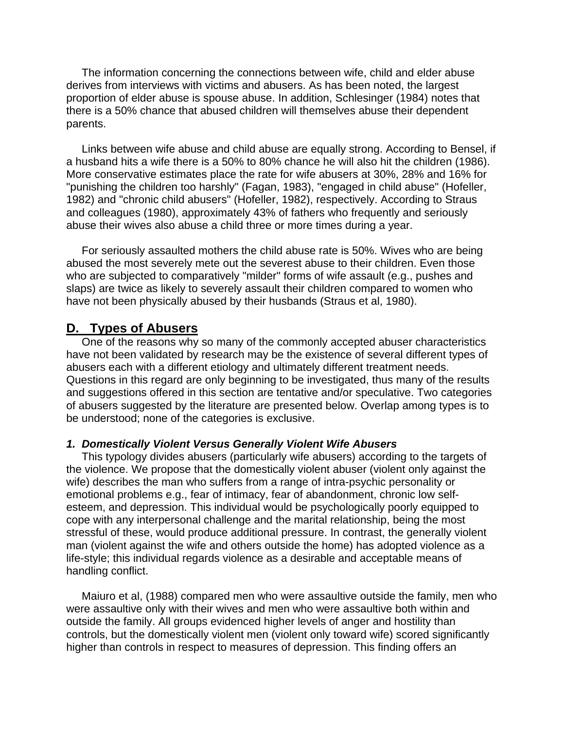The information concerning the connections between wife, child and elder abuse derives from interviews with victims and abusers. As has been noted, the largest proportion of elder abuse is spouse abuse. In addition, Schlesinger (1984) notes that there is a 50% chance that abused children will themselves abuse their dependent parents.

Links between wife abuse and child abuse are equally strong. According to Bensel, if a husband hits a wife there is a 50% to 80% chance he will also hit the children (1986). More conservative estimates place the rate for wife abusers at 30%, 28% and 16% for "punishing the children too harshly" (Fagan, 1983), "engaged in child abuse" (Hofeller, 1982) and "chronic child abusers" (Hofeller, 1982), respectively. According to Straus and colleagues (1980), approximately 43% of fathers who frequently and seriously abuse their wives also abuse a child three or more times during a year.

For seriously assaulted mothers the child abuse rate is 50%. Wives who are being abused the most severely mete out the severest abuse to their children. Even those who are subjected to comparatively "milder" forms of wife assault (e.g., pushes and slaps) are twice as likely to severely assault their children compared to women who have not been physically abused by their husbands (Straus et al, 1980).

## D. Types of Abusers

One of the reasons why so many of the commonly accepted abuser characteristics have not been validated by research may be the existence of several different types of abusers each with a different etiology and ultimately different treatment needs. Questions in this regard are only beginning to be investigated, thus many of the results and suggestions offered in this section are tentative and/or speculative. Two categories of abusers suggested by the literature are presented below. Overlap among types is to be understood; none of the categories is exclusive.

### *1. Domestically Violent Versus Generally Violent Wife Abusers*

This typology divides abusers (particularly wife abusers) according to the targets of the violence. We propose that the domestically violent abuser (violent only against the wife) describes the man who suffers from a range of intra-psychic personality or emotional problems e.g., fear of intimacy, fear of abandonment, chronic low self-esteem, and depression. This individual would be psychologically poorly equipped to cope with any interpersonal challenge and the marital relationship, being the most stressful of these, would produce additional pressure. In contrast, the generally violent man (violent against the wife and others outside the home) has adopted violence as a life-style; this individual regards violence as a desirable and acceptable means of handling conflict.

Maiuro et al, (1988) compared men who were assaultive outside the family, men who were assaultive only with their wives and men who were assaultive both within and outside the family. All groups evidenced higher levels of anger and hostility than controls, but the domestically violent men (violent only toward wife) scored significantly higher than controls in respect to measures of depression. This finding offers an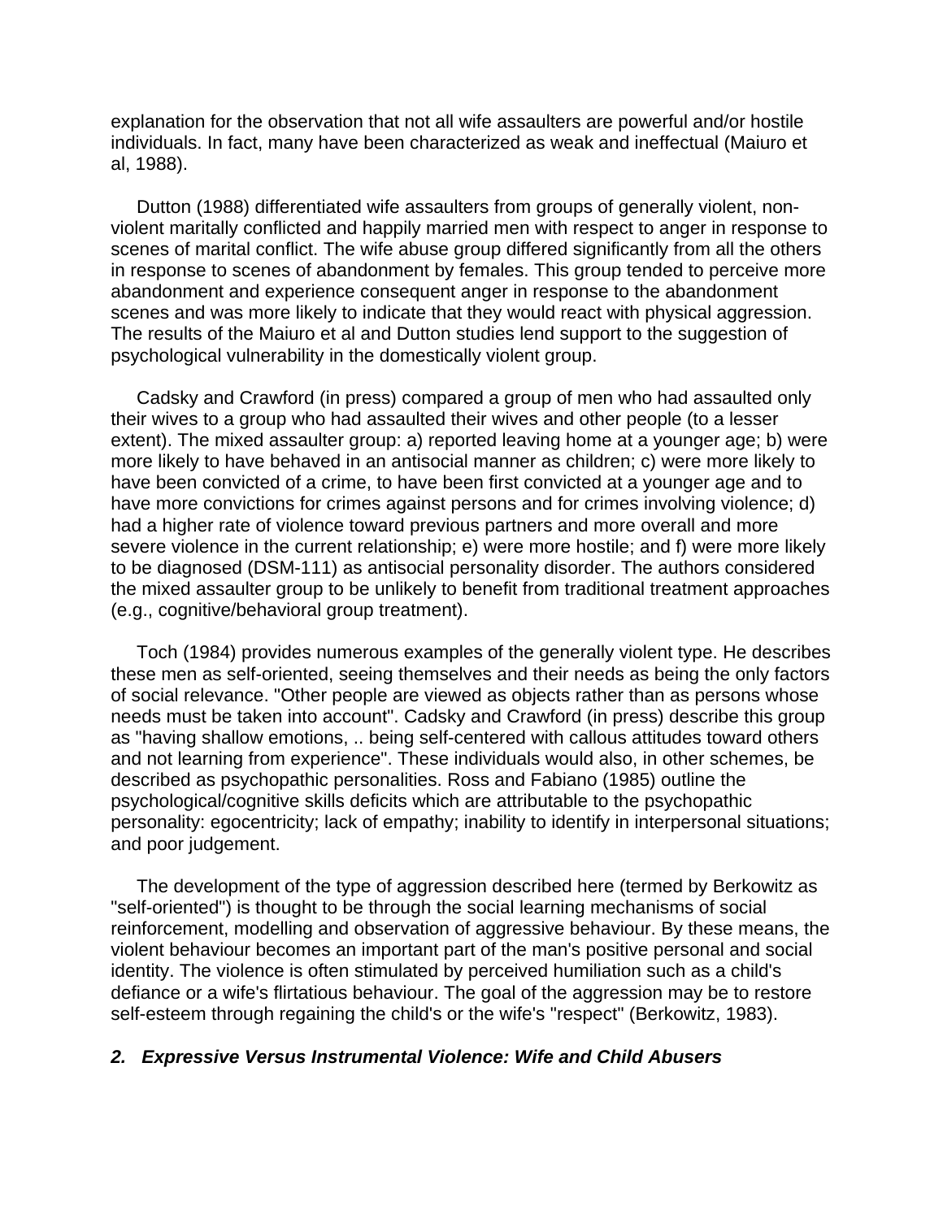explanation for the observation that not all wife assaulters are powerful and/or hostile individuals. In fact, many have been characterized as weak and ineffectual (Maiuro et al, 1988).

Dutton (1988) differentiated wife assaulters from groups of generally violent, non-violent maritally conflicted and happily married men with respect to anger in response to scenes of marital conflict. The wife abuse group differed significantly from all the others in response to scenes of abandonment by females. This group tended to perceive more abandonment and experience consequent anger in response to the abandonment scenes and was more likely to indicate that they would react with physical aggression. The results of the Maiuro et al and Dutton studies lend support to the suggestion of psychological vulnerability in the domestically violent group.

Cadsky and Crawford (in press) compared a group of men who had assaulted only their wives to a group who had assaulted their wives and other people (to a lesser extent). The mixed assaulter group: a) reported leaving home at a younger age; b) were more likely to have behaved in an antisocial manner as children; c) were more likely to have been convicted of a crime, to have been first convicted at a younger age and to have more convictions for crimes against persons and for crimes involving violence; d) had a higher rate of violence toward previous partners and more overall and more severe violence in the current relationship; e) were more hostile; and f) were more likely to be diagnosed (DSM-111) as antisocial personality disorder. The authors considered the mixed assaulter group to be unlikely to benefit from traditional treatment approaches (e.g., cognitive/behavioral group treatment).

Toch (1984) provides numerous examples of the generally violent type. He describes these men as self-oriented, seeing themselves and their needs as being the only factors of social relevance. "Other people are viewed as objects rather than as persons whose needs must be taken into account". Cadsky and Crawford (in press) describe this group as "having shallow emotions, .. being self-centered with callous attitudes toward others and not learning from experience". These individuals would also, in other schemes, be described as psychopathic personalities. Ross and Fabiano (1985) outline the psychological/cognitive skills deficits which are attributable to the psychopathic personality: egocentricity; lack of empathy; inability to identify in interpersonal situations; and poor judgement.

The development of the type of aggression described here (termed by Berkowitz as "self-oriented") is thought to be through the social learning mechanisms of social reinforcement, modelling and observation of aggressive behaviour. By these means, the violent behaviour becomes an important part of the man's positive personal and social identity. The violence is often stimulated by perceived humiliation such as a child's defiance or a wife's flirtatious behaviour. The goal of the aggression may be to restore self-esteem through regaining the child's or the wife's "respect" (Berkowitz, 1983).

### *2. Expressive Versus Instrumental Violence: Wife and Child Abusers*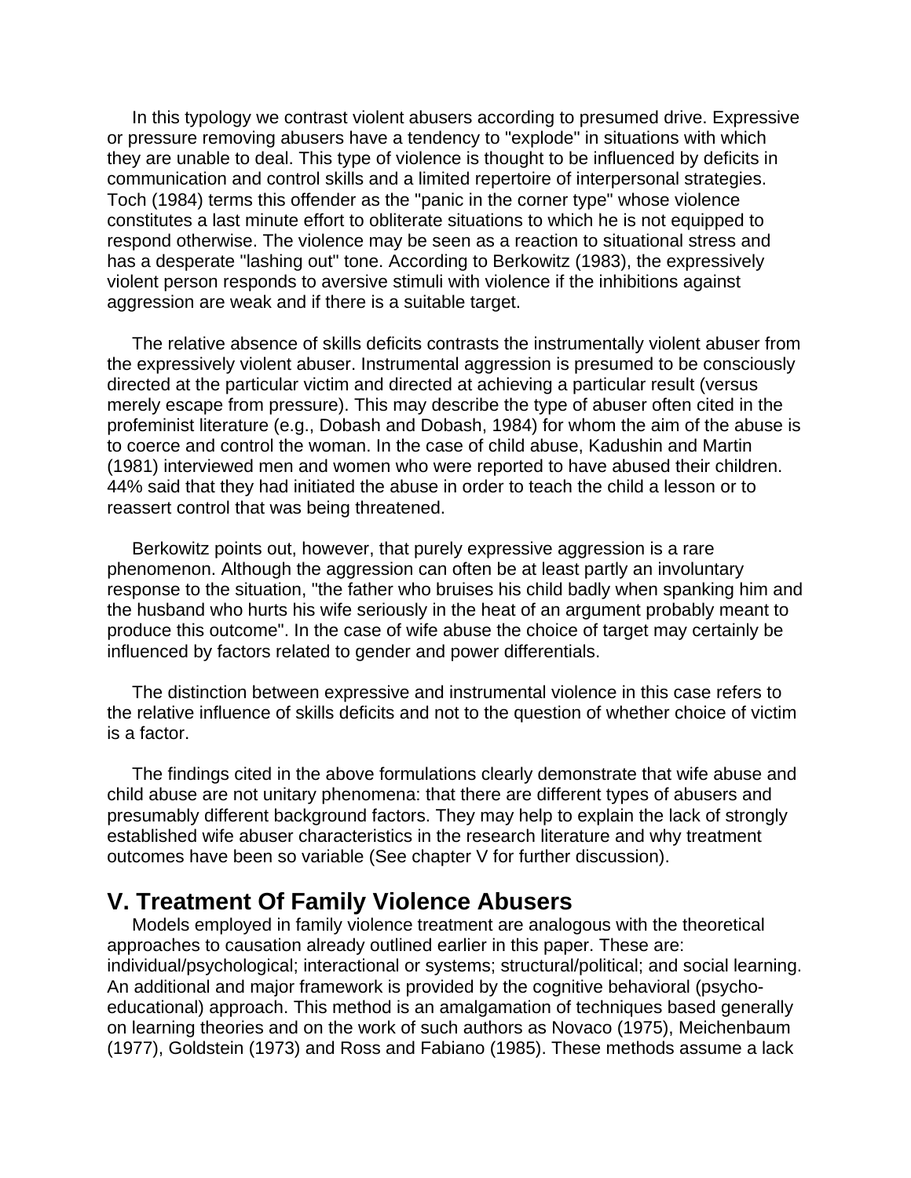In this typology we contrast violent abusers according to presumed drive. Expressive or pressure removing abusers have a tendency to "explode" in situations with which they are unable to deal. This type of violence is thought to be influenced by deficits in communication and control skills and a limited repertoire of interpersonal strategies. Toch (1984) terms this offender as the "panic in the corner type" whose violence constitutes a last minute effort to obliterate situations to which he is not equipped to respond otherwise. The violence may be seen as a reaction to situational stress and has a desperate "lashing out" tone. According to Berkowitz (1983), the expressively violent person responds to aversive stimuli with violence if the inhibitions against aggression are weak and if there is a suitable target.

The relative absence of skills deficits contrasts the instrumentally violent abuser from the expressively violent abuser. Instrumental aggression is presumed to be consciously directed at the particular victim and directed at achieving a particular result (versus merely escape from pressure). This may describe the type of abuser often cited in the profeminist literature (e.g., Dobash and Dobash, 1984) for whom the aim of the abuse is to coerce and control the woman. In the case of child abuse, Kadushin and Martin (1981) interviewed men and women who were reported to have abused their children. 44% said that they had initiated the abuse in order to teach the child a lesson or to reassert control that was being threatened.

Berkowitz points out, however, that purely expressive aggression is a rare phenomenon. Although the aggression can often be at least partly an involuntary response to the situation, "the father who bruises his child badly when spanking him and the husband who hurts his wife seriously in the heat of an argument probably meant to produce this outcome". In the case of wife abuse the choice of target may certainly be influenced by factors related to gender and power differentials.

The distinction between expressive and instrumental violence in this case refers to the relative influence of skills deficits and not to the question of whether choice of victim is a factor.

The findings cited in the above formulations clearly demonstrate that wife abuse and child abuse are not unitary phenomena: that there are different types of abusers and presumably different background factors. They may help to explain the lack of strongly established wife abuser characteristics in the research literature and why treatment outcomes have been so variable (See chapter V for further discussion).

## V. Treatment Of Family Violence Abusers

Models employed in family violence treatment are analogous with the theoretical approaches to causation already outlined earlier in this paper. These are: individual/psychological; interactional or systems; structural/political; and social learning. An additional and major framework is provided by the cognitive behavioral (psycho-educational) approach. This method is an amalgamation of techniques based generally on learning theories and on the work of such authors as Novaco (1975), Meichenbaum (1977), Goldstein (1973) and Ross and Fabiano (1985). These methods assume a lack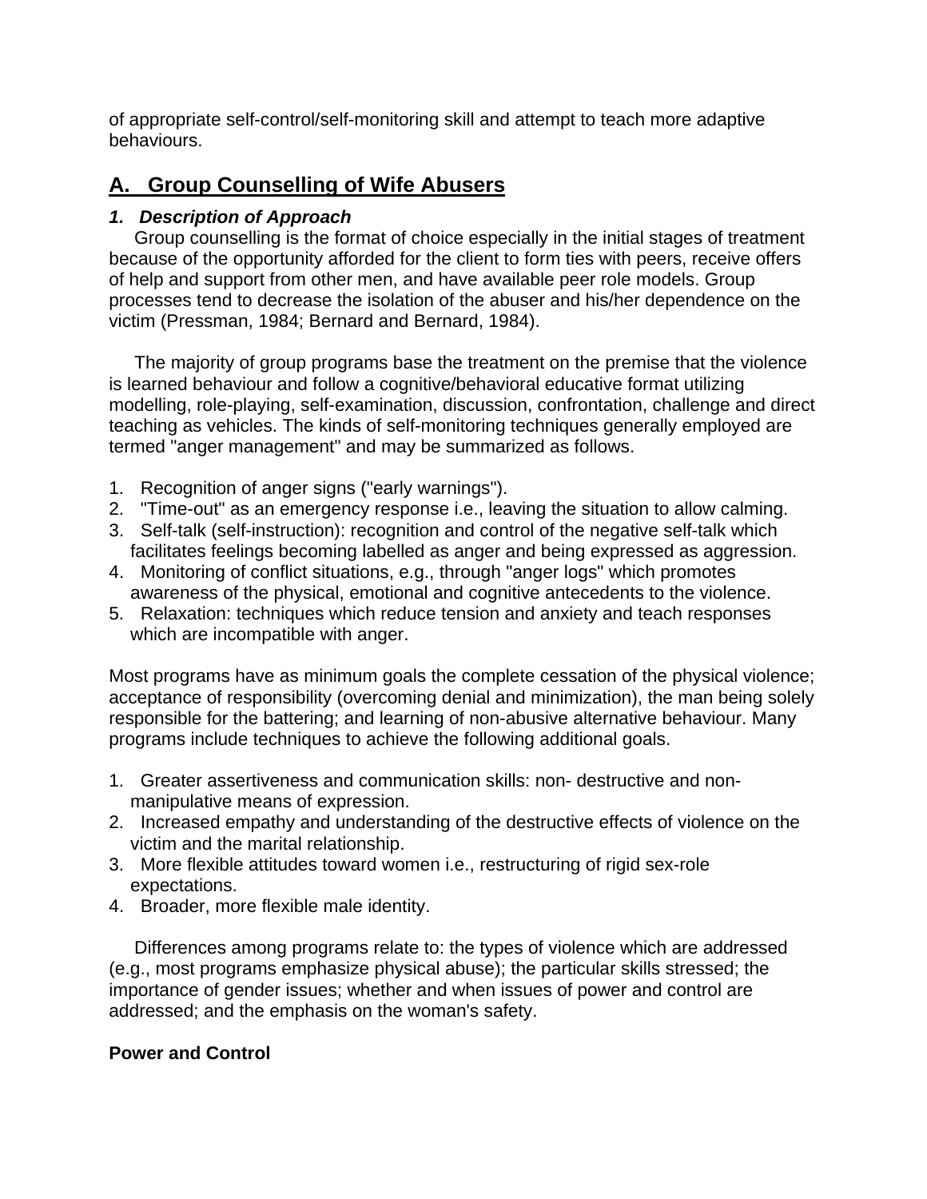of appropriate self-control/self-monitoring skill and attempt to teach more adaptive behaviours.

## A. Group Counselling of Wife Abusers

### *1. Description of Approach*

Group counselling is the format of choice especially in the initial stages of treatment because of the opportunity afforded for the client to form ties with peers, receive offers of help and support from other men, and have available peer role models. Group processes tend to decrease the isolation of the abuser and his/her dependence on the victim (Pressman, 1984; Bernard and Bernard, 1984).

The majority of group programs base the treatment on the premise that the violence is learned behaviour and follow a cognitive/behavioral educative format utilizing modelling, role-playing, self-examination, discussion, confrontation, challenge and direct teaching as vehicles. The kinds of self-monitoring techniques generally employed are termed "anger management" and may be summarized as follows.

1. Recognition of anger signs ("early warnings").
2. "Time-out" as an emergency response i.e., leaving the situation to allow calming.
3. Self-talk (self-instruction): recognition and control of the negative self-talk which facilitates feelings becoming labelled as anger and being expressed as aggression.
4. Monitoring of conflict situations, e.g., through "anger logs" which promotes awareness of the physical, emotional and cognitive antecedents to the violence.
5. Relaxation: techniques which reduce tension and anxiety and teach responses which are incompatible with anger.

Most programs have as minimum goals the complete cessation of the physical violence; acceptance of responsibility (overcoming denial and minimization), the man being solely responsible for the battering; and learning of non-abusive alternative behaviour. Many programs include techniques to achieve the following additional goals.

1. Greater assertiveness and communication skills: non- destructive and non-manipulative means of expression.
2. Increased empathy and understanding of the destructive effects of violence on the victim and the marital relationship.
3. More flexible attitudes toward women i.e., restructuring of rigid sex-role expectations.
4. Broader, more flexible male identity.

Differences among programs relate to: the types of violence which are addressed (e.g., most programs emphasize physical abuse); the particular skills stressed; the importance of gender issues; whether and when issues of power and control are addressed; and the emphasis on the woman's safety.

**Power and Control**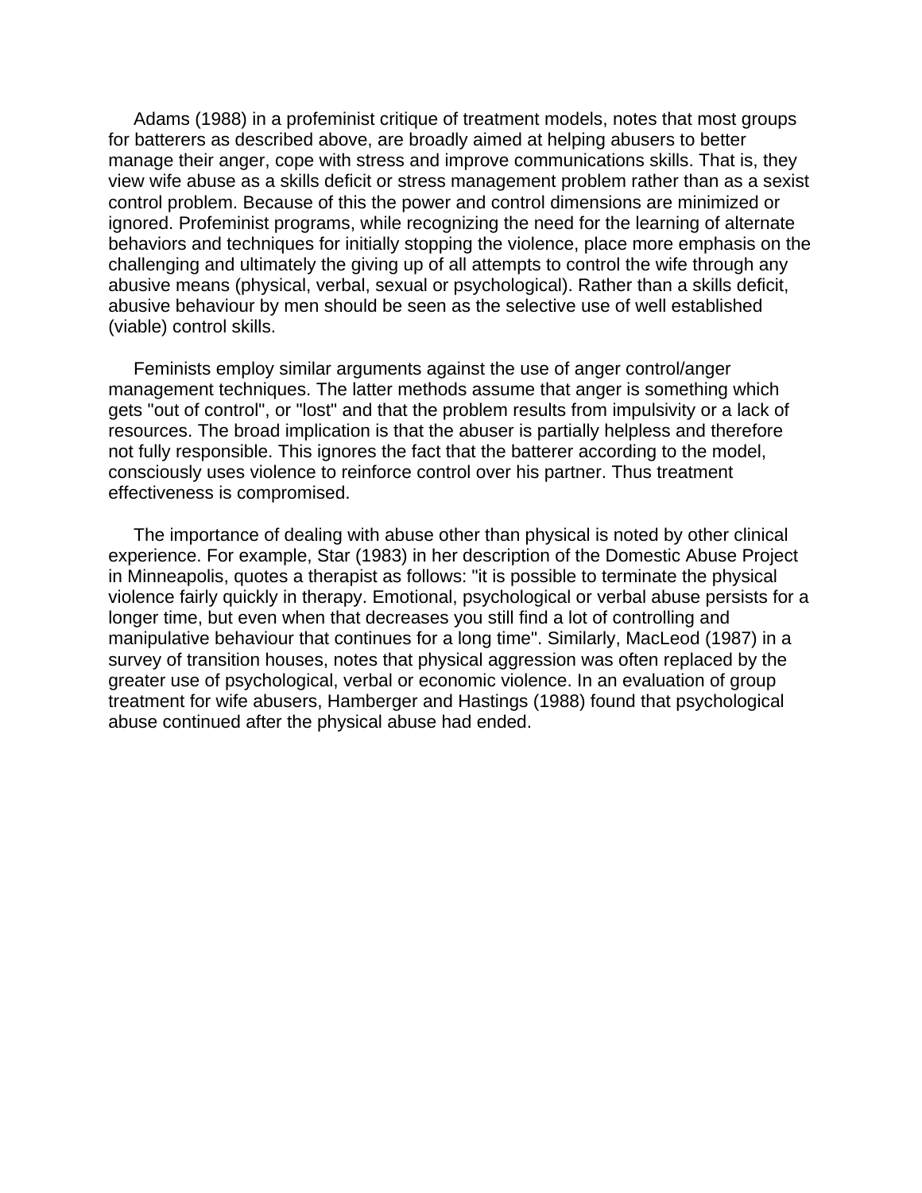Adams (1988) in a profeminist critique of treatment models, notes that most groups for batterers as described above, are broadly aimed at helping abusers to better manage their anger, cope with stress and improve communications skills. That is, they view wife abuse as a skills deficit or stress management problem rather than as a sexist control problem. Because of this the power and control dimensions are minimized or ignored. Profeminist programs, while recognizing the need for the learning of alternate behaviors and techniques for initially stopping the violence, place more emphasis on the challenging and ultimately the giving up of all attempts to control the wife through any abusive means (physical, verbal, sexual or psychological). Rather than a skills deficit, abusive behaviour by men should be seen as the selective use of well established (viable) control skills.

Feminists employ similar arguments against the use of anger control/anger management techniques. The latter methods assume that anger is something which gets "out of control", or "lost" and that the problem results from impulsivity or a lack of resources. The broad implication is that the abuser is partially helpless and therefore not fully responsible. This ignores the fact that the batterer according to the model, consciously uses violence to reinforce control over his partner. Thus treatment effectiveness is compromised.

The importance of dealing with abuse other than physical is noted by other clinical experience. For example, Star (1983) in her description of the Domestic Abuse Project in Minneapolis, quotes a therapist as follows: "it is possible to terminate the physical violence fairly quickly in therapy. Emotional, psychological or verbal abuse persists for a longer time, but even when that decreases you still find a lot of controlling and manipulative behaviour that continues for a long time". Similarly, MacLeod (1987) in a survey of transition houses, notes that physical aggression was often replaced by the greater use of psychological, verbal or economic violence. In an evaluation of group treatment for wife abusers, Hamberger and Hastings (1988) found that psychological abuse continued after the physical abuse had ended.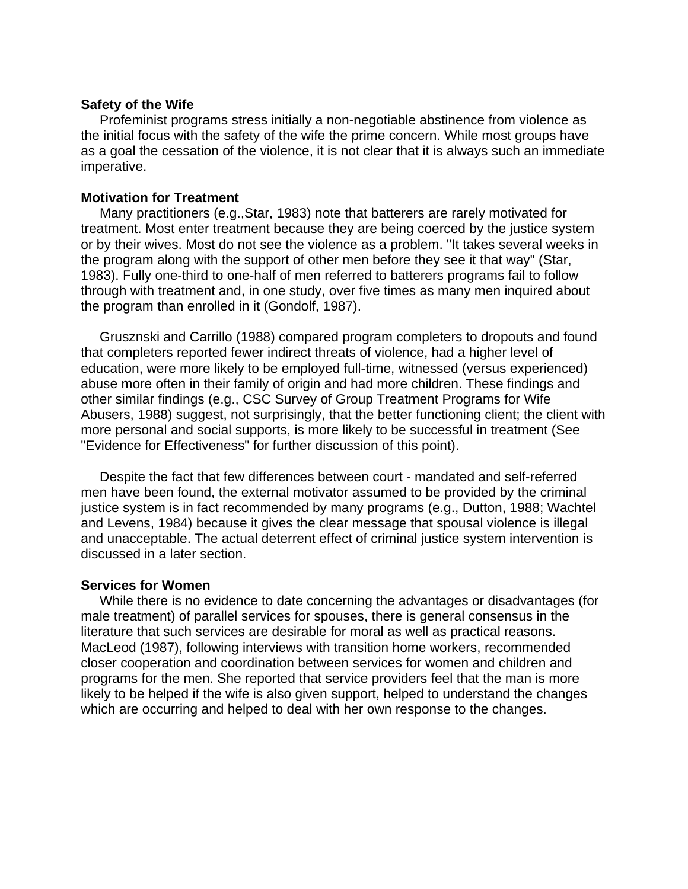### Safety of the Wife

Profeminist programs stress initially a non-negotiable abstinence from violence as the initial focus with the safety of the wife the prime concern. While most groups have as a goal the cessation of the violence, it is not clear that it is always such an immediate imperative.

### Motivation for Treatment

Many practitioners (e.g.,Star, 1983) note that batterers are rarely motivated for treatment. Most enter treatment because they are being coerced by the justice system or by their wives. Most do not see the violence as a problem. "It takes several weeks in the program along with the support of other men before they see it that way" (Star, 1983). Fully one-third to one-half of men referred to batterers programs fail to follow through with treatment and, in one study, over five times as many men inquired about the program than enrolled in it (Gondolf, 1987).

Grusznski and Carrillo (1988) compared program completers to dropouts and found that completers reported fewer indirect threats of violence, had a higher level of education, were more likely to be employed full-time, witnessed (versus experienced) abuse more often in their family of origin and had more children. These findings and other similar findings (e.g., CSC Survey of Group Treatment Programs for Wife Abusers, 1988) suggest, not surprisingly, that the better functioning client; the client with more personal and social supports, is more likely to be successful in treatment (See "Evidence for Effectiveness" for further discussion of this point).

Despite the fact that few differences between court - mandated and self-referred men have been found, the external motivator assumed to be provided by the criminal justice system is in fact recommended by many programs (e.g., Dutton, 1988; Wachtel and Levens, 1984) because it gives the clear message that spousal violence is illegal and unacceptable. The actual deterrent effect of criminal justice system intervention is discussed in a later section.

### Services for Women

While there is no evidence to date concerning the advantages or disadvantages (for male treatment) of parallel services for spouses, there is general consensus in the literature that such services are desirable for moral as well as practical reasons. MacLeod (1987), following interviews with transition home workers, recommended closer cooperation and coordination between services for women and children and programs for the men. She reported that service providers feel that the man is more likely to be helped if the wife is also given support, helped to understand the changes which are occurring and helped to deal with her own response to the changes.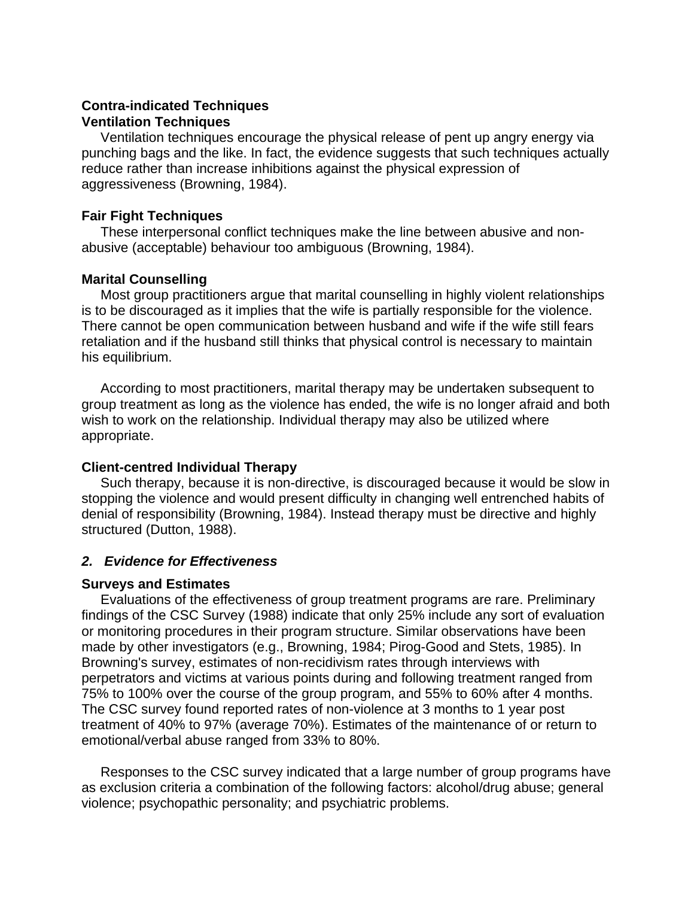### Contra-indicated Techniques

#### Ventilation Techniques

Ventilation techniques encourage the physical release of pent up angry energy via punching bags and the like. In fact, the evidence suggests that such techniques actually reduce rather than increase inhibitions against the physical expression of aggressiveness (Browning, 1984).

#### Fair Fight Techniques

These interpersonal conflict techniques make the line between abusive and non-abusive (acceptable) behaviour too ambiguous (Browning, 1984).

#### Marital Counselling

Most group practitioners argue that marital counselling in highly violent relationships is to be discouraged as it implies that the wife is partially responsible for the violence. There cannot be open communication between husband and wife if the wife still fears retaliation and if the husband still thinks that physical control is necessary to maintain his equilibrium.

According to most practitioners, marital therapy may be undertaken subsequent to group treatment as long as the violence has ended, the wife is no longer afraid and both wish to work on the relationship. Individual therapy may also be utilized where appropriate.

#### Client-centred Individual Therapy

Such therapy, because it is non-directive, is discouraged because it would be slow in stopping the violence and would present difficulty in changing well entrenched habits of denial of responsibility (Browning, 1984). Instead therapy must be directive and highly structured (Dutton, 1988).

## *2. Evidence for Effectiveness*

#### Surveys and Estimates

Evaluations of the effectiveness of group treatment programs are rare. Preliminary findings of the CSC Survey (1988) indicate that only 25% include any sort of evaluation or monitoring procedures in their program structure. Similar observations have been made by other investigators (e.g., Browning, 1984; Pirog-Good and Stets, 1985). In Browning's survey, estimates of non-recidivism rates through interviews with perpetrators and victims at various points during and following treatment ranged from 75% to 100% over the course of the group program, and 55% to 60% after 4 months. The CSC survey found reported rates of non-violence at 3 months to 1 year post treatment of 40% to 97% (average 70%). Estimates of the maintenance of or return to emotional/verbal abuse ranged from 33% to 80%.

Responses to the CSC survey indicated that a large number of group programs have as exclusion criteria a combination of the following factors: alcohol/drug abuse; general violence; psychopathic personality; and psychiatric problems.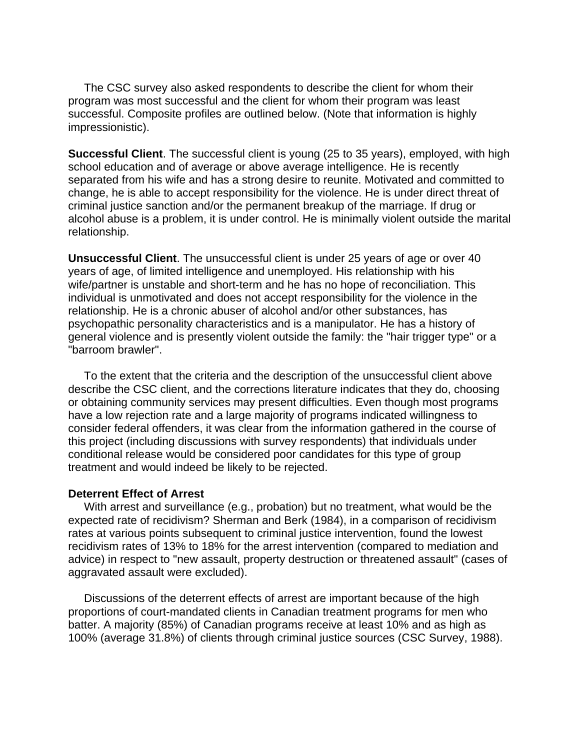The CSC survey also asked respondents to describe the client for whom their program was most successful and the client for whom their program was least successful. Composite profiles are outlined below. (Note that information is highly impressionistic).

**Successful Client**. The successful client is young (25 to 35 years), employed, with high school education and of average or above average intelligence. He is recently separated from his wife and has a strong desire to reunite. Motivated and committed to change, he is able to accept responsibility for the violence. He is under direct threat of criminal justice sanction and/or the permanent breakup of the marriage. If drug or alcohol abuse is a problem, it is under control. He is minimally violent outside the marital relationship.

**Unsuccessful Client**. The unsuccessful client is under 25 years of age or over 40 years of age, of limited intelligence and unemployed. His relationship with his wife/partner is unstable and short-term and he has no hope of reconciliation. This individual is unmotivated and does not accept responsibility for the violence in the relationship. He is a chronic abuser of alcohol and/or other substances, has psychopathic personality characteristics and is a manipulator. He has a history of general violence and is presently violent outside the family: the "hair trigger type" or a "barroom brawler".

To the extent that the criteria and the description of the unsuccessful client above describe the CSC client, and the corrections literature indicates that they do, choosing or obtaining community services may present difficulties. Even though most programs have a low rejection rate and a large majority of programs indicated willingness to consider federal offenders, it was clear from the information gathered in the course of this project (including discussions with survey respondents) that individuals under conditional release would be considered poor candidates for this type of group treatment and would indeed be likely to be rejected.

**Deterrent Effect of Arrest**

With arrest and surveillance (e.g., probation) but no treatment, what would be the expected rate of recidivism? Sherman and Berk (1984), in a comparison of recidivism rates at various points subsequent to criminal justice intervention, found the lowest recidivism rates of 13% to 18% for the arrest intervention (compared to mediation and advice) in respect to "new assault, property destruction or threatened assault" (cases of aggravated assault were excluded).

Discussions of the deterrent effects of arrest are important because of the high proportions of court-mandated clients in Canadian treatment programs for men who batter. A majority (85%) of Canadian programs receive at least 10% and as high as 100% (average 31.8%) of clients through criminal justice sources (CSC Survey, 1988).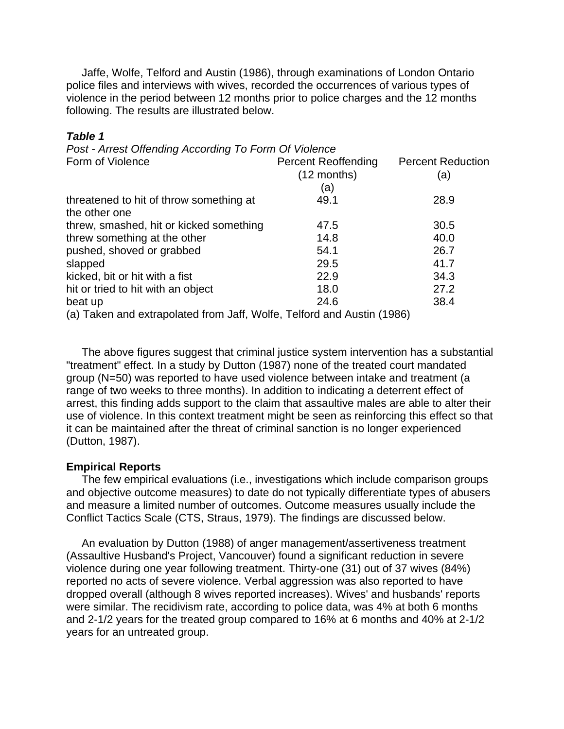Jaffe, Wolfe, Telford and Austin (1986), through examinations of London Ontario police files and interviews with wives, recorded the occurrences of various types of violence in the period between 12 months prior to police charges and the 12 months following. The results are illustrated below.

***Table 1***

*Post - Arrest Offending According To Form Of Violence*

| Form of Violence | Percent Reoffending (12 months) (a) | Percent Reduction (a) |
|---|---|---|
| threatened to hit of throw something at the other one | 49.1 | 28.9 |
| threw, smashed, hit or kicked something | 47.5 | 30.5 |
| threw something at the other | 14.8 | 40.0 |
| pushed, shoved or grabbed | 54.1 | 26.7 |
| slapped | 29.5 | 41.7 |
| kicked, bit or hit with a fist | 22.9 | 34.3 |
| hit or tried to hit with an object | 18.0 | 27.2 |
| beat up | 24.6 | 38.4 |

(a) Taken and extrapolated from Jaff, Wolfe, Telford and Austin (1986)

The above figures suggest that criminal justice system intervention has a substantial "treatment" effect. In a study by Dutton (1987) none of the treated court mandated group (N=50) was reported to have used violence between intake and treatment (a range of two weeks to three months). In addition to indicating a deterrent effect of arrest, this finding adds support to the claim that assaultive males are able to alter their use of violence. In this context treatment might be seen as reinforcing this effect so that it can be maintained after the threat of criminal sanction is no longer experienced (Dutton, 1987).

**Empirical Reports**

The few empirical evaluations (i.e., investigations which include comparison groups and objective outcome measures) to date do not typically differentiate types of abusers and measure a limited number of outcomes. Outcome measures usually include the Conflict Tactics Scale (CTS, Straus, 1979). The findings are discussed below.

An evaluation by Dutton (1988) of anger management/assertiveness treatment (Assaultive Husband's Project, Vancouver) found a significant reduction in severe violence during one year following treatment. Thirty-one (31) out of 37 wives (84%) reported no acts of severe violence. Verbal aggression was also reported to have dropped overall (although 8 wives reported increases). Wives' and husbands' reports were similar. The recidivism rate, according to police data, was 4% at both 6 months and 2-1/2 years for the treated group compared to 16% at 6 months and 40% at 2-1/2 years for an untreated group.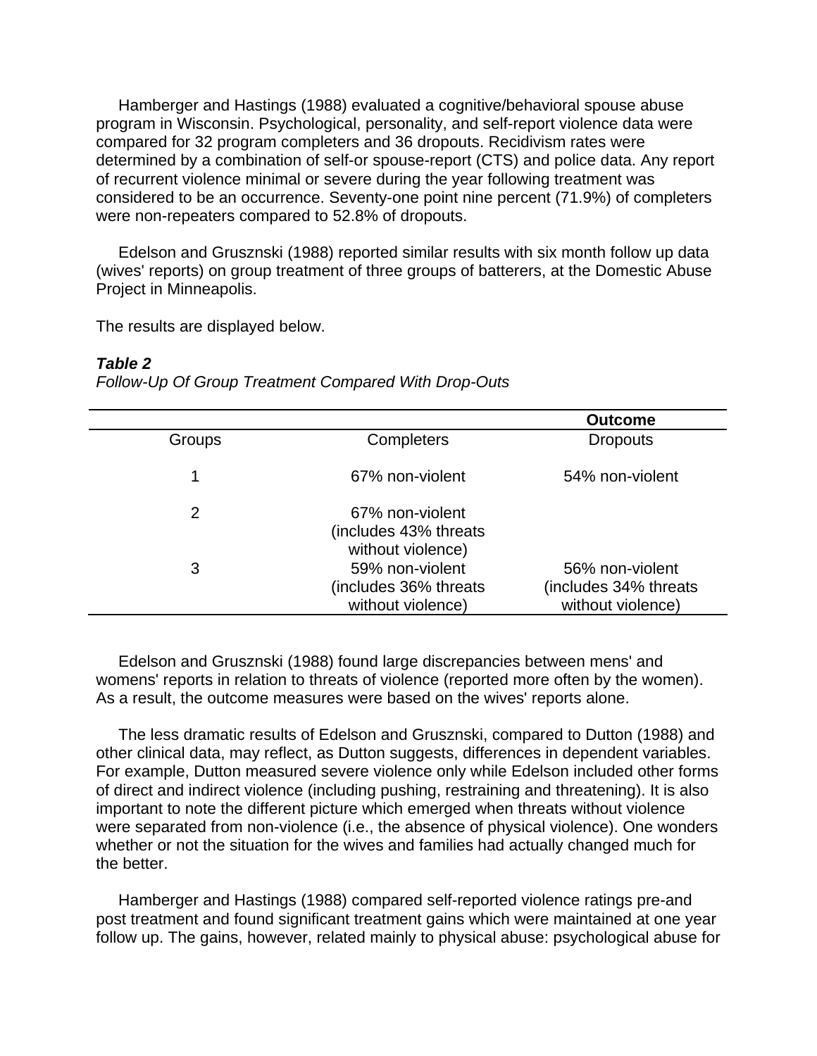Hamberger and Hastings (1988) evaluated a cognitive/behavioral spouse abuse program in Wisconsin. Psychological, personality, and self-report violence data were compared for 32 program completers and 36 dropouts. Recidivism rates were determined by a combination of self-or spouse-report (CTS) and police data. Any report of recurrent violence minimal or severe during the year following treatment was considered to be an occurrence. Seventy-one point nine percent (71.9%) of completers were non-repeaters compared to 52.8% of dropouts.

Edelson and Grusznski (1988) reported similar results with six month follow up data (wives' reports) on group treatment of three groups of batterers, at the Domestic Abuse Project in Minneapolis.

The results are displayed below.

***Table 2***
*Follow-Up Of Group Treatment Compared With Drop-Outs*

| | | **Outcome** |
|---|---|---|
| Groups | Completers | Dropouts |
| 1 | 67% non-violent | 54% non-violent |
| 2 | 67% non-violent (includes 43% threats without violence) | |
| 3 | 59% non-violent (includes 36% threats without violence) | 56% non-violent (includes 34% threats without violence) |

Edelson and Grusznski (1988) found large discrepancies between mens' and womens' reports in relation to threats of violence (reported more often by the women). As a result, the outcome measures were based on the wives' reports alone.

The less dramatic results of Edelson and Grusznski, compared to Dutton (1988) and other clinical data, may reflect, as Dutton suggests, differences in dependent variables. For example, Dutton measured severe violence only while Edelson included other forms of direct and indirect violence (including pushing, restraining and threatening). It is also important to note the different picture which emerged when threats without violence were separated from non-violence (i.e., the absence of physical violence). One wonders whether or not the situation for the wives and families had actually changed much for the better.

Hamberger and Hastings (1988) compared self-reported violence ratings pre-and post treatment and found significant treatment gains which were maintained at one year follow up. The gains, however, related mainly to physical abuse: psychological abuse for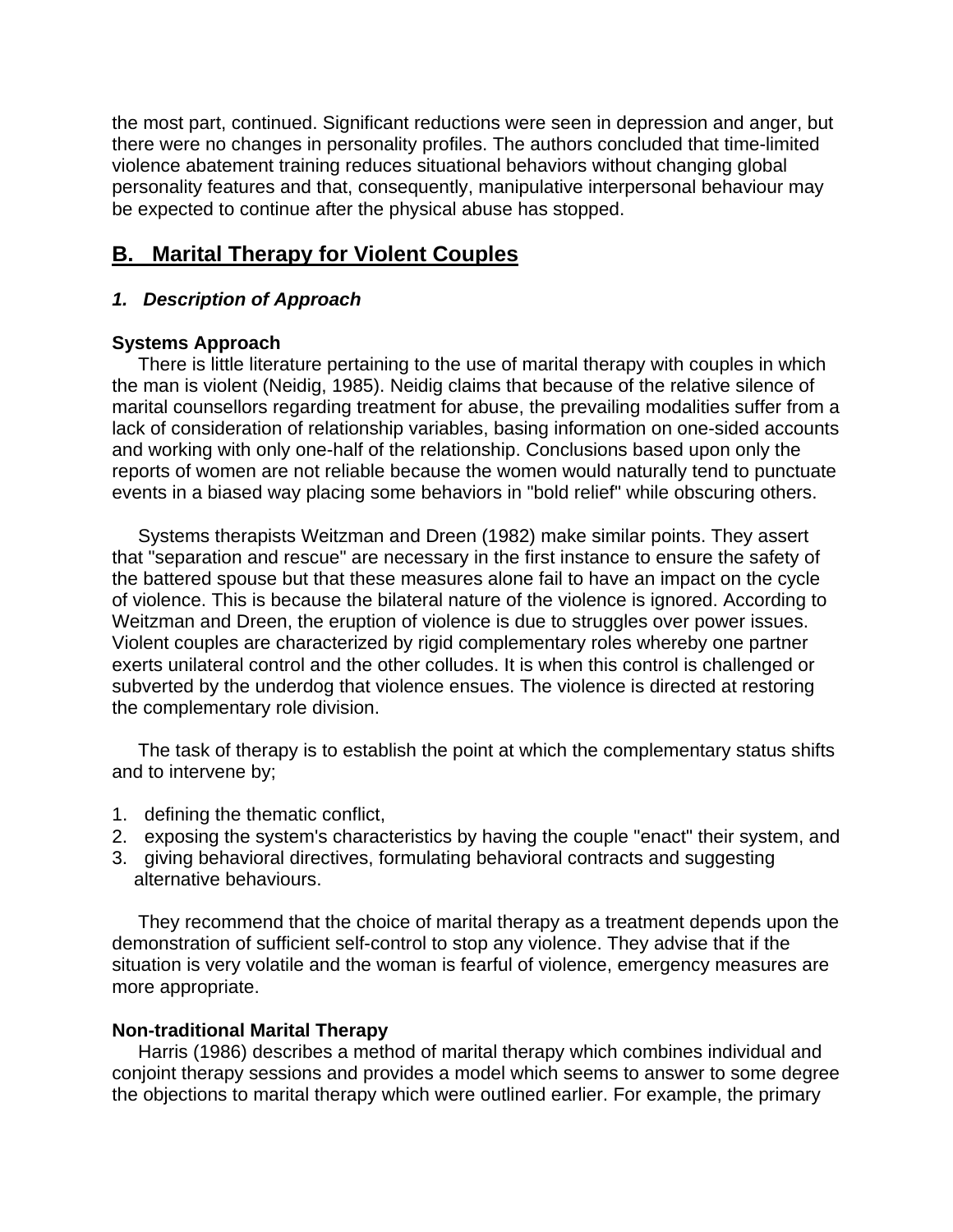the most part, continued. Significant reductions were seen in depression and anger, but there were no changes in personality profiles. The authors concluded that time-limited violence abatement training reduces situational behaviors without changing global personality features and that, consequently, manipulative interpersonal behaviour may be expected to continue after the physical abuse has stopped.

## B. Marital Therapy for Violent Couples

### *1. Description of Approach*

**Systems Approach**

There is little literature pertaining to the use of marital therapy with couples in which the man is violent (Neidig, 1985). Neidig claims that because of the relative silence of marital counsellors regarding treatment for abuse, the prevailing modalities suffer from a lack of consideration of relationship variables, basing information on one-sided accounts and working with only one-half of the relationship. Conclusions based upon only the reports of women are not reliable because the women would naturally tend to punctuate events in a biased way placing some behaviors in "bold relief" while obscuring others.

Systems therapists Weitzman and Dreen (1982) make similar points. They assert that "separation and rescue" are necessary in the first instance to ensure the safety of the battered spouse but that these measures alone fail to have an impact on the cycle of violence. This is because the bilateral nature of the violence is ignored. According to Weitzman and Dreen, the eruption of violence is due to struggles over power issues. Violent couples are characterized by rigid complementary roles whereby one partner exerts unilateral control and the other colludes. It is when this control is challenged or subverted by the underdog that violence ensues. The violence is directed at restoring the complementary role division.

The task of therapy is to establish the point at which the complementary status shifts and to intervene by;

1. defining the thematic conflict,
2. exposing the system's characteristics by having the couple "enact" their system, and
3. giving behavioral directives, formulating behavioral contracts and suggesting alternative behaviours.

They recommend that the choice of marital therapy as a treatment depends upon the demonstration of sufficient self-control to stop any violence. They advise that if the situation is very volatile and the woman is fearful of violence, emergency measures are more appropriate.

**Non-traditional Marital Therapy**

Harris (1986) describes a method of marital therapy which combines individual and conjoint therapy sessions and provides a model which seems to answer to some degree the objections to marital therapy which were outlined earlier. For example, the primary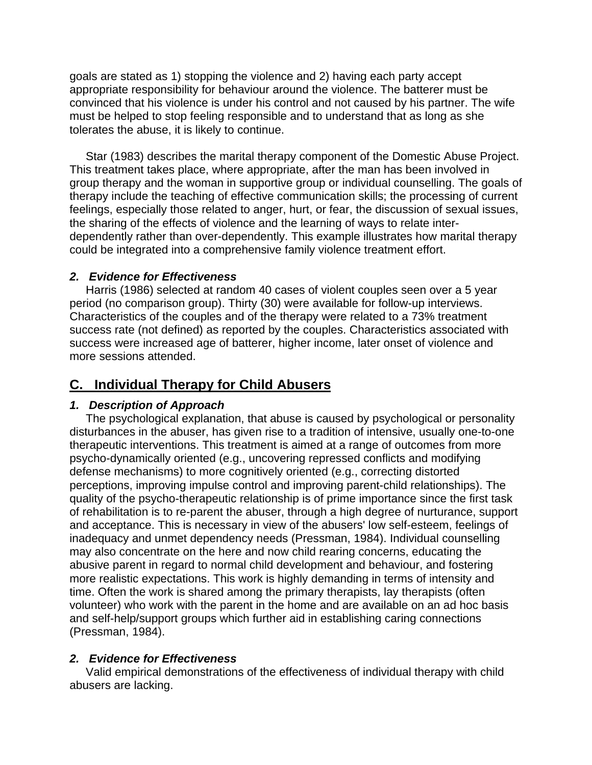goals are stated as 1) stopping the violence and 2) having each party accept appropriate responsibility for behaviour around the violence. The batterer must be convinced that his violence is under his control and not caused by his partner. The wife must be helped to stop feeling responsible and to understand that as long as she tolerates the abuse, it is likely to continue.

Star (1983) describes the marital therapy component of the Domestic Abuse Project. This treatment takes place, where appropriate, after the man has been involved in group therapy and the woman in supportive group or individual counselling. The goals of therapy include the teaching of effective communication skills; the processing of current feelings, especially those related to anger, hurt, or fear, the discussion of sexual issues, the sharing of the effects of violence and the learning of ways to relate inter-dependently rather than over-dependently. This example illustrates how marital therapy could be integrated into a comprehensive family violence treatment effort.

### *2. Evidence for Effectiveness*

Harris (1986) selected at random 40 cases of violent couples seen over a 5 year period (no comparison group). Thirty (30) were available for follow-up interviews. Characteristics of the couples and of the therapy were related to a 73% treatment success rate (not defined) as reported by the couples. Characteristics associated with success were increased age of batterer, higher income, later onset of violence and more sessions attended.

## C. Individual Therapy for Child Abusers

### *1. Description of Approach*

The psychological explanation, that abuse is caused by psychological or personality disturbances in the abuser, has given rise to a tradition of intensive, usually one-to-one therapeutic interventions. This treatment is aimed at a range of outcomes from more psycho-dynamically oriented (e.g., uncovering repressed conflicts and modifying defense mechanisms) to more cognitively oriented (e.g., correcting distorted perceptions, improving impulse control and improving parent-child relationships). The quality of the psycho-therapeutic relationship is of prime importance since the first task of rehabilitation is to re-parent the abuser, through a high degree of nurturance, support and acceptance. This is necessary in view of the abusers' low self-esteem, feelings of inadequacy and unmet dependency needs (Pressman, 1984). Individual counselling may also concentrate on the here and now child rearing concerns, educating the abusive parent in regard to normal child development and behaviour, and fostering more realistic expectations. This work is highly demanding in terms of intensity and time. Often the work is shared among the primary therapists, lay therapists (often volunteer) who work with the parent in the home and are available on an ad hoc basis and self-help/support groups which further aid in establishing caring connections (Pressman, 1984).

### *2. Evidence for Effectiveness*

Valid empirical demonstrations of the effectiveness of individual therapy with child abusers are lacking.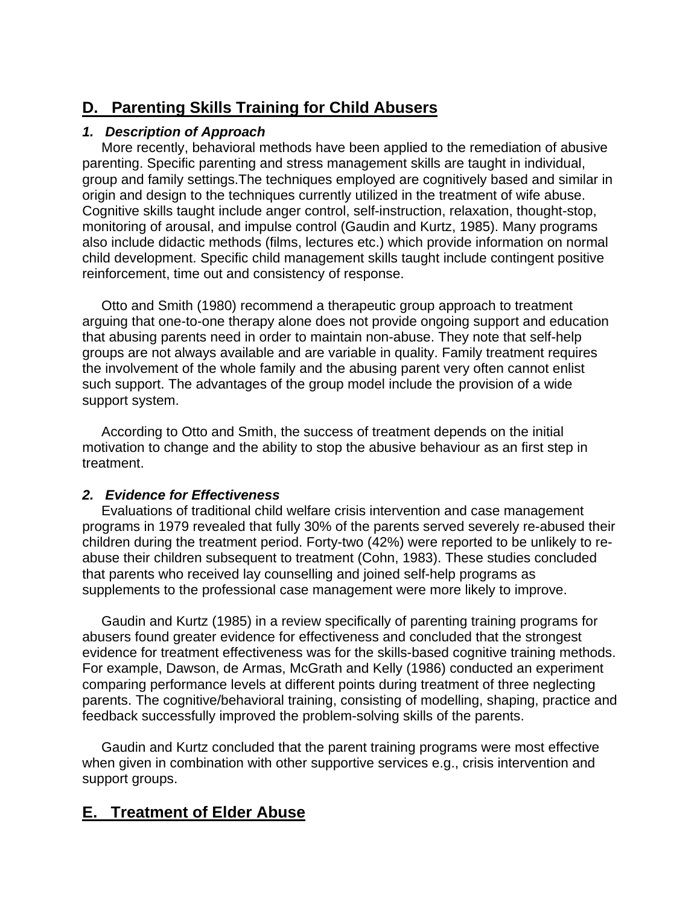## D. Parenting Skills Training for Child Abusers

### *1. Description of Approach*

More recently, behavioral methods have been applied to the remediation of abusive parenting. Specific parenting and stress management skills are taught in individual, group and family settings.The techniques employed are cognitively based and similar in origin and design to the techniques currently utilized in the treatment of wife abuse. Cognitive skills taught include anger control, self-instruction, relaxation, thought-stop, monitoring of arousal, and impulse control (Gaudin and Kurtz, 1985). Many programs also include didactic methods (films, lectures etc.) which provide information on normal child development. Specific child management skills taught include contingent positive reinforcement, time out and consistency of response.

Otto and Smith (1980) recommend a therapeutic group approach to treatment arguing that one-to-one therapy alone does not provide ongoing support and education that abusing parents need in order to maintain non-abuse. They note that self-help groups are not always available and are variable in quality. Family treatment requires the involvement of the whole family and the abusing parent very often cannot enlist such support. The advantages of the group model include the provision of a wide support system.

According to Otto and Smith, the success of treatment depends on the initial motivation to change and the ability to stop the abusive behaviour as an first step in treatment.

### *2. Evidence for Effectiveness*

Evaluations of traditional child welfare crisis intervention and case management programs in 1979 revealed that fully 30% of the parents served severely re-abused their children during the treatment period. Forty-two (42%) were reported to be unlikely to re-abuse their children subsequent to treatment (Cohn, 1983). These studies concluded that parents who received lay counselling and joined self-help programs as supplements to the professional case management were more likely to improve.

Gaudin and Kurtz (1985) in a review specifically of parenting training programs for abusers found greater evidence for effectiveness and concluded that the strongest evidence for treatment effectiveness was for the skills-based cognitive training methods. For example, Dawson, de Armas, McGrath and Kelly (1986) conducted an experiment comparing performance levels at different points during treatment of three neglecting parents. The cognitive/behavioral training, consisting of modelling, shaping, practice and feedback successfully improved the problem-solving skills of the parents.

Gaudin and Kurtz concluded that the parent training programs were most effective when given in combination with other supportive services e.g., crisis intervention and support groups.

## E. Treatment of Elder Abuse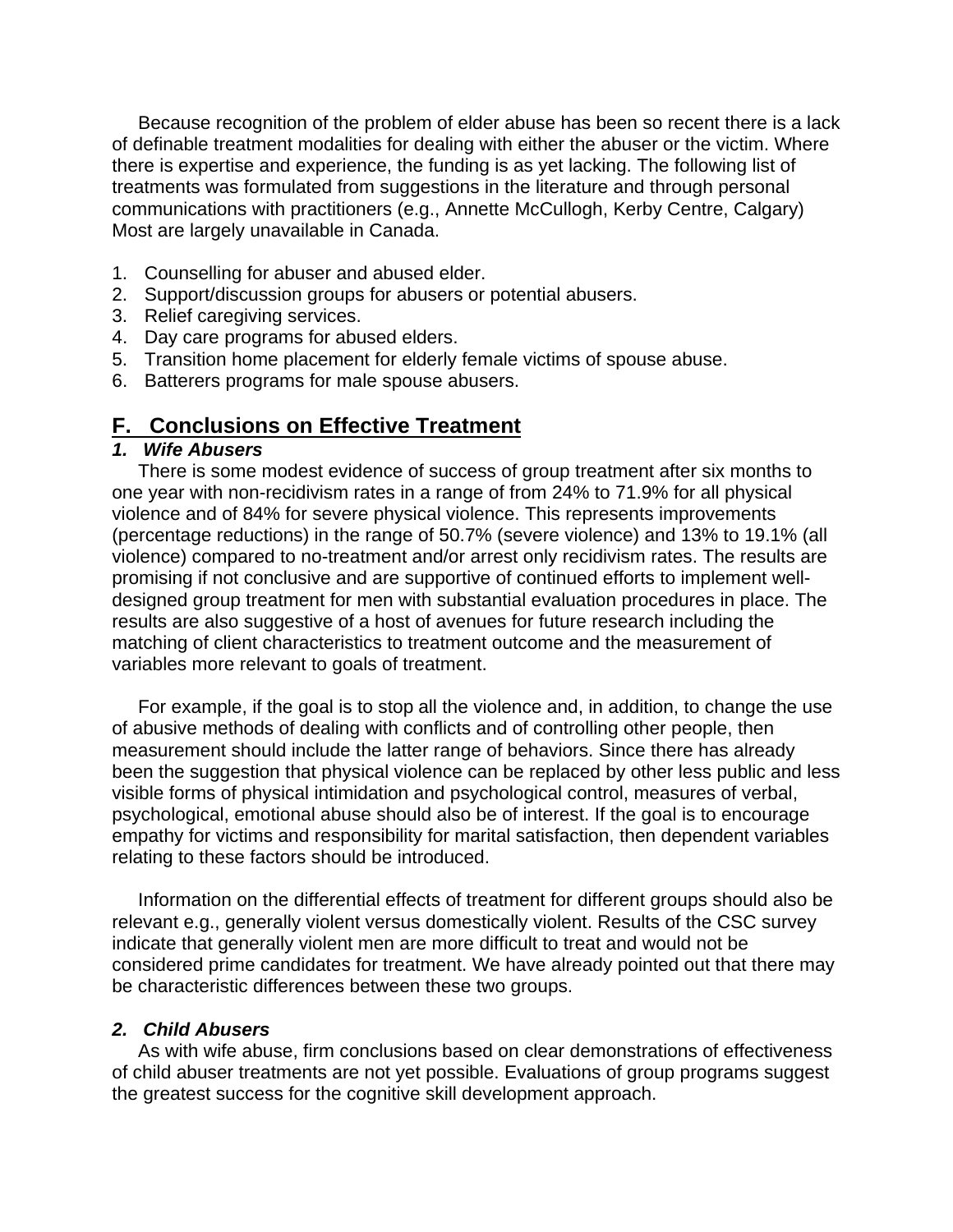Because recognition of the problem of elder abuse has been so recent there is a lack of definable treatment modalities for dealing with either the abuser or the victim. Where there is expertise and experience, the funding is as yet lacking. The following list of treatments was formulated from suggestions in the literature and through personal communications with practitioners (e.g., Annette McCullogh, Kerby Centre, Calgary) Most are largely unavailable in Canada.

1. Counselling for abuser and abused elder.
2. Support/discussion groups for abusers or potential abusers.
3. Relief caregiving services.
4. Day care programs for abused elders.
5. Transition home placement for elderly female victims of spouse abuse.
6. Batterers programs for male spouse abusers.

## F. Conclusions on Effective Treatment

### *1. Wife Abusers*

There is some modest evidence of success of group treatment after six months to one year with non-recidivism rates in a range of from 24% to 71.9% for all physical violence and of 84% for severe physical violence. This represents improvements (percentage reductions) in the range of 50.7% (severe violence) and 13% to 19.1% (all violence) compared to no-treatment and/or arrest only recidivism rates. The results are promising if not conclusive and are supportive of continued efforts to implement well-designed group treatment for men with substantial evaluation procedures in place. The results are also suggestive of a host of avenues for future research including the matching of client characteristics to treatment outcome and the measurement of variables more relevant to goals of treatment.

For example, if the goal is to stop all the violence and, in addition, to change the use of abusive methods of dealing with conflicts and of controlling other people, then measurement should include the latter range of behaviors. Since there has already been the suggestion that physical violence can be replaced by other less public and less visible forms of physical intimidation and psychological control, measures of verbal, psychological, emotional abuse should also be of interest. If the goal is to encourage empathy for victims and responsibility for marital satisfaction, then dependent variables relating to these factors should be introduced.

Information on the differential effects of treatment for different groups should also be relevant e.g., generally violent versus domestically violent. Results of the CSC survey indicate that generally violent men are more difficult to treat and would not be considered prime candidates for treatment. We have already pointed out that there may be characteristic differences between these two groups.

### *2. Child Abusers*

As with wife abuse, firm conclusions based on clear demonstrations of effectiveness of child abuser treatments are not yet possible. Evaluations of group programs suggest the greatest success for the cognitive skill development approach.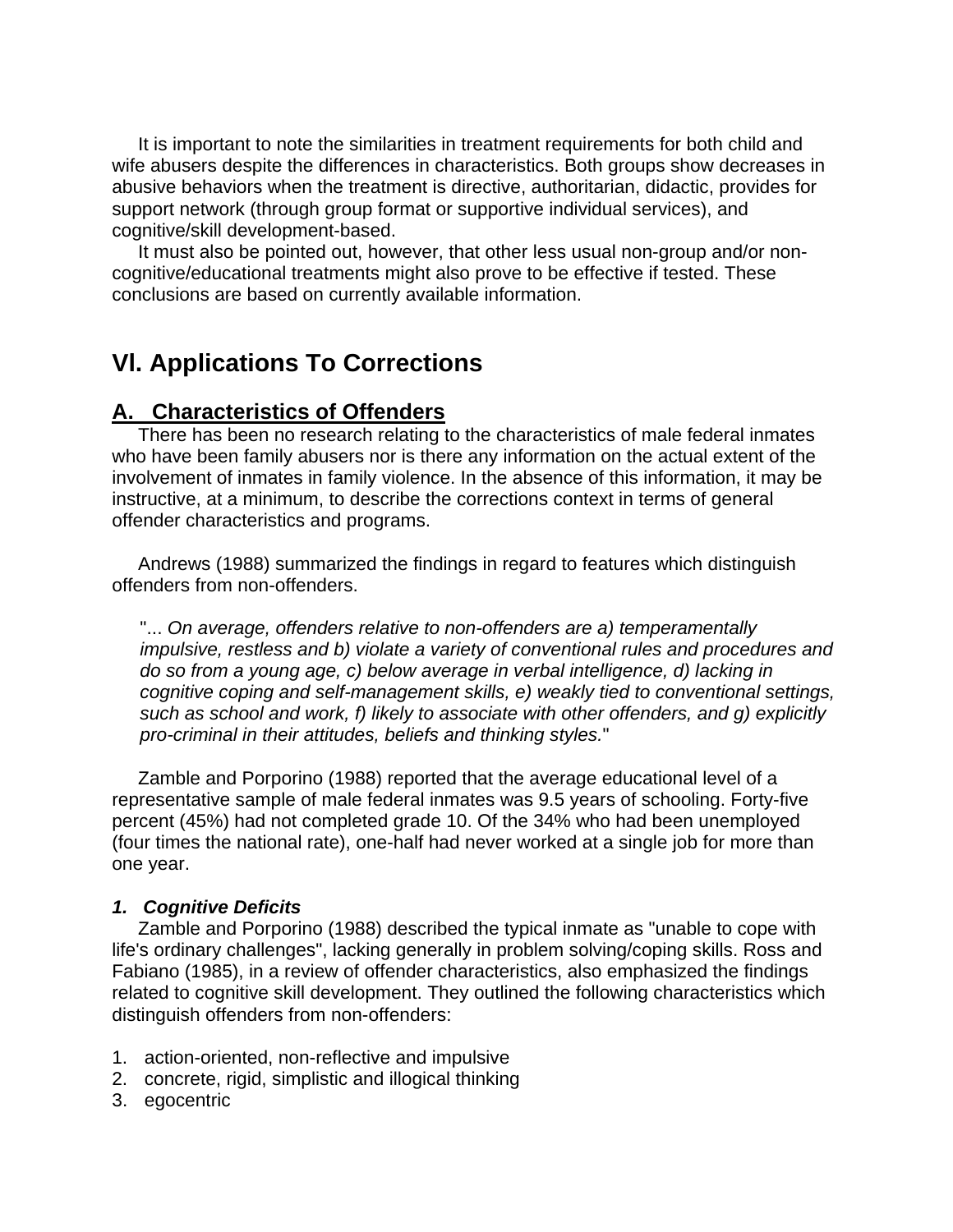It is important to note the similarities in treatment requirements for both child and wife abusers despite the differences in characteristics. Both groups show decreases in abusive behaviors when the treatment is directive, authoritarian, didactic, provides for support network (through group format or supportive individual services), and cognitive/skill development-based.

It must also be pointed out, however, that other less usual non-group and/or non-cognitive/educational treatments might also prove to be effective if tested. These conclusions are based on currently available information.

# Vl. Applications To Corrections

## A. Characteristics of Offenders

There has been no research relating to the characteristics of male federal inmates who have been family abusers nor is there any information on the actual extent of the involvement of inmates in family violence. In the absence of this information, it may be instructive, at a minimum, to describe the corrections context in terms of general offender characteristics and programs.

Andrews (1988) summarized the findings in regard to features which distinguish offenders from non-offenders.

> "... *On average, offenders relative to non-offenders are a) temperamentally impulsive, restless and b) violate a variety of conventional rules and procedures and do so from a young age, c) below average in verbal intelligence, d) lacking in cognitive coping and self-management skills, e) weakly tied to conventional settings, such as school and work, f) likely to associate with other offenders, and g) explicitly pro-criminal in their attitudes, beliefs and thinking styles.*"

Zamble and Porporino (1988) reported that the average educational level of a representative sample of male federal inmates was 9.5 years of schooling. Forty-five percent (45%) had not completed grade 10. Of the 34% who had been unemployed (four times the national rate), one-half had never worked at a single job for more than one year.

### *1. Cognitive Deficits*

Zamble and Porporino (1988) described the typical inmate as "unable to cope with life's ordinary challenges", lacking generally in problem solving/coping skills. Ross and Fabiano (1985), in a review of offender characteristics, also emphasized the findings related to cognitive skill development. They outlined the following characteristics which distinguish offenders from non-offenders:

1. action-oriented, non-reflective and impulsive
2. concrete, rigid, simplistic and illogical thinking
3. egocentric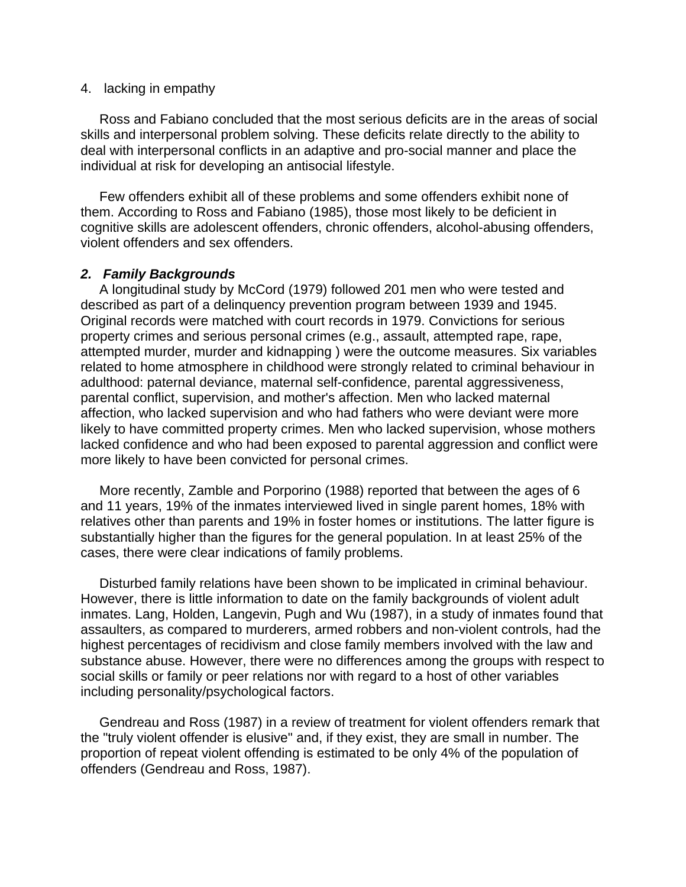4. lacking in empathy

Ross and Fabiano concluded that the most serious deficits are in the areas of social skills and interpersonal problem solving. These deficits relate directly to the ability to deal with interpersonal conflicts in an adaptive and pro-social manner and place the individual at risk for developing an antisocial lifestyle.

Few offenders exhibit all of these problems and some offenders exhibit none of them. According to Ross and Fabiano (1985), those most likely to be deficient in cognitive skills are adolescent offenders, chronic offenders, alcohol-abusing offenders, violent offenders and sex offenders.

### *2. Family Backgrounds*

A longitudinal study by McCord (1979) followed 201 men who were tested and described as part of a delinquency prevention program between 1939 and 1945. Original records were matched with court records in 1979. Convictions for serious property crimes and serious personal crimes (e.g., assault, attempted rape, rape, attempted murder, murder and kidnapping ) were the outcome measures. Six variables related to home atmosphere in childhood were strongly related to criminal behaviour in adulthood: paternal deviance, maternal self-confidence, parental aggressiveness, parental conflict, supervision, and mother's affection. Men who lacked maternal affection, who lacked supervision and who had fathers who were deviant were more likely to have committed property crimes. Men who lacked supervision, whose mothers lacked confidence and who had been exposed to parental aggression and conflict were more likely to have been convicted for personal crimes.

More recently, Zamble and Porporino (1988) reported that between the ages of 6 and 11 years, 19% of the inmates interviewed lived in single parent homes, 18% with relatives other than parents and 19% in foster homes or institutions. The latter figure is substantially higher than the figures for the general population. In at least 25% of the cases, there were clear indications of family problems.

Disturbed family relations have been shown to be implicated in criminal behaviour. However, there is little information to date on the family backgrounds of violent adult inmates. Lang, Holden, Langevin, Pugh and Wu (1987), in a study of inmates found that assaulters, as compared to murderers, armed robbers and non-violent controls, had the highest percentages of recidivism and close family members involved with the law and substance abuse. However, there were no differences among the groups with respect to social skills or family or peer relations nor with regard to a host of other variables including personality/psychological factors.

Gendreau and Ross (1987) in a review of treatment for violent offenders remark that the "truly violent offender is elusive" and, if they exist, they are small in number. The proportion of repeat violent offending is estimated to be only 4% of the population of offenders (Gendreau and Ross, 1987).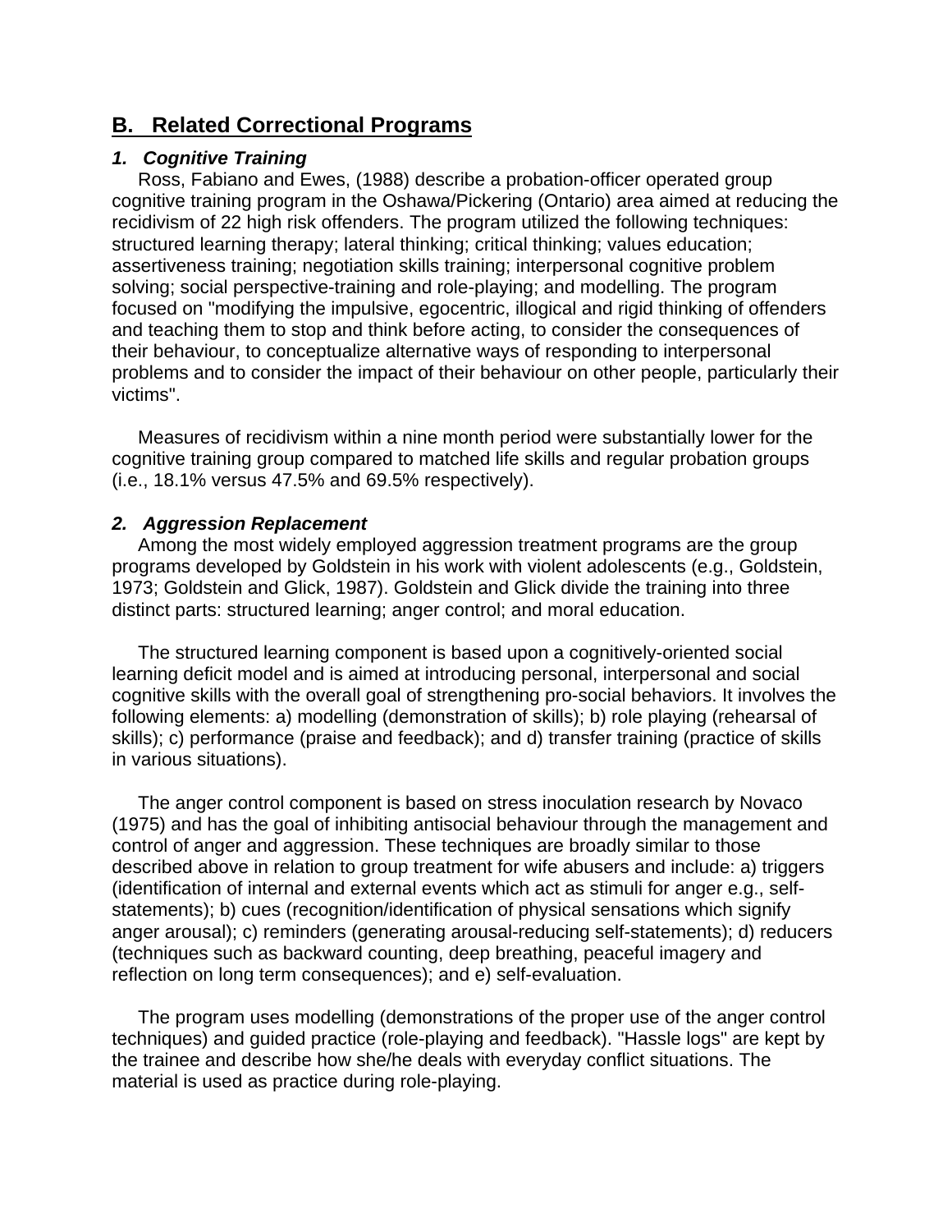## B. Related Correctional Programs

### *1. Cognitive Training*

Ross, Fabiano and Ewes, (1988) describe a probation-officer operated group cognitive training program in the Oshawa/Pickering (Ontario) area aimed at reducing the recidivism of 22 high risk offenders. The program utilized the following techniques: structured learning therapy; lateral thinking; critical thinking; values education; assertiveness training; negotiation skills training; interpersonal cognitive problem solving; social perspective-training and role-playing; and modelling. The program focused on "modifying the impulsive, egocentric, illogical and rigid thinking of offenders and teaching them to stop and think before acting, to consider the consequences of their behaviour, to conceptualize alternative ways of responding to interpersonal problems and to consider the impact of their behaviour on other people, particularly their victims".

Measures of recidivism within a nine month period were substantially lower for the cognitive training group compared to matched life skills and regular probation groups (i.e., 18.1% versus 47.5% and 69.5% respectively).

### *2. Aggression Replacement*

Among the most widely employed aggression treatment programs are the group programs developed by Goldstein in his work with violent adolescents (e.g., Goldstein, 1973; Goldstein and Glick, 1987). Goldstein and Glick divide the training into three distinct parts: structured learning; anger control; and moral education.

The structured learning component is based upon a cognitively-oriented social learning deficit model and is aimed at introducing personal, interpersonal and social cognitive skills with the overall goal of strengthening pro-social behaviors. It involves the following elements: a) modelling (demonstration of skills); b) role playing (rehearsal of skills); c) performance (praise and feedback); and d) transfer training (practice of skills in various situations).

The anger control component is based on stress inoculation research by Novaco (1975) and has the goal of inhibiting antisocial behaviour through the management and control of anger and aggression. These techniques are broadly similar to those described above in relation to group treatment for wife abusers and include: a) triggers (identification of internal and external events which act as stimuli for anger e.g., self-statements); b) cues (recognition/identification of physical sensations which signify anger arousal); c) reminders (generating arousal-reducing self-statements); d) reducers (techniques such as backward counting, deep breathing, peaceful imagery and reflection on long term consequences); and e) self-evaluation.

The program uses modelling (demonstrations of the proper use of the anger control techniques) and guided practice (role-playing and feedback). "Hassle logs" are kept by the trainee and describe how she/he deals with everyday conflict situations. The material is used as practice during role-playing.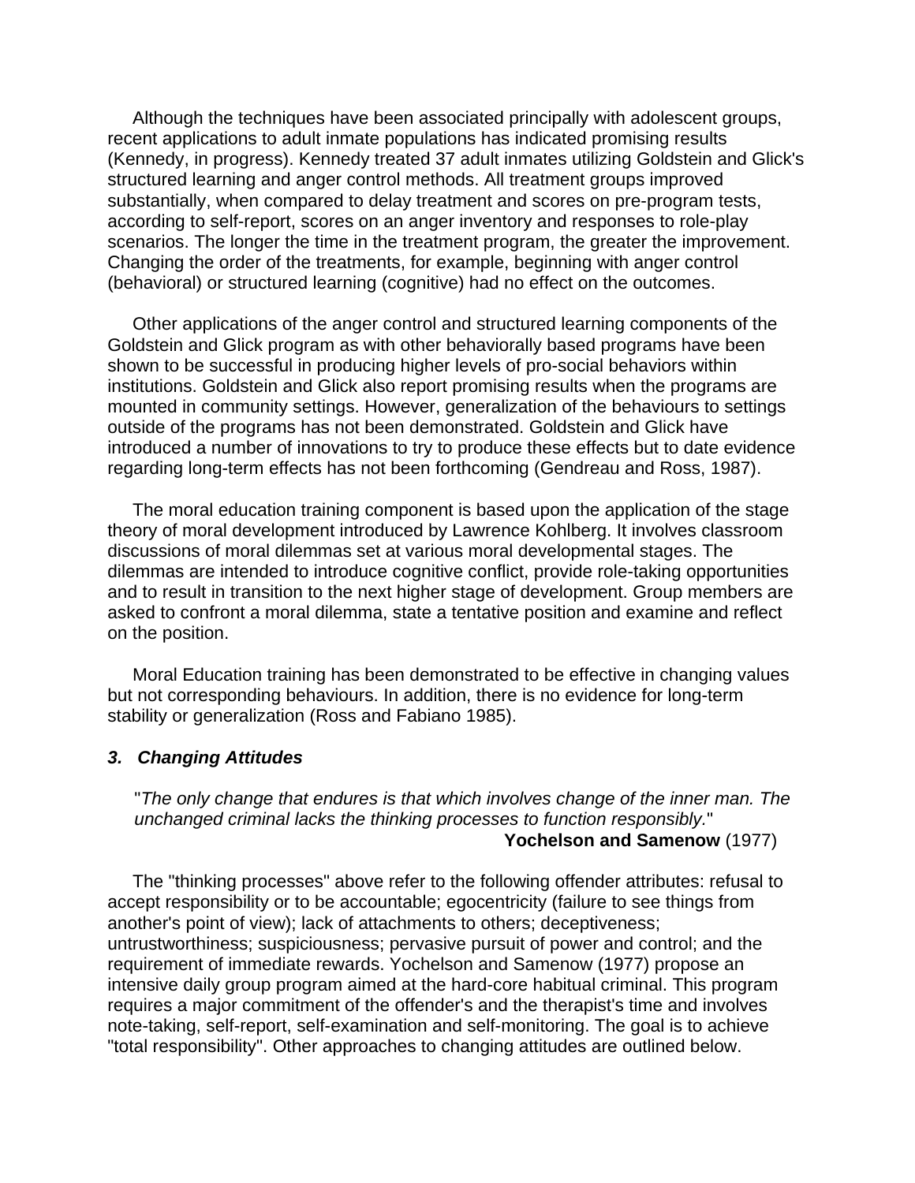Although the techniques have been associated principally with adolescent groups, recent applications to adult inmate populations has indicated promising results (Kennedy, in progress). Kennedy treated 37 adult inmates utilizing Goldstein and Glick's structured learning and anger control methods. All treatment groups improved substantially, when compared to delay treatment and scores on pre-program tests, according to self-report, scores on an anger inventory and responses to role-play scenarios. The longer the time in the treatment program, the greater the improvement. Changing the order of the treatments, for example, beginning with anger control (behavioral) or structured learning (cognitive) had no effect on the outcomes.

Other applications of the anger control and structured learning components of the Goldstein and Glick program as with other behaviorally based programs have been shown to be successful in producing higher levels of pro-social behaviors within institutions. Goldstein and Glick also report promising results when the programs are mounted in community settings. However, generalization of the behaviours to settings outside of the programs has not been demonstrated. Goldstein and Glick have introduced a number of innovations to try to produce these effects but to date evidence regarding long-term effects has not been forthcoming (Gendreau and Ross, 1987).

The moral education training component is based upon the application of the stage theory of moral development introduced by Lawrence Kohlberg. It involves classroom discussions of moral dilemmas set at various moral developmental stages. The dilemmas are intended to introduce cognitive conflict, provide role-taking opportunities and to result in transition to the next higher stage of development. Group members are asked to confront a moral dilemma, state a tentative position and examine and reflect on the position.

Moral Education training has been demonstrated to be effective in changing values but not corresponding behaviours. In addition, there is no evidence for long-term stability or generalization (Ross and Fabiano 1985).

### *3. Changing Attitudes*

> "*The only change that endures is that which involves change of the inner man. The unchanged criminal lacks the thinking processes to function responsibly.*"
>
> **Yochelson and Samenow** (1977)

The "thinking processes" above refer to the following offender attributes: refusal to accept responsibility or to be accountable; egocentricity (failure to see things from another's point of view); lack of attachments to others; deceptiveness; untrustworthiness; suspiciousness; pervasive pursuit of power and control; and the requirement of immediate rewards. Yochelson and Samenow (1977) propose an intensive daily group program aimed at the hard-core habitual criminal. This program requires a major commitment of the offender's and the therapist's time and involves note-taking, self-report, self-examination and self-monitoring. The goal is to achieve "total responsibility". Other approaches to changing attitudes are outlined below.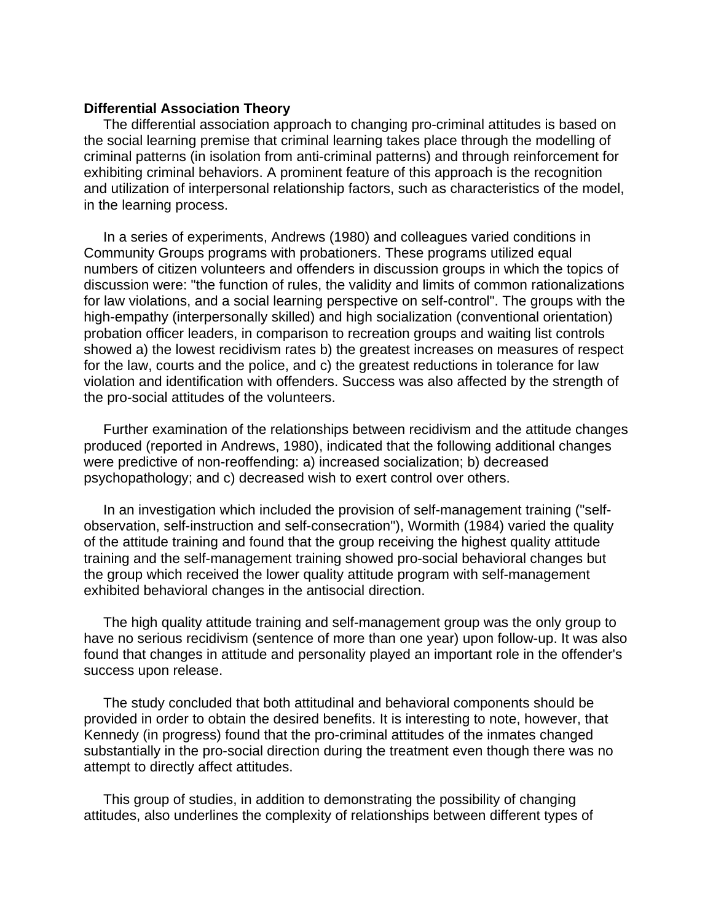**Differential Association Theory**

The differential association approach to changing pro-criminal attitudes is based on the social learning premise that criminal learning takes place through the modelling of criminal patterns (in isolation from anti-criminal patterns) and through reinforcement for exhibiting criminal behaviors. A prominent feature of this approach is the recognition and utilization of interpersonal relationship factors, such as characteristics of the model, in the learning process.

In a series of experiments, Andrews (1980) and colleagues varied conditions in Community Groups programs with probationers. These programs utilized equal numbers of citizen volunteers and offenders in discussion groups in which the topics of discussion were: "the function of rules, the validity and limits of common rationalizations for law violations, and a social learning perspective on self-control". The groups with the high-empathy (interpersonally skilled) and high socialization (conventional orientation) probation officer leaders, in comparison to recreation groups and waiting list controls showed a) the lowest recidivism rates b) the greatest increases on measures of respect for the law, courts and the police, and c) the greatest reductions in tolerance for law violation and identification with offenders. Success was also affected by the strength of the pro-social attitudes of the volunteers.

Further examination of the relationships between recidivism and the attitude changes produced (reported in Andrews, 1980), indicated that the following additional changes were predictive of non-reoffending: a) increased socialization; b) decreased psychopathology; and c) decreased wish to exert control over others.

In an investigation which included the provision of self-management training ("self-observation, self-instruction and self-consecration"), Wormith (1984) varied the quality of the attitude training and found that the group receiving the highest quality attitude training and the self-management training showed pro-social behavioral changes but the group which received the lower quality attitude program with self-management exhibited behavioral changes in the antisocial direction.

The high quality attitude training and self-management group was the only group to have no serious recidivism (sentence of more than one year) upon follow-up. It was also found that changes in attitude and personality played an important role in the offender's success upon release.

The study concluded that both attitudinal and behavioral components should be provided in order to obtain the desired benefits. It is interesting to note, however, that Kennedy (in progress) found that the pro-criminal attitudes of the inmates changed substantially in the pro-social direction during the treatment even though there was no attempt to directly affect attitudes.

This group of studies, in addition to demonstrating the possibility of changing attitudes, also underlines the complexity of relationships between different types of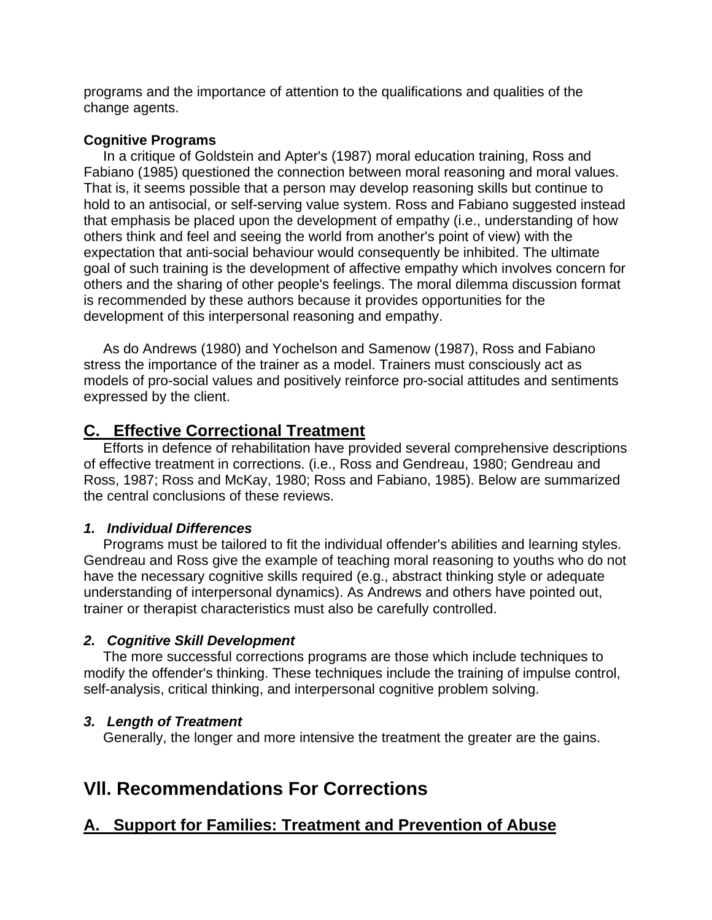programs and the importance of attention to the qualifications and qualities of the change agents.

**Cognitive Programs**

In a critique of Goldstein and Apter's (1987) moral education training, Ross and Fabiano (1985) questioned the connection between moral reasoning and moral values. That is, it seems possible that a person may develop reasoning skills but continue to hold to an antisocial, or self-serving value system. Ross and Fabiano suggested instead that emphasis be placed upon the development of empathy (i.e., understanding of how others think and feel and seeing the world from another's point of view) with the expectation that anti-social behaviour would consequently be inhibited. The ultimate goal of such training is the development of affective empathy which involves concern for others and the sharing of other people's feelings. The moral dilemma discussion format is recommended by these authors because it provides opportunities for the development of this interpersonal reasoning and empathy.

As do Andrews (1980) and Yochelson and Samenow (1987), Ross and Fabiano stress the importance of the trainer as a model. Trainers must consciously act as models of pro-social values and positively reinforce pro-social attitudes and sentiments expressed by the client.

## C. Effective Correctional Treatment

Efforts in defence of rehabilitation have provided several comprehensive descriptions of effective treatment in corrections. (i.e., Ross and Gendreau, 1980; Gendreau and Ross, 1987; Ross and McKay, 1980; Ross and Fabiano, 1985). Below are summarized the central conclusions of these reviews.

### *1. Individual Differences*

Programs must be tailored to fit the individual offender's abilities and learning styles. Gendreau and Ross give the example of teaching moral reasoning to youths who do not have the necessary cognitive skills required (e.g., abstract thinking style or adequate understanding of interpersonal dynamics). As Andrews and others have pointed out, trainer or therapist characteristics must also be carefully controlled.

### *2. Cognitive Skill Development*

The more successful corrections programs are those which include techniques to modify the offender's thinking. These techniques include the training of impulse control, self-analysis, critical thinking, and interpersonal cognitive problem solving.

### *3. Length of Treatment*

Generally, the longer and more intensive the treatment the greater are the gains.

# Vll. Recommendations For Corrections

## A. Support for Families: Treatment and Prevention of Abuse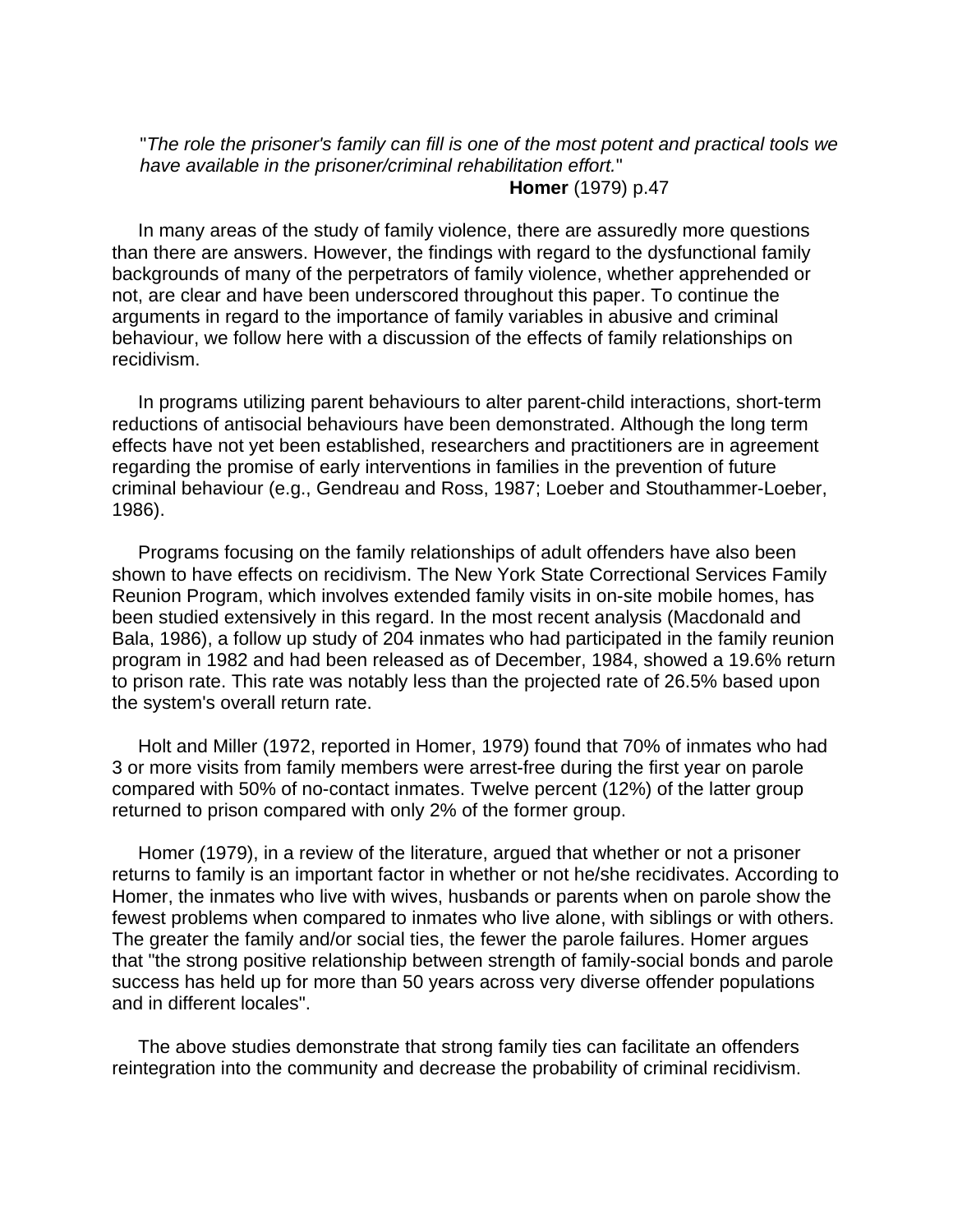"*The role the prisoner's family can fill is one of the most potent and practical tools we have available in the prisoner/criminal rehabilitation effort.*"
**Homer** (1979) p.47

In many areas of the study of family violence, there are assuredly more questions than there are answers. However, the findings with regard to the dysfunctional family backgrounds of many of the perpetrators of family violence, whether apprehended or not, are clear and have been underscored throughout this paper. To continue the arguments in regard to the importance of family variables in abusive and criminal behaviour, we follow here with a discussion of the effects of family relationships on recidivism.

In programs utilizing parent behaviours to alter parent-child interactions, short-term reductions of antisocial behaviours have been demonstrated. Although the long term effects have not yet been established, researchers and practitioners are in agreement regarding the promise of early interventions in families in the prevention of future criminal behaviour (e.g., Gendreau and Ross, 1987; Loeber and Stouthammer-Loeber, 1986).

Programs focusing on the family relationships of adult offenders have also been shown to have effects on recidivism. The New York State Correctional Services Family Reunion Program, which involves extended family visits in on-site mobile homes, has been studied extensively in this regard. In the most recent analysis (Macdonald and Bala, 1986), a follow up study of 204 inmates who had participated in the family reunion program in 1982 and had been released as of December, 1984, showed a 19.6% return to prison rate. This rate was notably less than the projected rate of 26.5% based upon the system's overall return rate.

Holt and Miller (1972, reported in Homer, 1979) found that 70% of inmates who had 3 or more visits from family members were arrest-free during the first year on parole compared with 50% of no-contact inmates. Twelve percent (12%) of the latter group returned to prison compared with only 2% of the former group.

Homer (1979), in a review of the literature, argued that whether or not a prisoner returns to family is an important factor in whether or not he/she recidivates. According to Homer, the inmates who live with wives, husbands or parents when on parole show the fewest problems when compared to inmates who live alone, with siblings or with others. The greater the family and/or social ties, the fewer the parole failures. Homer argues that "the strong positive relationship between strength of family-social bonds and parole success has held up for more than 50 years across very diverse offender populations and in different locales".

The above studies demonstrate that strong family ties can facilitate an offenders reintegration into the community and decrease the probability of criminal recidivism.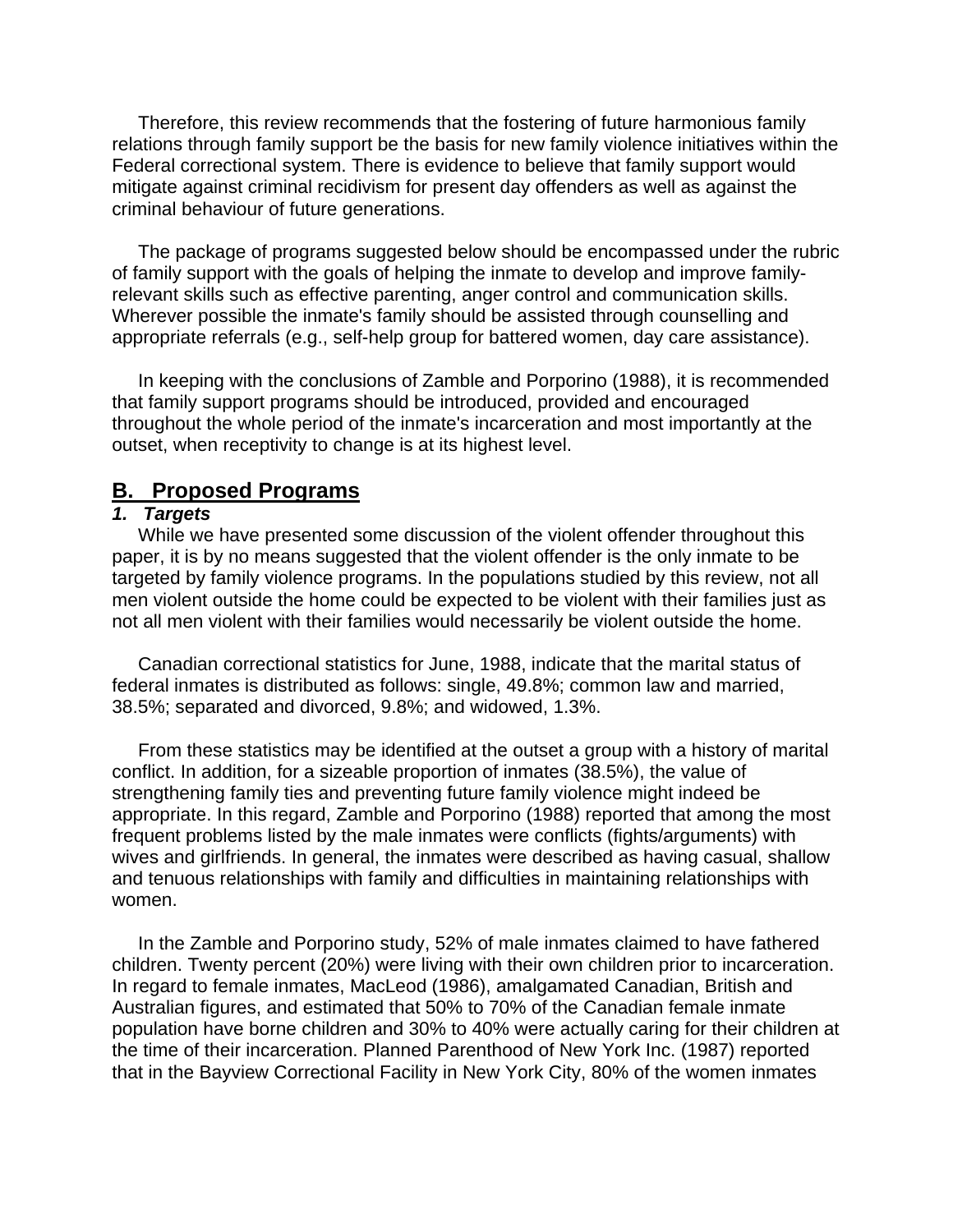Therefore, this review recommends that the fostering of future harmonious family relations through family support be the basis for new family violence initiatives within the Federal correctional system. There is evidence to believe that family support would mitigate against criminal recidivism for present day offenders as well as against the criminal behaviour of future generations.

The package of programs suggested below should be encompassed under the rubric of family support with the goals of helping the inmate to develop and improve family-relevant skills such as effective parenting, anger control and communication skills. Wherever possible the inmate's family should be assisted through counselling and appropriate referrals (e.g., self-help group for battered women, day care assistance).

In keeping with the conclusions of Zamble and Porporino (1988), it is recommended that family support programs should be introduced, provided and encouraged throughout the whole period of the inmate's incarceration and most importantly at the outset, when receptivity to change is at its highest level.

## B. Proposed Programs

### *1. Targets*

While we have presented some discussion of the violent offender throughout this paper, it is by no means suggested that the violent offender is the only inmate to be targeted by family violence programs. In the populations studied by this review, not all men violent outside the home could be expected to be violent with their families just as not all men violent with their families would necessarily be violent outside the home.

Canadian correctional statistics for June, 1988, indicate that the marital status of federal inmates is distributed as follows: single, 49.8%; common law and married, 38.5%; separated and divorced, 9.8%; and widowed, 1.3%.

From these statistics may be identified at the outset a group with a history of marital conflict. In addition, for a sizeable proportion of inmates (38.5%), the value of strengthening family ties and preventing future family violence might indeed be appropriate. In this regard, Zamble and Porporino (1988) reported that among the most frequent problems listed by the male inmates were conflicts (fights/arguments) with wives and girlfriends. In general, the inmates were described as having casual, shallow and tenuous relationships with family and difficulties in maintaining relationships with women.

In the Zamble and Porporino study, 52% of male inmates claimed to have fathered children. Twenty percent (20%) were living with their own children prior to incarceration. In regard to female inmates, MacLeod (1986), amalgamated Canadian, British and Australian figures, and estimated that 50% to 70% of the Canadian female inmate population have borne children and 30% to 40% were actually caring for their children at the time of their incarceration. Planned Parenthood of New York Inc. (1987) reported that in the Bayview Correctional Facility in New York City, 80% of the women inmates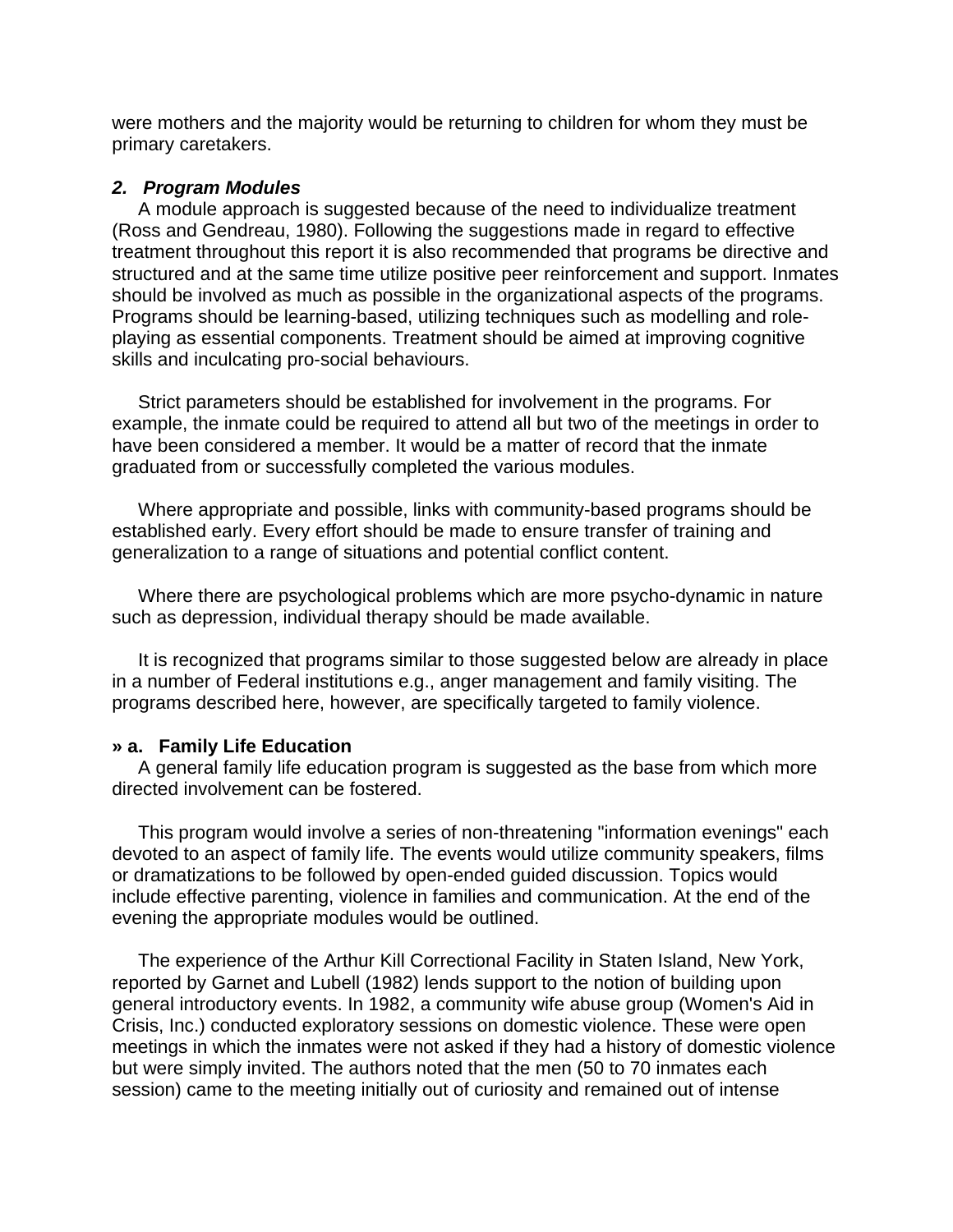were mothers and the majority would be returning to children for whom they must be primary caretakers.

### *2. Program Modules*

A module approach is suggested because of the need to individualize treatment (Ross and Gendreau, 1980). Following the suggestions made in regard to effective treatment throughout this report it is also recommended that programs be directive and structured and at the same time utilize positive peer reinforcement and support. Inmates should be involved as much as possible in the organizational aspects of the programs. Programs should be learning-based, utilizing techniques such as modelling and role-playing as essential components. Treatment should be aimed at improving cognitive skills and inculcating pro-social behaviours.

Strict parameters should be established for involvement in the programs. For example, the inmate could be required to attend all but two of the meetings in order to have been considered a member. It would be a matter of record that the inmate graduated from or successfully completed the various modules.

Where appropriate and possible, links with community-based programs should be established early. Every effort should be made to ensure transfer of training and generalization to a range of situations and potential conflict content.

Where there are psychological problems which are more psycho-dynamic in nature such as depression, individual therapy should be made available.

It is recognized that programs similar to those suggested below are already in place in a number of Federal institutions e.g., anger management and family visiting. The programs described here, however, are specifically targeted to family violence.

#### » a. Family Life Education

A general family life education program is suggested as the base from which more directed involvement can be fostered.

This program would involve a series of non-threatening "information evenings" each devoted to an aspect of family life. The events would utilize community speakers, films or dramatizations to be followed by open-ended guided discussion. Topics would include effective parenting, violence in families and communication. At the end of the evening the appropriate modules would be outlined.

The experience of the Arthur Kill Correctional Facility in Staten Island, New York, reported by Garnet and Lubell (1982) lends support to the notion of building upon general introductory events. In 1982, a community wife abuse group (Women's Aid in Crisis, Inc.) conducted exploratory sessions on domestic violence. These were open meetings in which the inmates were not asked if they had a history of domestic violence but were simply invited. The authors noted that the men (50 to 70 inmates each session) came to the meeting initially out of curiosity and remained out of intense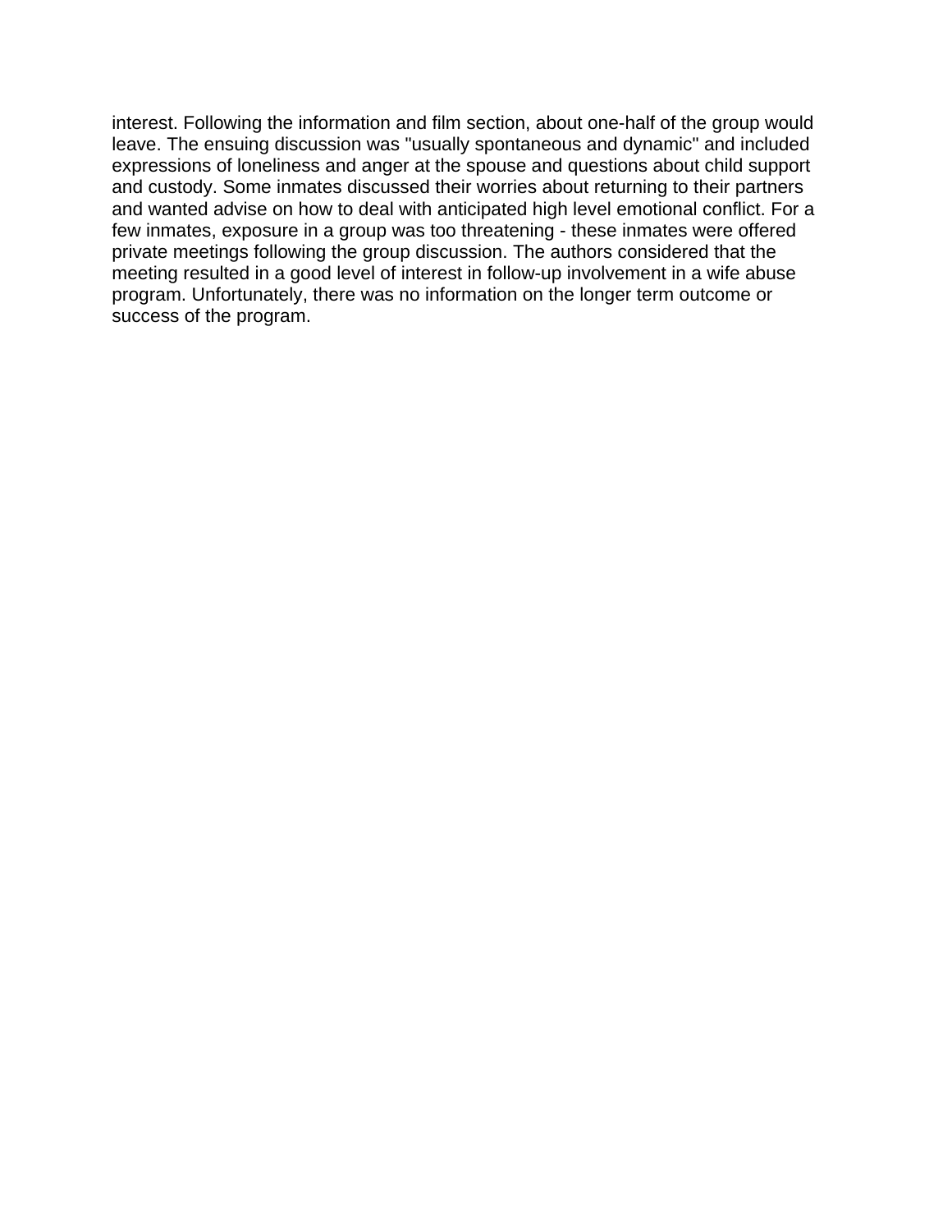interest. Following the information and film section, about one-half of the group would leave. The ensuing discussion was "usually spontaneous and dynamic" and included expressions of loneliness and anger at the spouse and questions about child support and custody. Some inmates discussed their worries about returning to their partners and wanted advise on how to deal with anticipated high level emotional conflict. For a few inmates, exposure in a group was too threatening - these inmates were offered private meetings following the group discussion. The authors considered that the meeting resulted in a good level of interest in follow-up involvement in a wife abuse program. Unfortunately, there was no information on the longer term outcome or success of the program.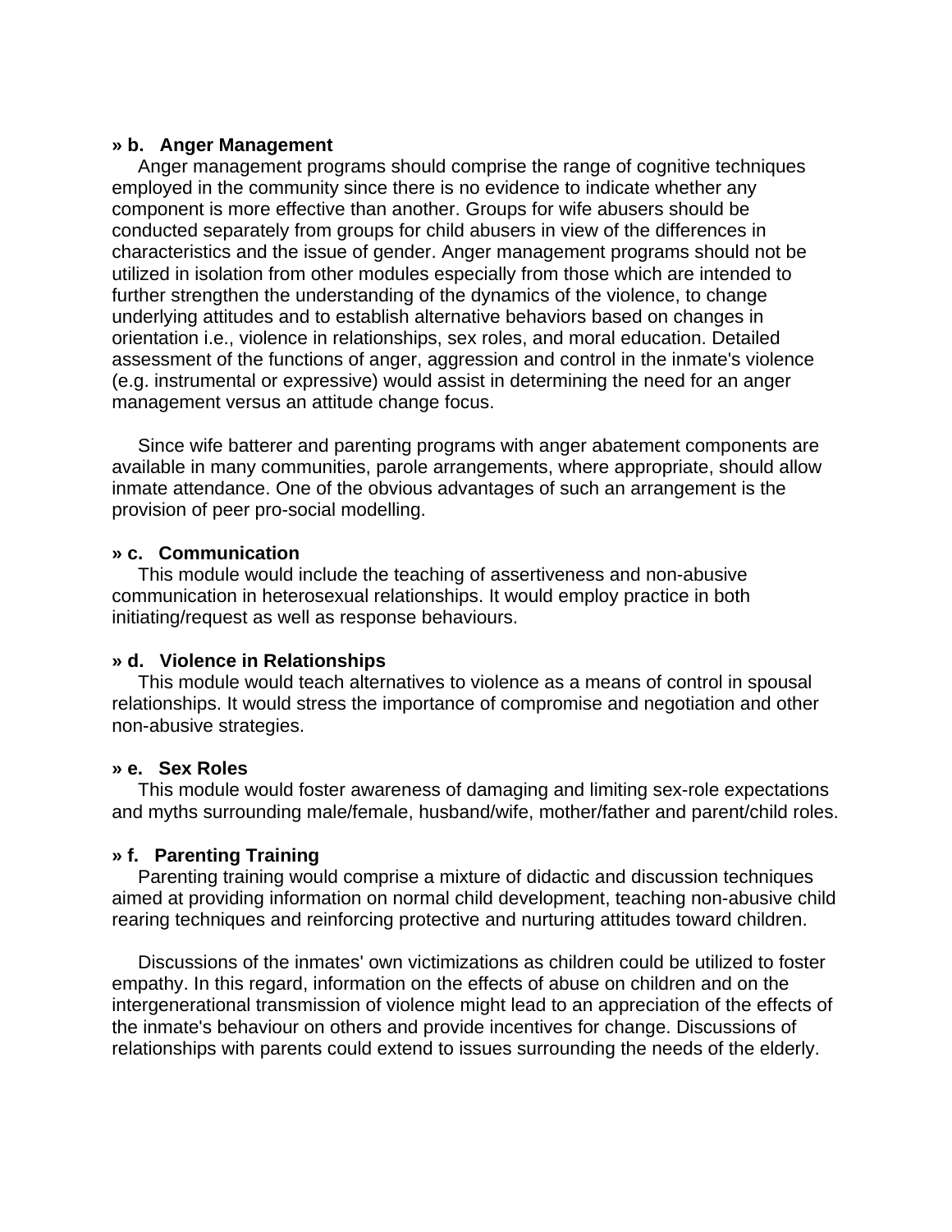**» b. Anger Management**

Anger management programs should comprise the range of cognitive techniques employed in the community since there is no evidence to indicate whether any component is more effective than another. Groups for wife abusers should be conducted separately from groups for child abusers in view of the differences in characteristics and the issue of gender. Anger management programs should not be utilized in isolation from other modules especially from those which are intended to further strengthen the understanding of the dynamics of the violence, to change underlying attitudes and to establish alternative behaviors based on changes in orientation i.e., violence in relationships, sex roles, and moral education. Detailed assessment of the functions of anger, aggression and control in the inmate's violence (e.g. instrumental or expressive) would assist in determining the need for an anger management versus an attitude change focus.

Since wife batterer and parenting programs with anger abatement components are available in many communities, parole arrangements, where appropriate, should allow inmate attendance. One of the obvious advantages of such an arrangement is the provision of peer pro-social modelling.

**» c. Communication**

This module would include the teaching of assertiveness and non-abusive communication in heterosexual relationships. It would employ practice in both initiating/request as well as response behaviours.

**» d. Violence in Relationships**

This module would teach alternatives to violence as a means of control in spousal relationships. It would stress the importance of compromise and negotiation and other non-abusive strategies.

**» e. Sex Roles**

This module would foster awareness of damaging and limiting sex-role expectations and myths surrounding male/female, husband/wife, mother/father and parent/child roles.

**» f. Parenting Training**

Parenting training would comprise a mixture of didactic and discussion techniques aimed at providing information on normal child development, teaching non-abusive child rearing techniques and reinforcing protective and nurturing attitudes toward children.

Discussions of the inmates' own victimizations as children could be utilized to foster empathy. In this regard, information on the effects of abuse on children and on the intergenerational transmission of violence might lead to an appreciation of the effects of the inmate's behaviour on others and provide incentives for change. Discussions of relationships with parents could extend to issues surrounding the needs of the elderly.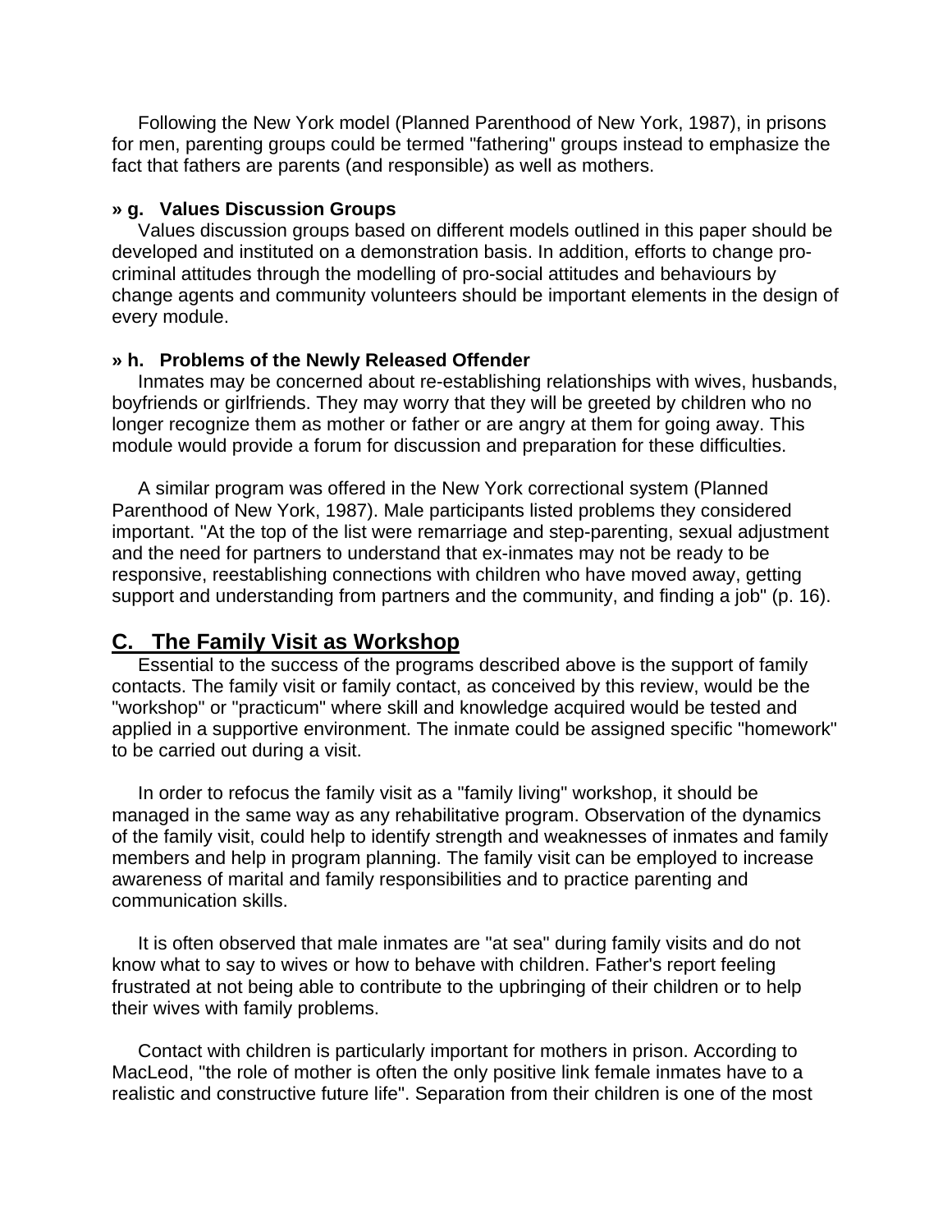Following the New York model (Planned Parenthood of New York, 1987), in prisons for men, parenting groups could be termed "fathering" groups instead to emphasize the fact that fathers are parents (and responsible) as well as mothers.

#### » g. Values Discussion Groups

Values discussion groups based on different models outlined in this paper should be developed and instituted on a demonstration basis. In addition, efforts to change pro-criminal attitudes through the modelling of pro-social attitudes and behaviours by change agents and community volunteers should be important elements in the design of every module.

#### » h. Problems of the Newly Released Offender

Inmates may be concerned about re-establishing relationships with wives, husbands, boyfriends or girlfriends. They may worry that they will be greeted by children who no longer recognize them as mother or father or are angry at them for going away. This module would provide a forum for discussion and preparation for these difficulties.

A similar program was offered in the New York correctional system (Planned Parenthood of New York, 1987). Male participants listed problems they considered important. "At the top of the list were remarriage and step-parenting, sexual adjustment and the need for partners to understand that ex-inmates may not be ready to be responsive, reestablishing connections with children who have moved away, getting support and understanding from partners and the community, and finding a job" (p. 16).

## C. The Family Visit as Workshop

Essential to the success of the programs described above is the support of family contacts. The family visit or family contact, as conceived by this review, would be the "workshop" or "practicum" where skill and knowledge acquired would be tested and applied in a supportive environment. The inmate could be assigned specific "homework" to be carried out during a visit.

In order to refocus the family visit as a "family living" workshop, it should be managed in the same way as any rehabilitative program. Observation of the dynamics of the family visit, could help to identify strength and weaknesses of inmates and family members and help in program planning. The family visit can be employed to increase awareness of marital and family responsibilities and to practice parenting and communication skills.

It is often observed that male inmates are "at sea" during family visits and do not know what to say to wives or how to behave with children. Father's report feeling frustrated at not being able to contribute to the upbringing of their children or to help their wives with family problems.

Contact with children is particularly important for mothers in prison. According to MacLeod, "the role of mother is often the only positive link female inmates have to a realistic and constructive future life". Separation from their children is one of the most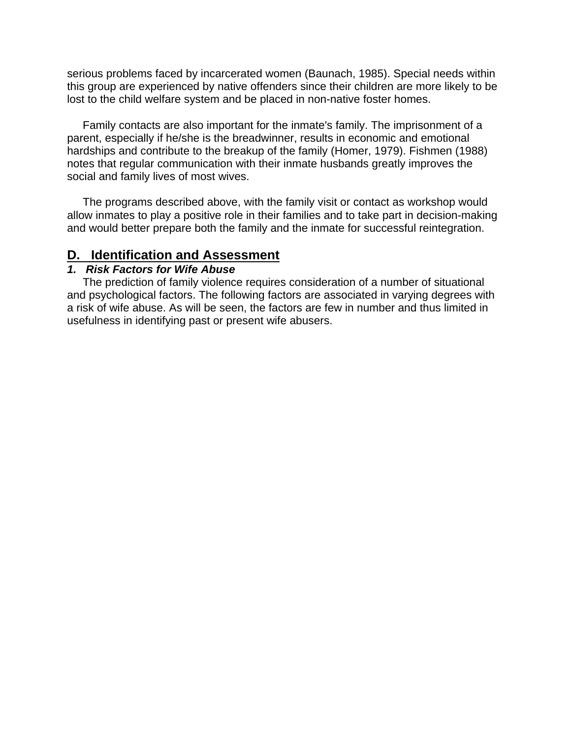serious problems faced by incarcerated women (Baunach, 1985). Special needs within this group are experienced by native offenders since their children are more likely to be lost to the child welfare system and be placed in non-native foster homes.

Family contacts are also important for the inmate's family. The imprisonment of a parent, especially if he/she is the breadwinner, results in economic and emotional hardships and contribute to the breakup of the family (Homer, 1979). Fishmen (1988) notes that regular communication with their inmate husbands greatly improves the social and family lives of most wives.

The programs described above, with the family visit or contact as workshop would allow inmates to play a positive role in their families and to take part in decision-making and would better prepare both the family and the inmate for successful reintegration.

## D. Identification and Assessment

### *1. Risk Factors for Wife Abuse*

The prediction of family violence requires consideration of a number of situational and psychological factors. The following factors are associated in varying degrees with a risk of wife abuse. As will be seen, the factors are few in number and thus limited in usefulness in identifying past or present wife abusers.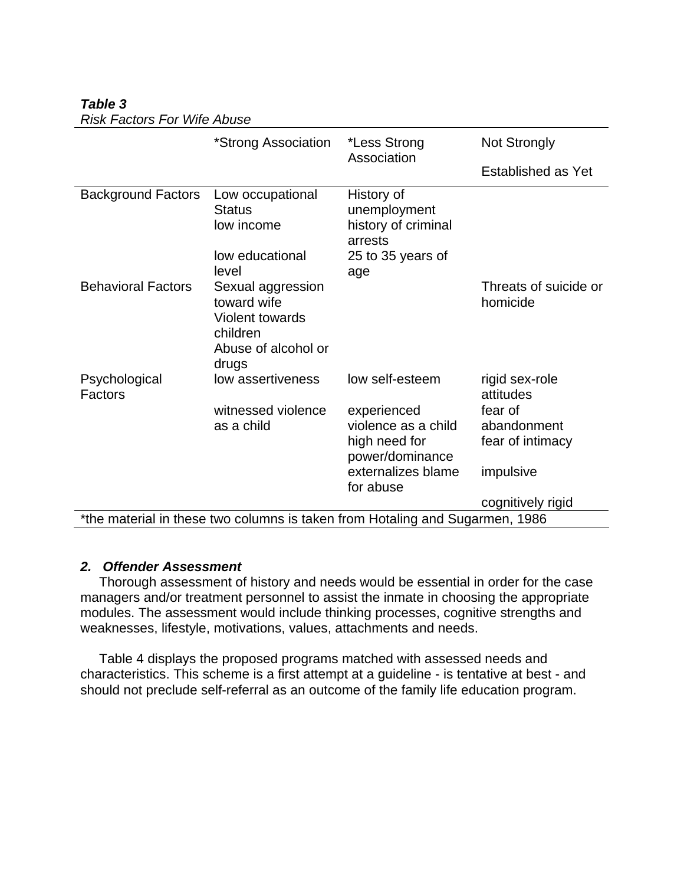***Table 3***
*Risk Factors For Wife Abuse*

| | *Strong Association | *Less Strong Association | Not Strongly Established as Yet |
|---|---|---|---|
| Background Factors | Low occupational Status<br>low income<br>low educational level | History of unemployment<br>history of criminal arrests<br>25 to 35 years of age | |
| Behavioral Factors | Sexual aggression toward wife<br>Violent towards children<br>Abuse of alcohol or drugs | | Threats of suicide or homicide |
| Psychological Factors | low assertiveness<br>witnessed violence as a child | low self-esteem<br>experienced violence as a child<br>high need for power/dominance<br>externalizes blame for abuse | rigid sex-role attitudes<br>fear of abandonment<br>fear of intimacy<br>impulsive<br>cognitively rigid |

*the material in these two columns is taken from Hotaling and Sugarmen, 1986

***2. Offender Assessment***

Thorough assessment of history and needs would be essential in order for the case managers and/or treatment personnel to assist the inmate in choosing the appropriate modules. The assessment would include thinking processes, cognitive strengths and weaknesses, lifestyle, motivations, values, attachments and needs.

Table 4 displays the proposed programs matched with assessed needs and characteristics. This scheme is a first attempt at a guideline - is tentative at best - and should not preclude self-referral as an outcome of the family life education program.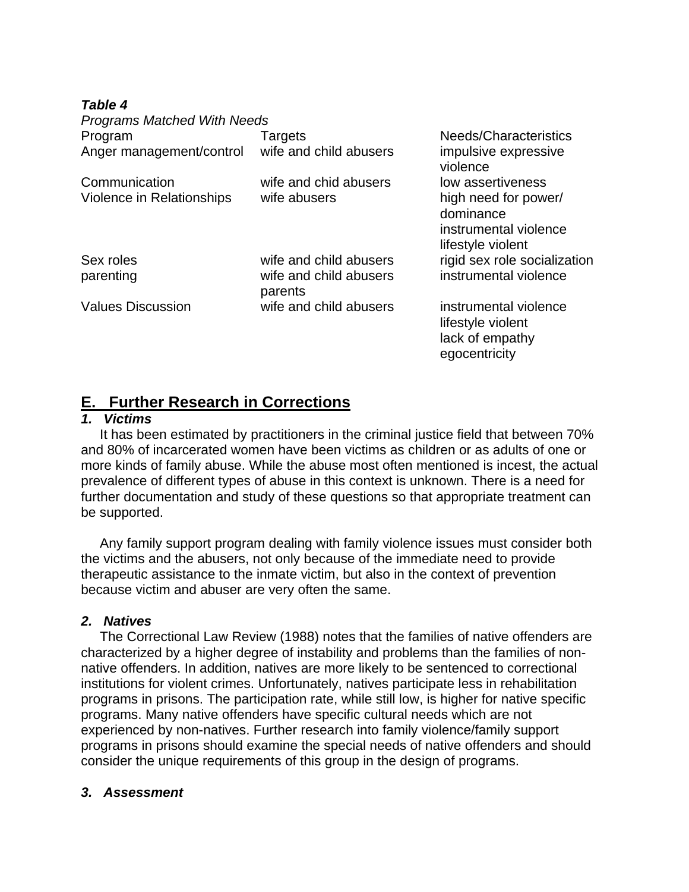***Table 4***

*Programs Matched With Needs*

| Program | Targets | Needs/Characteristics |
|---|---|---|
| Anger management/control | wife and child abusers | impulsive expressive violence |
| Communication | wife and chid abusers | low assertiveness |
| Violence in Relationships | wife abusers | high need for power/ dominance<br>instrumental violence<br>lifestyle violent |
| Sex roles | wife and child abusers | rigid sex role socialization |
| parenting | wife and child abusers parents | instrumental violence |
| Values Discussion | wife and child abusers | instrumental violence<br>lifestyle violent<br>lack of empathy<br>egocentricity |

## E. Further Research in Corrections

### *1. Victims*

It has been estimated by practitioners in the criminal justice field that between 70% and 80% of incarcerated women have been victims as children or as adults of one or more kinds of family abuse. While the abuse most often mentioned is incest, the actual prevalence of different types of abuse in this context is unknown. There is a need for further documentation and study of these questions so that appropriate treatment can be supported.

Any family support program dealing with family violence issues must consider both the victims and the abusers, not only because of the immediate need to provide therapeutic assistance to the inmate victim, but also in the context of prevention because victim and abuser are very often the same.

### *2. Natives*

The Correctional Law Review (1988) notes that the families of native offenders are characterized by a higher degree of instability and problems than the families of non-native offenders. In addition, natives are more likely to be sentenced to correctional institutions for violent crimes. Unfortunately, natives participate less in rehabilitation programs in prisons. The participation rate, while still low, is higher for native specific programs. Many native offenders have specific cultural needs which are not experienced by non-natives. Further research into family violence/family support programs in prisons should examine the special needs of native offenders and should consider the unique requirements of this group in the design of programs.

### *3. Assessment*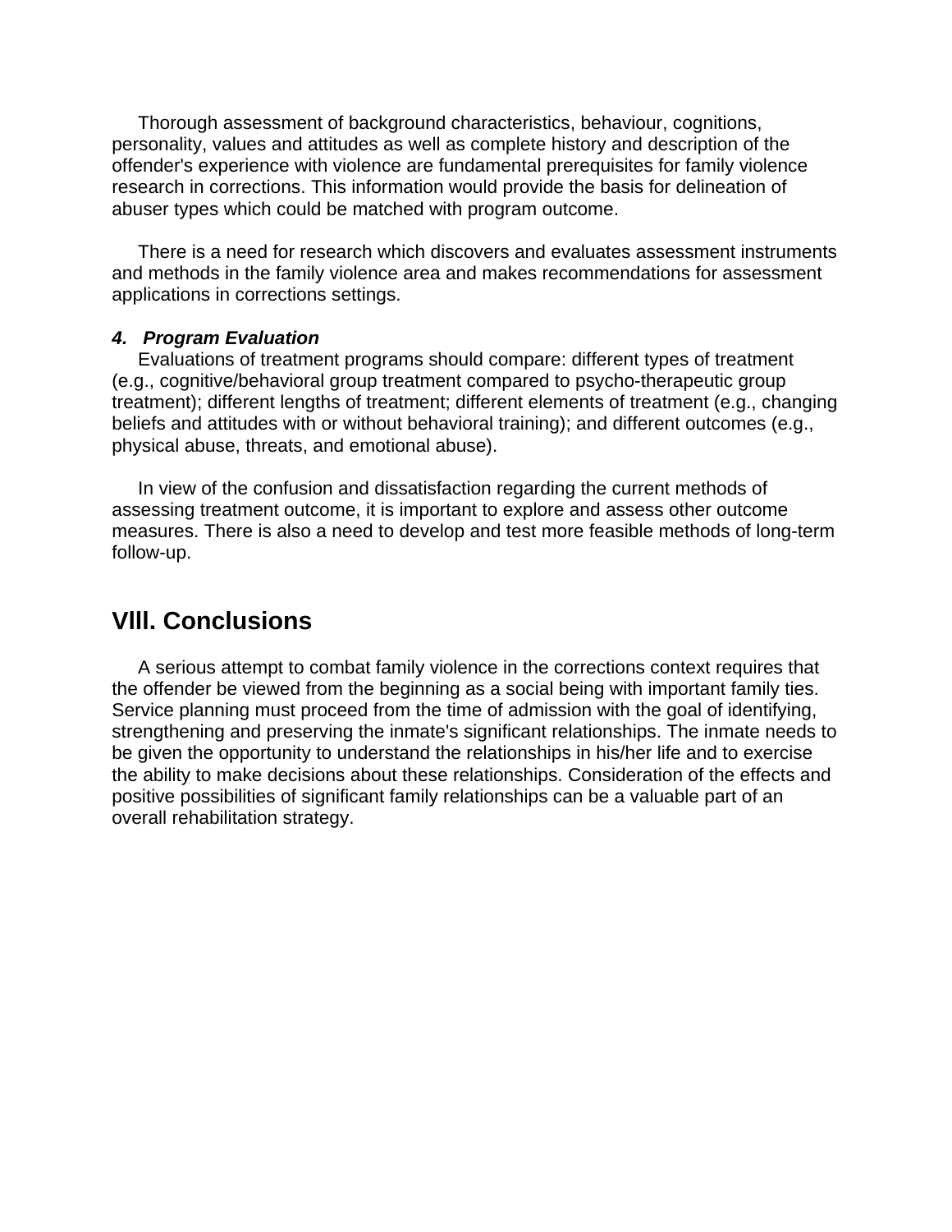Thorough assessment of background characteristics, behaviour, cognitions, personality, values and attitudes as well as complete history and description of the offender's experience with violence are fundamental prerequisites for family violence research in corrections. This information would provide the basis for delineation of abuser types which could be matched with program outcome.

There is a need for research which discovers and evaluates assessment instruments and methods in the family violence area and makes recommendations for assessment applications in corrections settings.

***4. Program Evaluation***

Evaluations of treatment programs should compare: different types of treatment (e.g., cognitive/behavioral group treatment compared to psycho-therapeutic group treatment); different lengths of treatment; different elements of treatment (e.g., changing beliefs and attitudes with or without behavioral training); and different outcomes (e.g., physical abuse, threats, and emotional abuse).

In view of the confusion and dissatisfaction regarding the current methods of assessing treatment outcome, it is important to explore and assess other outcome measures. There is also a need to develop and test more feasible methods of long-term follow-up.

## VIII. Conclusions

A serious attempt to combat family violence in the corrections context requires that the offender be viewed from the beginning as a social being with important family ties. Service planning must proceed from the time of admission with the goal of identifying, strengthening and preserving the inmate's significant relationships. The inmate needs to be given the opportunity to understand the relationships in his/her life and to exercise the ability to make decisions about these relationships. Consideration of the effects and positive possibilities of significant family relationships can be a valuable part of an overall rehabilitation strategy.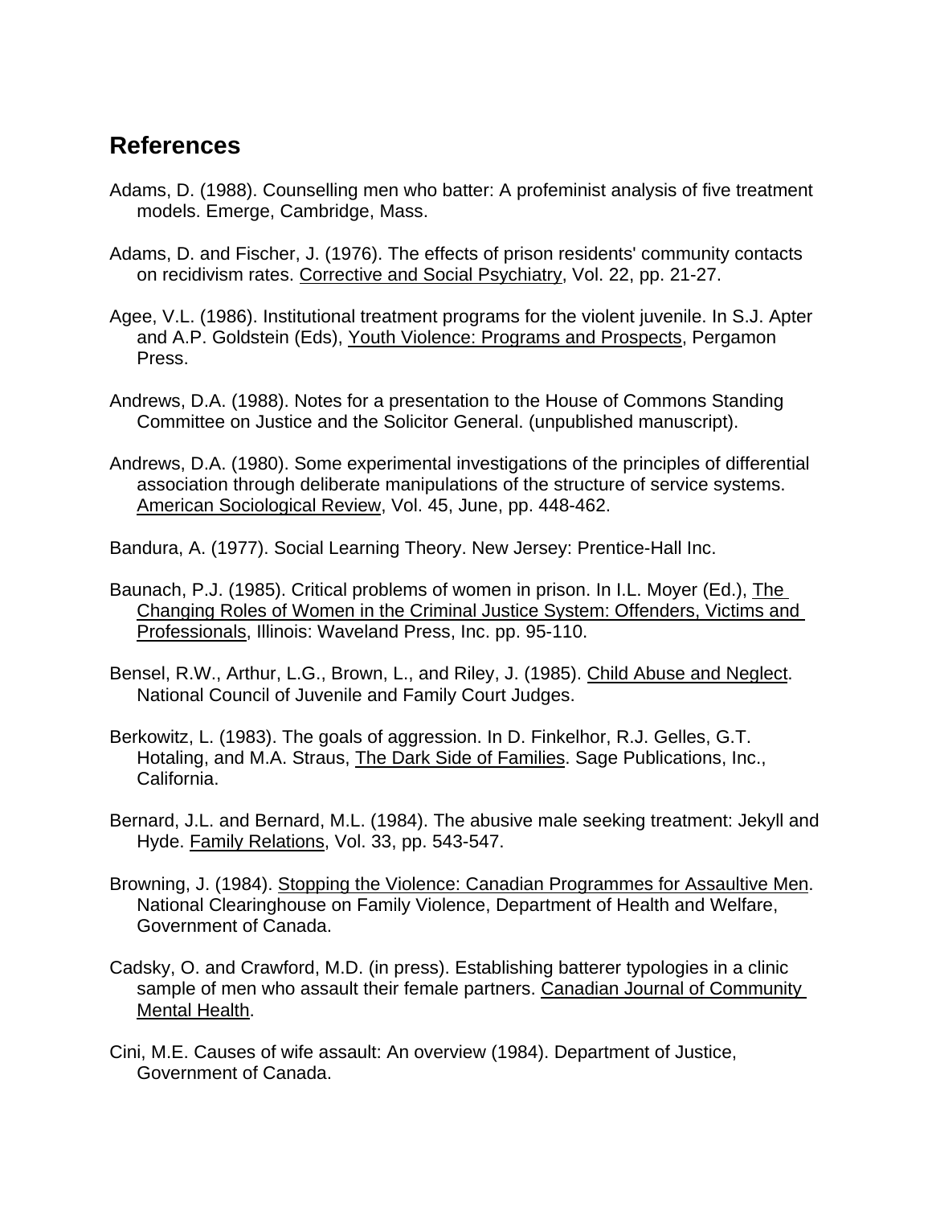## References

Adams, D. (1988). Counselling men who batter: A profeminist analysis of five treatment models. Emerge, Cambridge, Mass.

Adams, D. and Fischer, J. (1976). The effects of prison residents' community contacts on recidivism rates. Corrective and Social Psychiatry, Vol. 22, pp. 21-27.

Agee, V.L. (1986). Institutional treatment programs for the violent juvenile. In S.J. Apter and A.P. Goldstein (Eds), Youth Violence: Programs and Prospects, Pergamon Press.

Andrews, D.A. (1988). Notes for a presentation to the House of Commons Standing Committee on Justice and the Solicitor General. (unpublished manuscript).

Andrews, D.A. (1980). Some experimental investigations of the principles of differential association through deliberate manipulations of the structure of service systems. American Sociological Review, Vol. 45, June, pp. 448-462.

Bandura, A. (1977). Social Learning Theory. New Jersey: Prentice-Hall Inc.

Baunach, P.J. (1985). Critical problems of women in prison. In I.L. Moyer (Ed.), The Changing Roles of Women in the Criminal Justice System: Offenders, Victims and Professionals, Illinois: Waveland Press, Inc. pp. 95-110.

Bensel, R.W., Arthur, L.G., Brown, L., and Riley, J. (1985). Child Abuse and Neglect. National Council of Juvenile and Family Court Judges.

Berkowitz, L. (1983). The goals of aggression. In D. Finkelhor, R.J. Gelles, G.T. Hotaling, and M.A. Straus, The Dark Side of Families. Sage Publications, Inc., California.

Bernard, J.L. and Bernard, M.L. (1984). The abusive male seeking treatment: Jekyll and Hyde. Family Relations, Vol. 33, pp. 543-547.

Browning, J. (1984). Stopping the Violence: Canadian Programmes for Assaultive Men. National Clearinghouse on Family Violence, Department of Health and Welfare, Government of Canada.

Cadsky, O. and Crawford, M.D. (in press). Establishing batterer typologies in a clinic sample of men who assault their female partners. Canadian Journal of Community Mental Health.

Cini, M.E. Causes of wife assault: An overview (1984). Department of Justice, Government of Canada.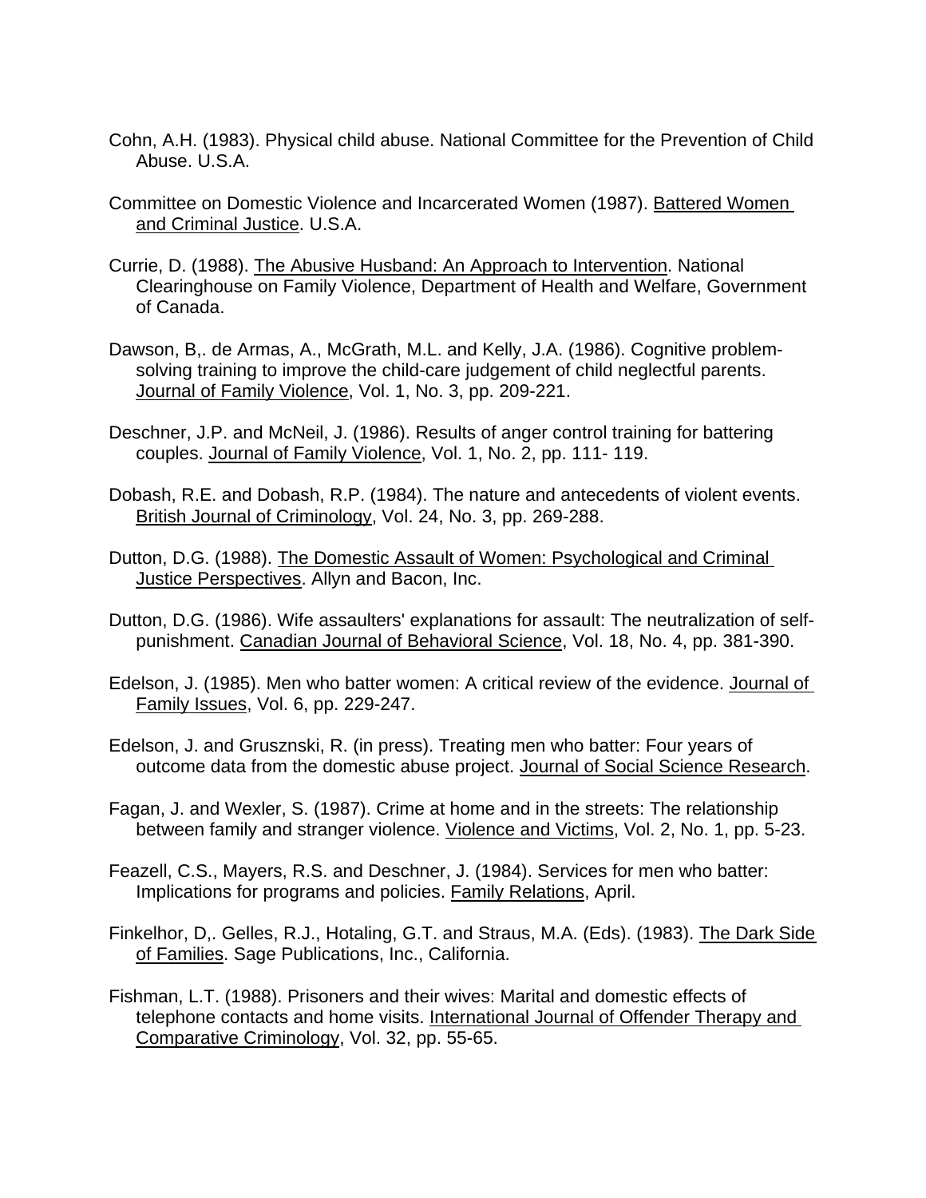Cohn, A.H. (1983). Physical child abuse. National Committee for the Prevention of Child Abuse. U.S.A.

Committee on Domestic Violence and Incarcerated Women (1987). Battered Women and Criminal Justice. U.S.A.

Currie, D. (1988). The Abusive Husband: An Approach to Intervention. National Clearinghouse on Family Violence, Department of Health and Welfare, Government of Canada.

Dawson, B,. de Armas, A., McGrath, M.L. and Kelly, J.A. (1986). Cognitive problem-solving training to improve the child-care judgement of child neglectful parents. Journal of Family Violence, Vol. 1, No. 3, pp. 209-221.

Deschner, J.P. and McNeil, J. (1986). Results of anger control training for battering couples. Journal of Family Violence, Vol. 1, No. 2, pp. 111- 119.

Dobash, R.E. and Dobash, R.P. (1984). The nature and antecedents of violent events. British Journal of Criminology, Vol. 24, No. 3, pp. 269-288.

Dutton, D.G. (1988). The Domestic Assault of Women: Psychological and Criminal Justice Perspectives. Allyn and Bacon, Inc.

Dutton, D.G. (1986). Wife assaulters' explanations for assault: The neutralization of self-punishment. Canadian Journal of Behavioral Science, Vol. 18, No. 4, pp. 381-390.

Edelson, J. (1985). Men who batter women: A critical review of the evidence. Journal of Family Issues, Vol. 6, pp. 229-247.

Edelson, J. and Grusznski, R. (in press). Treating men who batter: Four years of outcome data from the domestic abuse project. Journal of Social Science Research.

Fagan, J. and Wexler, S. (1987). Crime at home and in the streets: The relationship between family and stranger violence. Violence and Victims, Vol. 2, No. 1, pp. 5-23.

Feazell, C.S., Mayers, R.S. and Deschner, J. (1984). Services for men who batter: Implications for programs and policies. Family Relations, April.

Finkelhor, D,. Gelles, R.J., Hotaling, G.T. and Straus, M.A. (Eds). (1983). The Dark Side of Families. Sage Publications, Inc., California.

Fishman, L.T. (1988). Prisoners and their wives: Marital and domestic effects of telephone contacts and home visits. International Journal of Offender Therapy and Comparative Criminology, Vol. 32, pp. 55-65.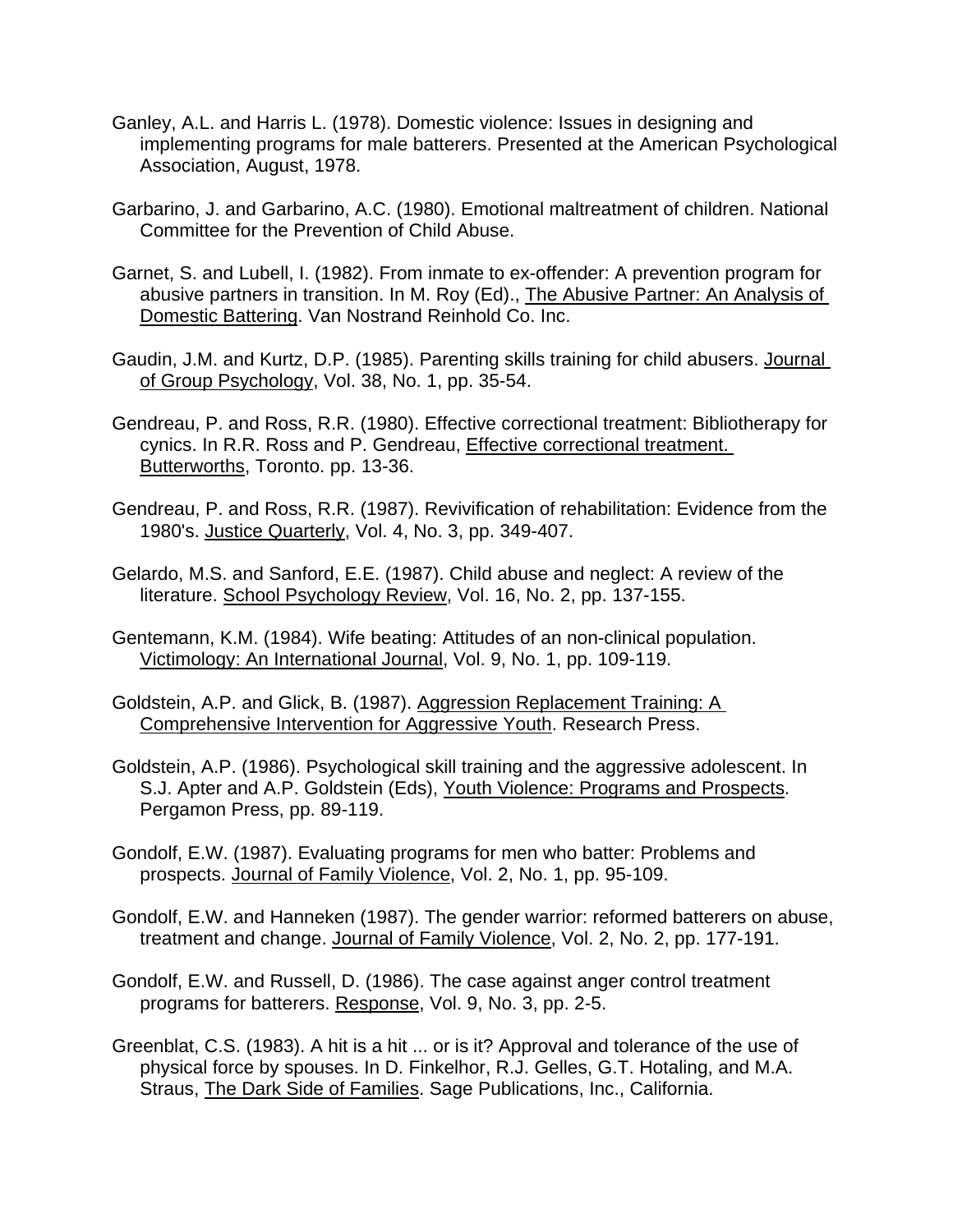Ganley, A.L. and Harris L. (1978). Domestic violence: Issues in designing and implementing programs for male batterers. Presented at the American Psychological Association, August, 1978.

Garbarino, J. and Garbarino, A.C. (1980). Emotional maltreatment of children. National Committee for the Prevention of Child Abuse.

Garnet, S. and Lubell, I. (1982). From inmate to ex-offender: A prevention program for abusive partners in transition. In M. Roy (Ed)., The Abusive Partner: An Analysis of Domestic Battering. Van Nostrand Reinhold Co. Inc.

Gaudin, J.M. and Kurtz, D.P. (1985). Parenting skills training for child abusers. Journal of Group Psychology, Vol. 38, No. 1, pp. 35-54.

Gendreau, P. and Ross, R.R. (1980). Effective correctional treatment: Bibliotherapy for cynics. In R.R. Ross and P. Gendreau, Effective correctional treatment. Butterworths, Toronto. pp. 13-36.

Gendreau, P. and Ross, R.R. (1987). Revivification of rehabilitation: Evidence from the 1980's. Justice Quarterly, Vol. 4, No. 3, pp. 349-407.

Gelardo, M.S. and Sanford, E.E. (1987). Child abuse and neglect: A review of the literature. School Psychology Review, Vol. 16, No. 2, pp. 137-155.

Gentemann, K.M. (1984). Wife beating: Attitudes of an non-clinical population. Victimology: An International Journal, Vol. 9, No. 1, pp. 109-119.

Goldstein, A.P. and Glick, B. (1987). Aggression Replacement Training: A Comprehensive Intervention for Aggressive Youth. Research Press.

Goldstein, A.P. (1986). Psychological skill training and the aggressive adolescent. In S.J. Apter and A.P. Goldstein (Eds), Youth Violence: Programs and Prospects. Pergamon Press, pp. 89-119.

Gondolf, E.W. (1987). Evaluating programs for men who batter: Problems and prospects. Journal of Family Violence, Vol. 2, No. 1, pp. 95-109.

Gondolf, E.W. and Hanneken (1987). The gender warrior: reformed batterers on abuse, treatment and change. Journal of Family Violence, Vol. 2, No. 2, pp. 177-191.

Gondolf, E.W. and Russell, D. (1986). The case against anger control treatment programs for batterers. Response, Vol. 9, No. 3, pp. 2-5.

Greenblat, C.S. (1983). A hit is a hit ... or is it? Approval and tolerance of the use of physical force by spouses. In D. Finkelhor, R.J. Gelles, G.T. Hotaling, and M.A. Straus, The Dark Side of Families. Sage Publications, Inc., California.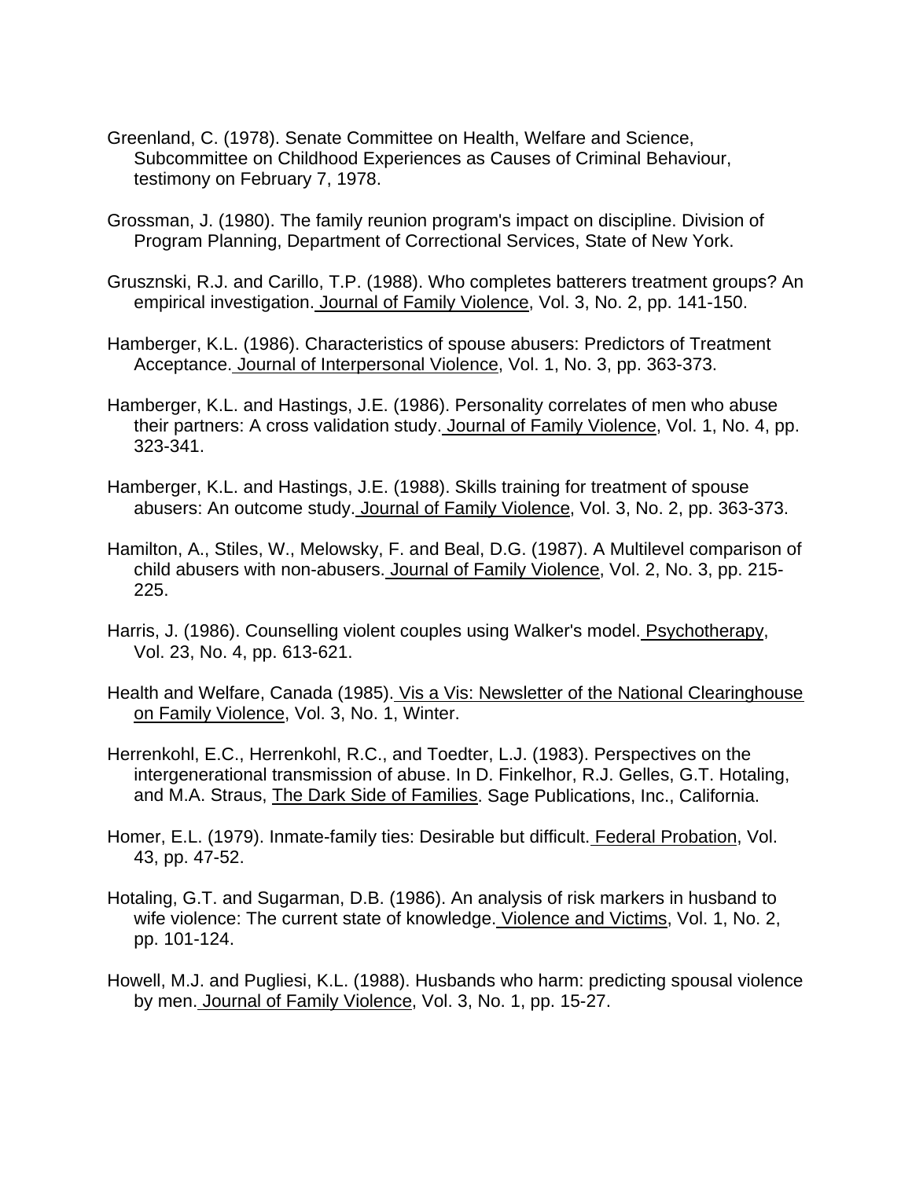Greenland, C. (1978). Senate Committee on Health, Welfare and Science, Subcommittee on Childhood Experiences as Causes of Criminal Behaviour, testimony on February 7, 1978.

Grossman, J. (1980). The family reunion program's impact on discipline. Division of Program Planning, Department of Correctional Services, State of New York.

Grusznski, R.J. and Carillo, T.P. (1988). Who completes batterers treatment groups? An empirical investigation. Journal of Family Violence, Vol. 3, No. 2, pp. 141-150.

Hamberger, K.L. (1986). Characteristics of spouse abusers: Predictors of Treatment Acceptance. Journal of Interpersonal Violence, Vol. 1, No. 3, pp. 363-373.

Hamberger, K.L. and Hastings, J.E. (1986). Personality correlates of men who abuse their partners: A cross validation study. Journal of Family Violence, Vol. 1, No. 4, pp. 323-341.

Hamberger, K.L. and Hastings, J.E. (1988). Skills training for treatment of spouse abusers: An outcome study. Journal of Family Violence, Vol. 3, No. 2, pp. 363-373.

Hamilton, A., Stiles, W., Melowsky, F. and Beal, D.G. (1987). A Multilevel comparison of child abusers with non-abusers. Journal of Family Violence, Vol. 2, No. 3, pp. 215-225.

Harris, J. (1986). Counselling violent couples using Walker's model. Psychotherapy, Vol. 23, No. 4, pp. 613-621.

Health and Welfare, Canada (1985). Vis a Vis: Newsletter of the National Clearinghouse on Family Violence, Vol. 3, No. 1, Winter.

Herrenkohl, E.C., Herrenkohl, R.C., and Toedter, L.J. (1983). Perspectives on the intergenerational transmission of abuse. In D. Finkelhor, R.J. Gelles, G.T. Hotaling, and M.A. Straus, The Dark Side of Families. Sage Publications, Inc., California.

Homer, E.L. (1979). Inmate-family ties: Desirable but difficult. Federal Probation, Vol. 43, pp. 47-52.

Hotaling, G.T. and Sugarman, D.B. (1986). An analysis of risk markers in husband to wife violence: The current state of knowledge. Violence and Victims, Vol. 1, No. 2, pp. 101-124.

Howell, M.J. and Pugliesi, K.L. (1988). Husbands who harm: predicting spousal violence by men. Journal of Family Violence, Vol. 3, No. 1, pp. 15-27.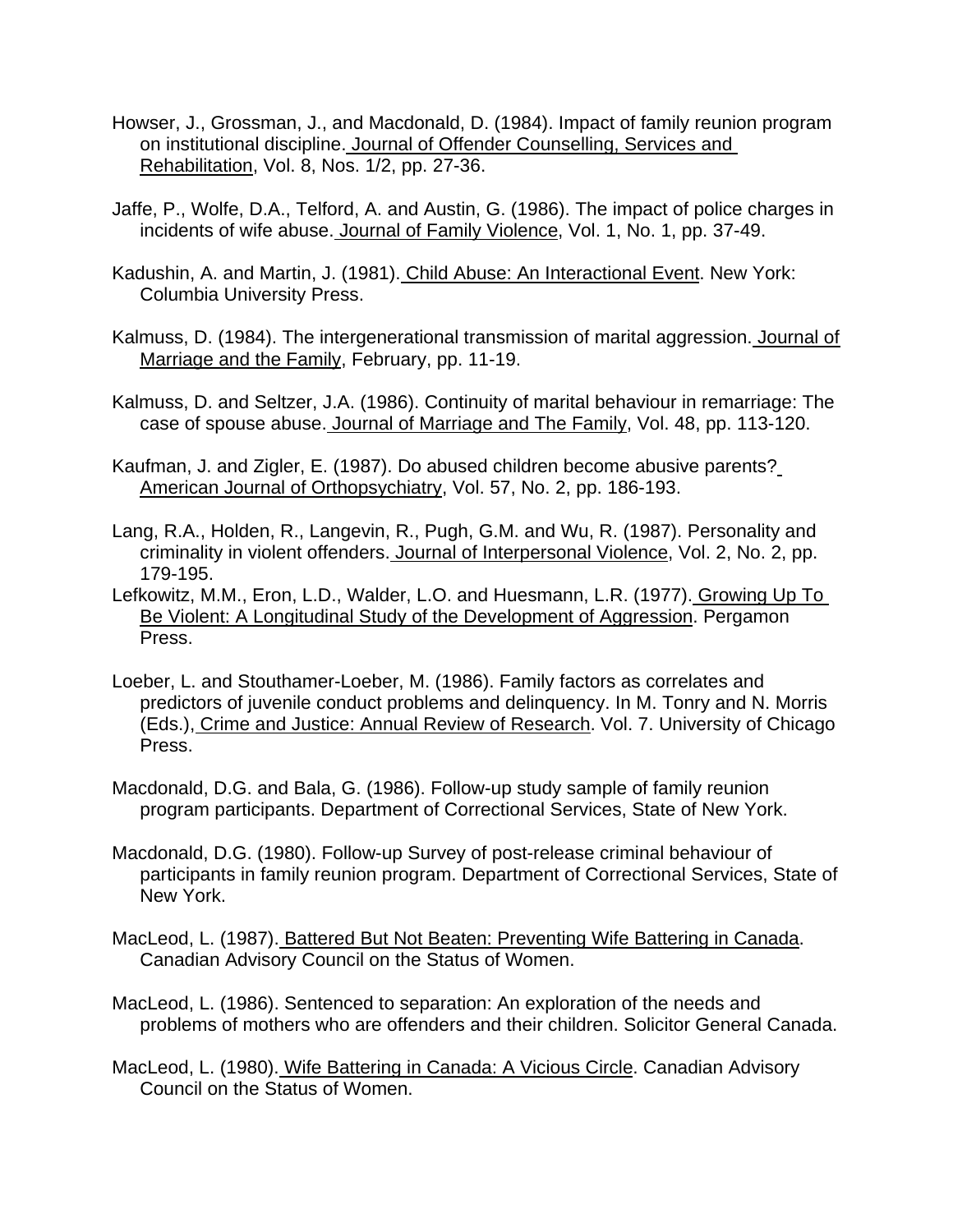Howser, J., Grossman, J., and Macdonald, D. (1984). Impact of family reunion program on institutional discipline. Journal of Offender Counselling, Services and Rehabilitation, Vol. 8, Nos. 1/2, pp. 27-36.

Jaffe, P., Wolfe, D.A., Telford, A. and Austin, G. (1986). The impact of police charges in incidents of wife abuse. Journal of Family Violence, Vol. 1, No. 1, pp. 37-49.

Kadushin, A. and Martin, J. (1981). Child Abuse: An Interactional Event. New York: Columbia University Press.

Kalmuss, D. (1984). The intergenerational transmission of marital aggression. Journal of Marriage and the Family, February, pp. 11-19.

Kalmuss, D. and Seltzer, J.A. (1986). Continuity of marital behaviour in remarriage: The case of spouse abuse. Journal of Marriage and The Family, Vol. 48, pp. 113-120.

Kaufman, J. and Zigler, E. (1987). Do abused children become abusive parents? American Journal of Orthopsychiatry, Vol. 57, No. 2, pp. 186-193.

Lang, R.A., Holden, R., Langevin, R., Pugh, G.M. and Wu, R. (1987). Personality and criminality in violent offenders. Journal of Interpersonal Violence, Vol. 2, No. 2, pp. 179-195.

Lefkowitz, M.M., Eron, L.D., Walder, L.O. and Huesmann, L.R. (1977). Growing Up To Be Violent: A Longitudinal Study of the Development of Aggression. Pergamon Press.

Loeber, L. and Stouthamer-Loeber, M. (1986). Family factors as correlates and predictors of juvenile conduct problems and delinquency. In M. Tonry and N. Morris (Eds.), Crime and Justice: Annual Review of Research. Vol. 7. University of Chicago Press.

Macdonald, D.G. and Bala, G. (1986). Follow-up study sample of family reunion program participants. Department of Correctional Services, State of New York.

Macdonald, D.G. (1980). Follow-up Survey of post-release criminal behaviour of participants in family reunion program. Department of Correctional Services, State of New York.

MacLeod, L. (1987). Battered But Not Beaten: Preventing Wife Battering in Canada. Canadian Advisory Council on the Status of Women.

MacLeod, L. (1986). Sentenced to separation: An exploration of the needs and problems of mothers who are offenders and their children. Solicitor General Canada.

MacLeod, L. (1980). Wife Battering in Canada: A Vicious Circle. Canadian Advisory Council on the Status of Women.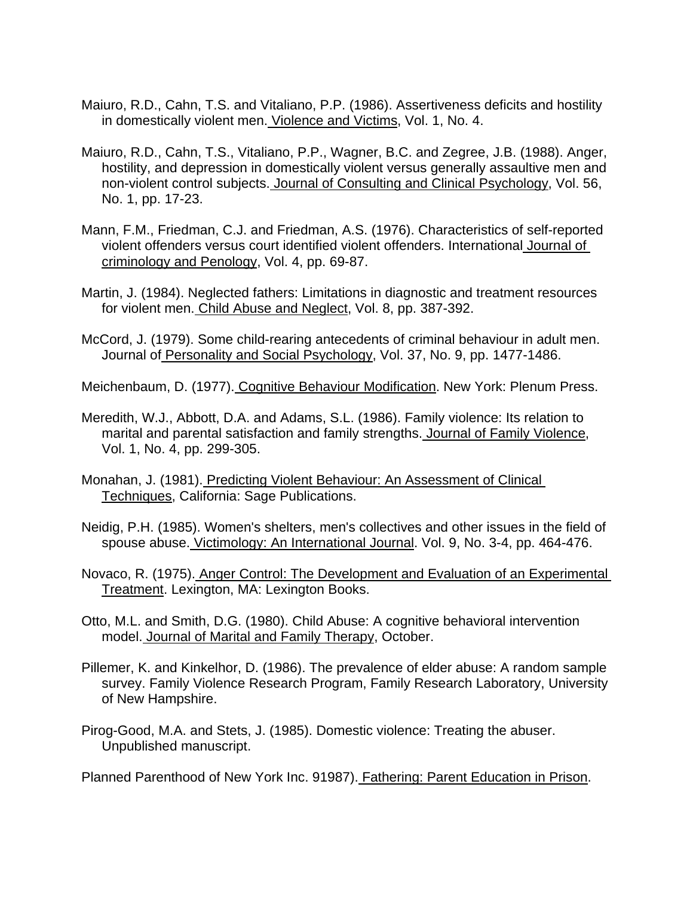Maiuro, R.D., Cahn, T.S. and Vitaliano, P.P. (1986). Assertiveness deficits and hostility in domestically violent men. Violence and Victims, Vol. 1, No. 4.

Maiuro, R.D., Cahn, T.S., Vitaliano, P.P., Wagner, B.C. and Zegree, J.B. (1988). Anger, hostility, and depression in domestically violent versus generally assaultive men and non-violent control subjects. Journal of Consulting and Clinical Psychology, Vol. 56, No. 1, pp. 17-23.

Mann, F.M., Friedman, C.J. and Friedman, A.S. (1976). Characteristics of self-reported violent offenders versus court identified violent offenders. International Journal of criminology and Penology, Vol. 4, pp. 69-87.

Martin, J. (1984). Neglected fathers: Limitations in diagnostic and treatment resources for violent men. Child Abuse and Neglect, Vol. 8, pp. 387-392.

McCord, J. (1979). Some child-rearing antecedents of criminal behaviour in adult men. Journal of Personality and Social Psychology, Vol. 37, No. 9, pp. 1477-1486.

Meichenbaum, D. (1977). Cognitive Behaviour Modification. New York: Plenum Press.

Meredith, W.J., Abbott, D.A. and Adams, S.L. (1986). Family violence: Its relation to marital and parental satisfaction and family strengths. Journal of Family Violence, Vol. 1, No. 4, pp. 299-305.

Monahan, J. (1981). Predicting Violent Behaviour: An Assessment of Clinical Techniques, California: Sage Publications.

Neidig, P.H. (1985). Women's shelters, men's collectives and other issues in the field of spouse abuse. Victimology: An International Journal. Vol. 9, No. 3-4, pp. 464-476.

Novaco, R. (1975). Anger Control: The Development and Evaluation of an Experimental Treatment. Lexington, MA: Lexington Books.

Otto, M.L. and Smith, D.G. (1980). Child Abuse: A cognitive behavioral intervention model. Journal of Marital and Family Therapy, October.

Pillemer, K. and Kinkelhor, D. (1986). The prevalence of elder abuse: A random sample survey. Family Violence Research Program, Family Research Laboratory, University of New Hampshire.

Pirog-Good, M.A. and Stets, J. (1985). Domestic violence: Treating the abuser. Unpublished manuscript.

Planned Parenthood of New York Inc. 91987). Fathering: Parent Education in Prison.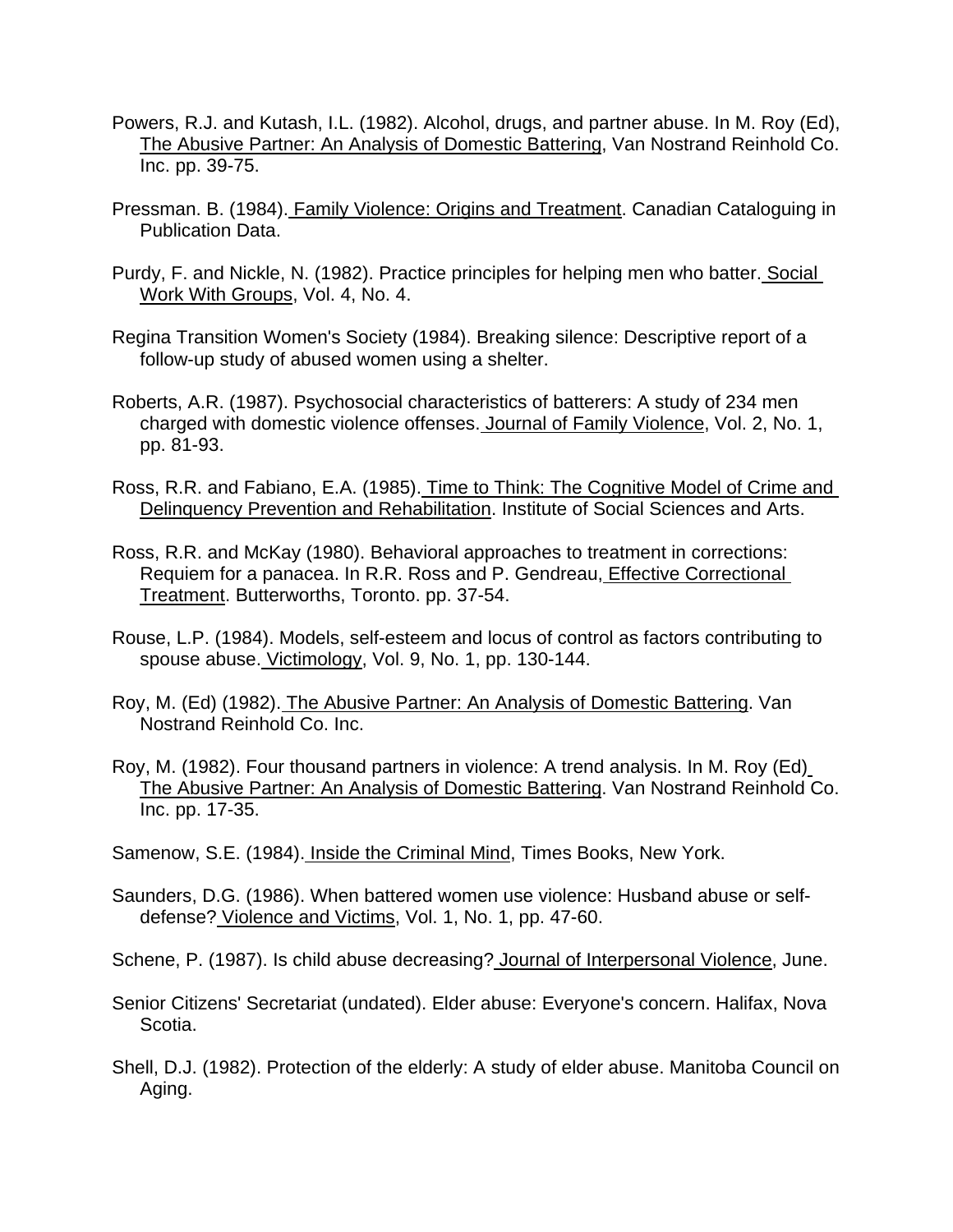Powers, R.J. and Kutash, I.L. (1982). Alcohol, drugs, and partner abuse. In M. Roy (Ed), The Abusive Partner: An Analysis of Domestic Battering, Van Nostrand Reinhold Co. Inc. pp. 39-75.

Pressman. B. (1984). Family Violence: Origins and Treatment. Canadian Cataloguing in Publication Data.

Purdy, F. and Nickle, N. (1982). Practice principles for helping men who batter. Social Work With Groups, Vol. 4, No. 4.

Regina Transition Women's Society (1984). Breaking silence: Descriptive report of a follow-up study of abused women using a shelter.

Roberts, A.R. (1987). Psychosocial characteristics of batterers: A study of 234 men charged with domestic violence offenses. Journal of Family Violence, Vol. 2, No. 1, pp. 81-93.

Ross, R.R. and Fabiano, E.A. (1985). Time to Think: The Cognitive Model of Crime and Delinquency Prevention and Rehabilitation. Institute of Social Sciences and Arts.

Ross, R.R. and McKay (1980). Behavioral approaches to treatment in corrections: Requiem for a panacea. In R.R. Ross and P. Gendreau, Effective Correctional Treatment. Butterworths, Toronto. pp. 37-54.

Rouse, L.P. (1984). Models, self-esteem and locus of control as factors contributing to spouse abuse. Victimology, Vol. 9, No. 1, pp. 130-144.

Roy, M. (Ed) (1982). The Abusive Partner: An Analysis of Domestic Battering. Van Nostrand Reinhold Co. Inc.

Roy, M. (1982). Four thousand partners in violence: A trend analysis. In M. Roy (Ed) The Abusive Partner: An Analysis of Domestic Battering. Van Nostrand Reinhold Co. Inc. pp. 17-35.

Samenow, S.E. (1984). Inside the Criminal Mind, Times Books, New York.

Saunders, D.G. (1986). When battered women use violence: Husband abuse or self-defense? Violence and Victims, Vol. 1, No. 1, pp. 47-60.

Schene, P. (1987). Is child abuse decreasing? Journal of Interpersonal Violence, June.

Senior Citizens' Secretariat (undated). Elder abuse: Everyone's concern. Halifax, Nova Scotia.

Shell, D.J. (1982). Protection of the elderly: A study of elder abuse. Manitoba Council on Aging.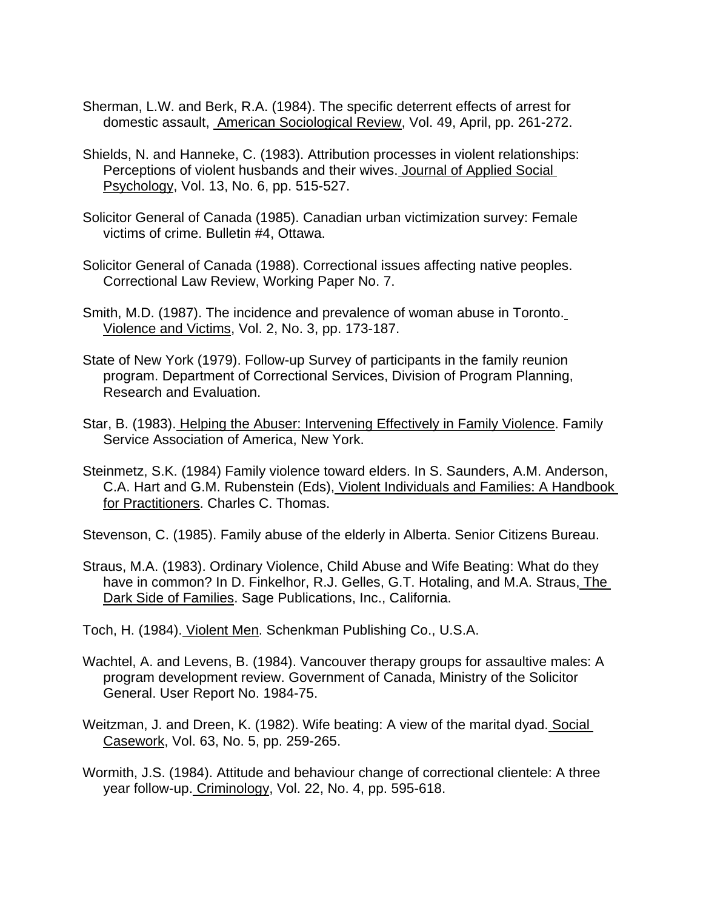Sherman, L.W. and Berk, R.A. (1984). The specific deterrent effects of arrest for domestic assault, American Sociological Review, Vol. 49, April, pp. 261-272.

Shields, N. and Hanneke, C. (1983). Attribution processes in violent relationships: Perceptions of violent husbands and their wives. Journal of Applied Social Psychology, Vol. 13, No. 6, pp. 515-527.

Solicitor General of Canada (1985). Canadian urban victimization survey: Female victims of crime. Bulletin #4, Ottawa.

Solicitor General of Canada (1988). Correctional issues affecting native peoples. Correctional Law Review, Working Paper No. 7.

Smith, M.D. (1987). The incidence and prevalence of woman abuse in Toronto. Violence and Victims, Vol. 2, No. 3, pp. 173-187.

State of New York (1979). Follow-up Survey of participants in the family reunion program. Department of Correctional Services, Division of Program Planning, Research and Evaluation.

Star, B. (1983). Helping the Abuser: Intervening Effectively in Family Violence. Family Service Association of America, New York.

Steinmetz, S.K. (1984) Family violence toward elders. In S. Saunders, A.M. Anderson, C.A. Hart and G.M. Rubenstein (Eds), Violent Individuals and Families: A Handbook for Practitioners. Charles C. Thomas.

Stevenson, C. (1985). Family abuse of the elderly in Alberta. Senior Citizens Bureau.

Straus, M.A. (1983). Ordinary Violence, Child Abuse and Wife Beating: What do they have in common? In D. Finkelhor, R.J. Gelles, G.T. Hotaling, and M.A. Straus, The Dark Side of Families. Sage Publications, Inc., California.

Toch, H. (1984). Violent Men. Schenkman Publishing Co., U.S.A.

Wachtel, A. and Levens, B. (1984). Vancouver therapy groups for assaultive males: A program development review. Government of Canada, Ministry of the Solicitor General. User Report No. 1984-75.

Weitzman, J. and Dreen, K. (1982). Wife beating: A view of the marital dyad. Social Casework, Vol. 63, No. 5, pp. 259-265.

Wormith, J.S. (1984). Attitude and behaviour change of correctional clientele: A three year follow-up. Criminology, Vol. 22, No. 4, pp. 595-618.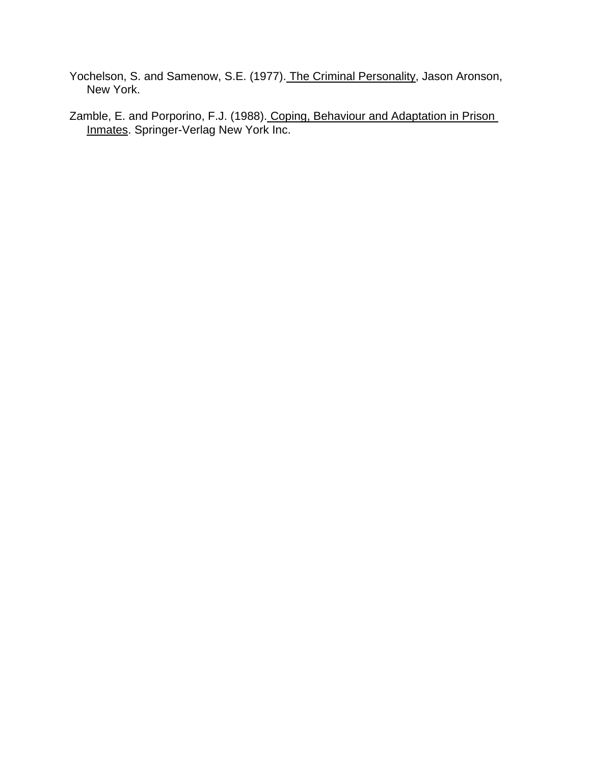Yochelson, S. and Samenow, S.E. (1977). The Criminal Personality, Jason Aronson, New York.

Zamble, E. and Porporino, F.J. (1988). Coping, Behaviour and Adaptation in Prison Inmates. Springer-Verlag New York Inc.